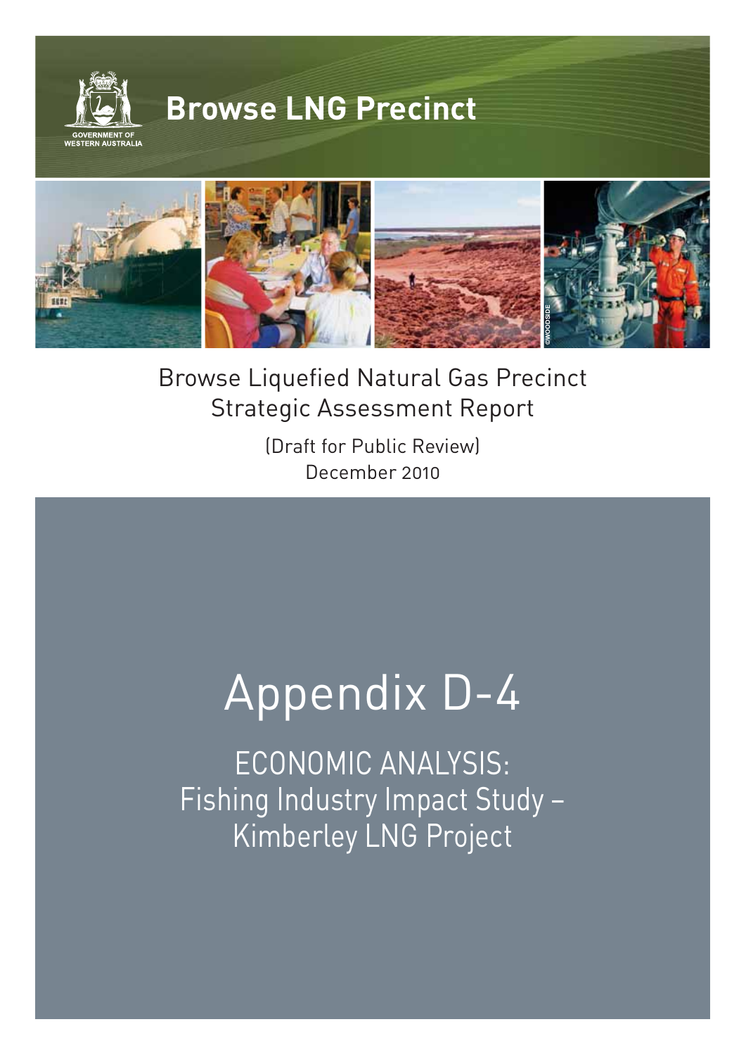GOVERNMENT OF WESTERN AUSTRALIA

# Browse LNG Precinct

©WOODSIDE

Browse Liquefied Natural Gas Precinct
Strategic Assessment Report

(Draft for Public Review)
December 2010

# Appendix D-4

## ECONOMIC ANALYSIS: Fishing Industry Impact Study – Kimberley LNG Project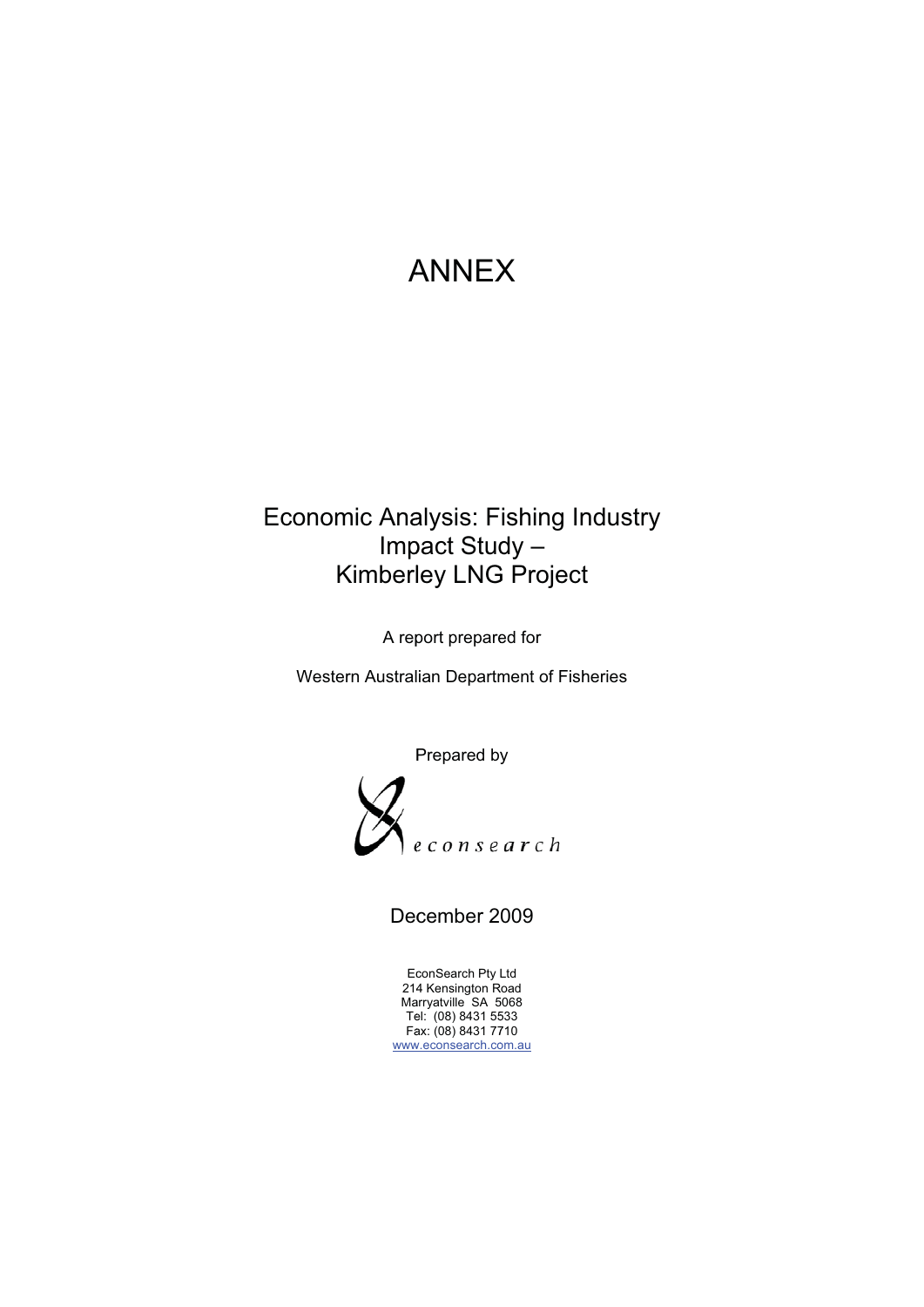# ANNEX

## Economic Analysis: Fishing Industry Impact Study – Kimberley LNG Project

A report prepared for

Western Australian Department of Fisheries

Prepared by

econsearch

December 2009

EconSearch Pty Ltd
214 Kensington Road
Marryatville SA 5068
Tel: (08) 8431 5533
Fax: (08) 8431 7710
www.econsearch.com.au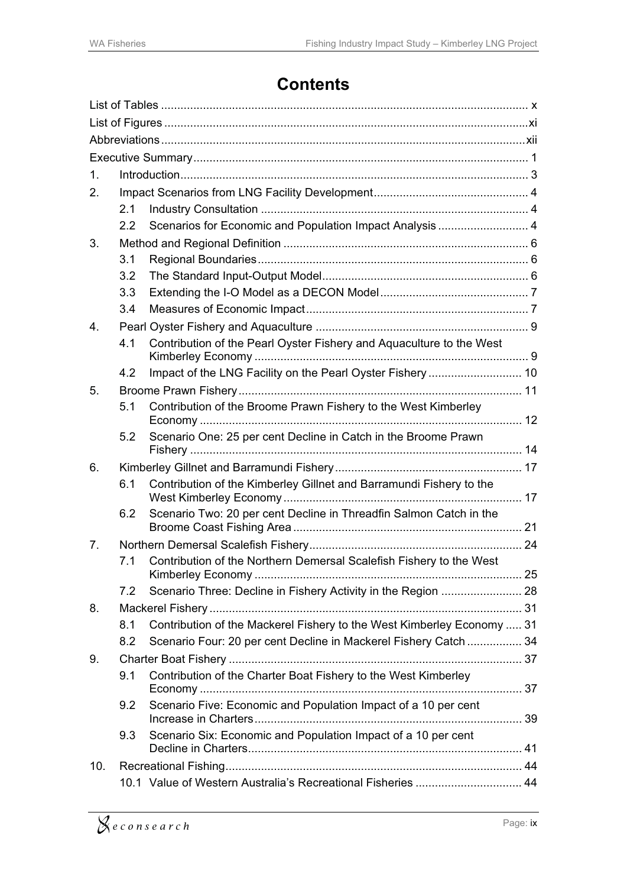# Contents

List of Tables .................................................................................................................. x

List of Figures .................................................................................................................xi

Abbreviations ..................................................................................................................xii

Executive Summary ........................................................................................................ 1

1. Introduction ............................................................................................................ 3
2. Impact Scenarios from LNG Facility Development ................................................ 4
   - 2.1 Industry Consultation ................................................................................... 4
   - 2.2 Scenarios for Economic and Population Impact Analysis ............................ 4
3. Method and Regional Definition ............................................................................ 6
   - 3.1 Regional Boundaries .................................................................................... 6
   - 3.2 The Standard Input-Output Model ................................................................ 6
   - 3.3 Extending the I-O Model as a DECON Model .............................................. 7
   - 3.4 Measures of Economic Impact ..................................................................... 7
4. Pearl Oyster Fishery and Aquaculture .................................................................. 9
   - 4.1 Contribution of the Pearl Oyster Fishery and Aquaculture to the West Kimberley Economy ..................................................................................... 9
   - 4.2 Impact of the LNG Facility on the Pearl Oyster Fishery ............................. 10
5. Broome Prawn Fishery ........................................................................................ 11
   - 5.1 Contribution of the Broome Prawn Fishery to the West Kimberley Economy .................................................................................................... 12
   - 5.2 Scenario One: 25 per cent Decline in Catch in the Broome Prawn Fishery ....................................................................................................... 14
6. Kimberley Gillnet and Barramundi Fishery .......................................................... 17
   - 6.1 Contribution of the Kimberley Gillnet and Barramundi Fishery to the West Kimberley Economy .......................................................................... 17
   - 6.2 Scenario Two: 20 per cent Decline in Threadfin Salmon Catch in the Broome Coast Fishing Area ....................................................................... 21
7. Northern Demersal Scalefish Fishery .................................................................. 24
   - 7.1 Contribution of the Northern Demersal Scalefish Fishery to the West Kimberley Economy ................................................................................... 25
   - 7.2 Scenario Three: Decline in Fishery Activity in the Region ......................... 28
8. Mackerel Fishery ................................................................................................. 31
   - 8.1 Contribution of the Mackerel Fishery to the West Kimberley Economy ..... 31
   - 8.2 Scenario Four: 20 per cent Decline in Mackerel Fishery Catch ................. 34
9. Charter Boat Fishery ........................................................................................... 37
   - 9.1 Contribution of the Charter Boat Fishery to the West Kimberley Economy .................................................................................................... 37
   - 9.2 Scenario Five: Economic and Population Impact of a 10 per cent Increase in Charters ................................................................................... 39
   - 9.3 Scenario Six: Economic and Population Impact of a 10 per cent Decline in Charters ..................................................................................... 41
10. Recreational Fishing ............................................................................................ 44
    - 10.1 Value of Western Australia's Recreational Fisheries ................................. 44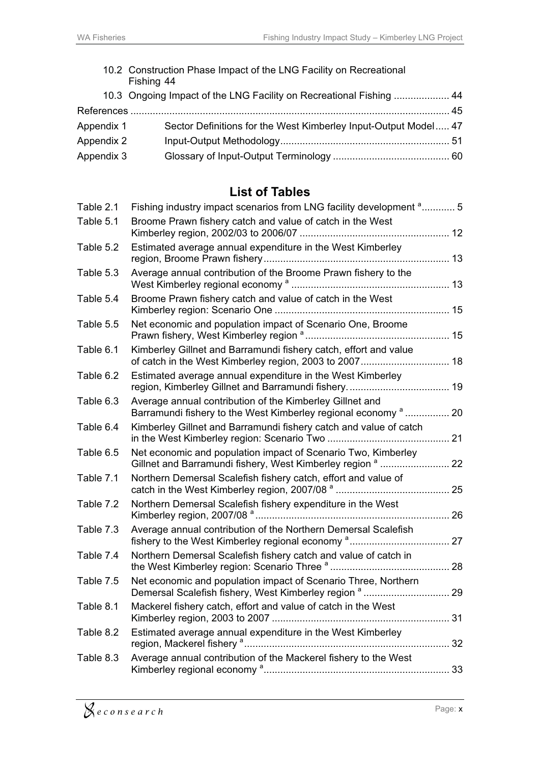10.2 Construction Phase Impact of the LNG Facility on Recreational Fishing 44

10.3 Ongoing Impact of the LNG Facility on Recreational Fishing .................... 44

References .................................................................................................... 45

Appendix 1 Sector Definitions for the West Kimberley Input-Output Model..... 47

Appendix 2 Input-Output Methodology............................................................ 51

Appendix 3 Glossary of Input-Output Terminology .......................................... 60

## List of Tables

Table 2.1 Fishing industry impact scenarios from LNG facility development [a]............ 5

Table 5.1 Broome Prawn fishery catch and value of catch in the West Kimberley region, 2002/03 to 2006/07 ..................................................... 12

Table 5.2 Estimated average annual expenditure in the West Kimberley region, Broome Prawn fishery.................................................................. 13

Table 5.3 Average annual contribution of the Broome Prawn fishery to the West Kimberley regional economy [a] ......................................................... 13

Table 5.4 Broome Prawn fishery catch and value of catch in the West Kimberley region: Scenario One .............................................................. 15

Table 5.5 Net economic and population impact of Scenario One, Broome Prawn fishery, West Kimberley region [a] .................................................... 15

Table 6.1 Kimberley Gillnet and Barramundi fishery catch, effort and value of catch in the West Kimberley region, 2003 to 2007................................ 18

Table 6.2 Estimated average annual expenditure in the West Kimberley region, Kimberley Gillnet and Barramundi fishery.................................... 19

Table 6.3 Average annual contribution of the Kimberley Gillnet and Barramundi fishery to the West Kimberley regional economy [a] ................ 20

Table 6.4 Kimberley Gillnet and Barramundi fishery catch and value of catch in the West Kimberley region: Scenario Two ............................................ 21

Table 6.5 Net economic and population impact of Scenario Two, Kimberley Gillnet and Barramundi fishery, West Kimberley region [a] ......................... 22

Table 7.1 Northern Demersal Scalefish fishery catch, effort and value of catch in the West Kimberley region, 2007/08 [a] ......................................... 25

Table 7.2 Northern Demersal Scalefish fishery expenditure in the West Kimberley region, 2007/08 [a]..................................................................... 26

Table 7.3 Average annual contribution of the Northern Demersal Scalefish fishery to the West Kimberley regional economy [a].................................... 27

Table 7.4 Northern Demersal Scalefish fishery catch and value of catch in the West Kimberley region: Scenario Three [a]........................................... 28

Table 7.5 Net economic and population impact of Scenario Three, Northern Demersal Scalefish fishery, West Kimberley region [a] ............................... 29

Table 8.1 Mackerel fishery catch, effort and value of catch in the West Kimberley region, 2003 to 2007 ................................................................ 31

Table 8.2 Estimated average annual expenditure in the West Kimberley region, Mackerel fishery [a]......................................................................... 32

Table 8.3 Average annual contribution of the Mackerel fishery to the West Kimberley regional economy [a]................................................................... 33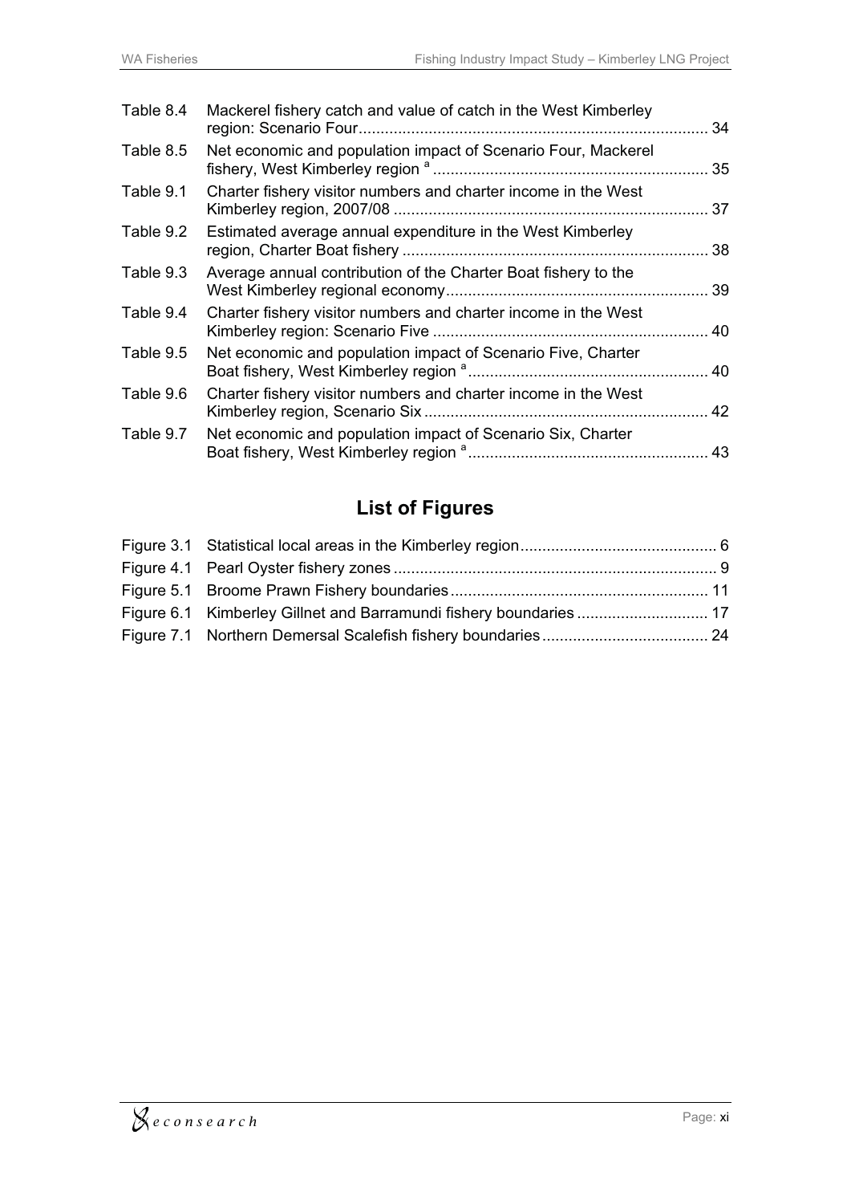| | | |
|---|---|---|
| Table 8.4 | Mackerel fishery catch and value of catch in the West Kimberley region: Scenario Four | 34 |
| Table 8.5 | Net economic and population impact of Scenario Four, Mackerel fishery, West Kimberley region [a] | 35 |
| Table 9.1 | Charter fishery visitor numbers and charter income in the West Kimberley region, 2007/08 | 37 |
| Table 9.2 | Estimated average annual expenditure in the West Kimberley region, Charter Boat fishery | 38 |
| Table 9.3 | Average annual contribution of the Charter Boat fishery to the West Kimberley regional economy | 39 |
| Table 9.4 | Charter fishery visitor numbers and charter income in the West Kimberley region: Scenario Five | 40 |
| Table 9.5 | Net economic and population impact of Scenario Five, Charter Boat fishery, West Kimberley region [a] | 40 |
| Table 9.6 | Charter fishery visitor numbers and charter income in the West Kimberley region, Scenario Six | 42 |
| Table 9.7 | Net economic and population impact of Scenario Six, Charter Boat fishery, West Kimberley region [a] | 43 |

## List of Figures

| | | |
|---|---|---|
| Figure 3.1 | Statistical local areas in the Kimberley region | 6 |
| Figure 4.1 | Pearl Oyster fishery zones | 9 |
| Figure 5.1 | Broome Prawn Fishery boundaries | 11 |
| Figure 6.1 | Kimberley Gillnet and Barramundi fishery boundaries | 17 |
| Figure 7.1 | Northern Demersal Scalefish fishery boundaries | 24 |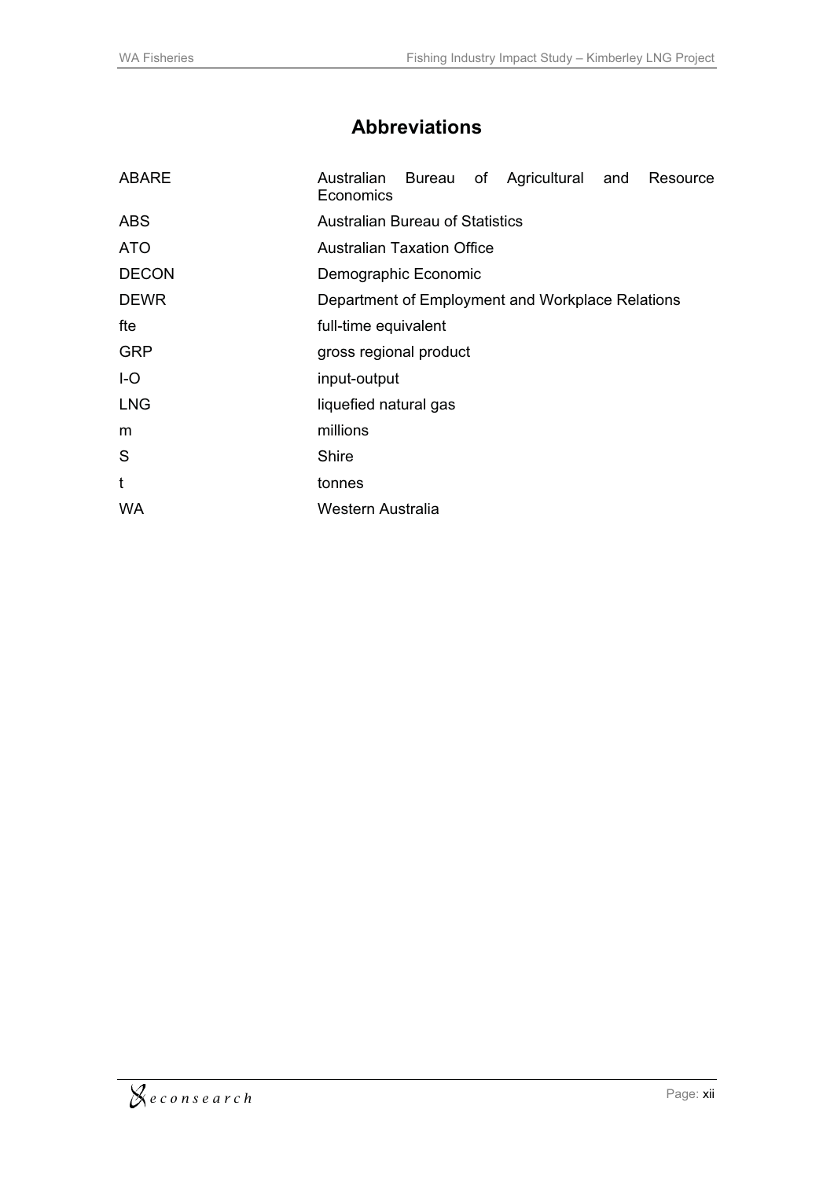# Abbreviations

| | |
|---|---|
| ABARE | Australian Bureau of Agricultural and Resource Economics |
| ABS | Australian Bureau of Statistics |
| ATO | Australian Taxation Office |
| DECON | Demographic Economic |
| DEWR | Department of Employment and Workplace Relations |
| fte | full-time equivalent |
| GRP | gross regional product |
| I-O | input-output |
| LNG | liquefied natural gas |
| m | millions |
| S | Shire |
| t | tonnes |
| WA | Western Australia |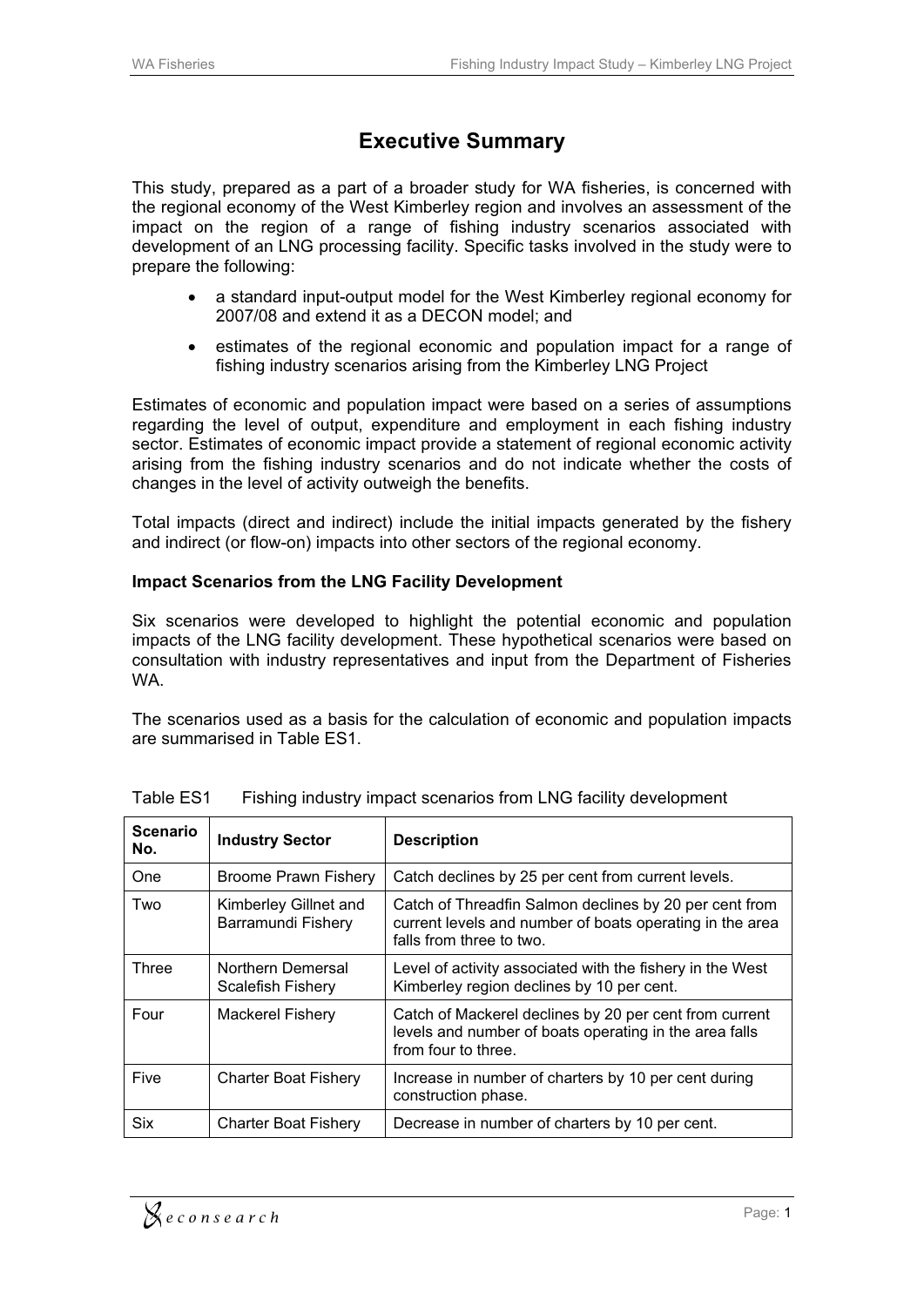# Executive Summary

This study, prepared as a part of a broader study for WA fisheries, is concerned with the regional economy of the West Kimberley region and involves an assessment of the impact on the region of a range of fishing industry scenarios associated with development of an LNG processing facility. Specific tasks involved in the study were to prepare the following:

- a standard input-output model for the West Kimberley regional economy for 2007/08 and extend it as a DECON model; and
- estimates of the regional economic and population impact for a range of fishing industry scenarios arising from the Kimberley LNG Project

Estimates of economic and population impact were based on a series of assumptions regarding the level of output, expenditure and employment in each fishing industry sector. Estimates of economic impact provide a statement of regional economic activity arising from the fishing industry scenarios and do not indicate whether the costs of changes in the level of activity outweigh the benefits.

Total impacts (direct and indirect) include the initial impacts generated by the fishery and indirect (or flow-on) impacts into other sectors of the regional economy.

**Impact Scenarios from the LNG Facility Development**

Six scenarios were developed to highlight the potential economic and population impacts of the LNG facility development. These hypothetical scenarios were based on consultation with industry representatives and input from the Department of Fisheries WA.

The scenarios used as a basis for the calculation of economic and population impacts are summarised in Table ES1.

Table ES1 Fishing industry impact scenarios from LNG facility development

| Scenario No. | Industry Sector | Description |
|---|---|---|
| One | Broome Prawn Fishery | Catch declines by 25 per cent from current levels. |
| Two | Kimberley Gillnet and Barramundi Fishery | Catch of Threadfin Salmon declines by 20 per cent from current levels and number of boats operating in the area falls from three to two. |
| Three | Northern Demersal Scalefish Fishery | Level of activity associated with the fishery in the West Kimberley region declines by 10 per cent. |
| Four | Mackerel Fishery | Catch of Mackerel declines by 20 per cent from current levels and number of boats operating in the area falls from four to three. |
| Five | Charter Boat Fishery | Increase in number of charters by 10 per cent during construction phase. |
| Six | Charter Boat Fishery | Decrease in number of charters by 10 per cent. |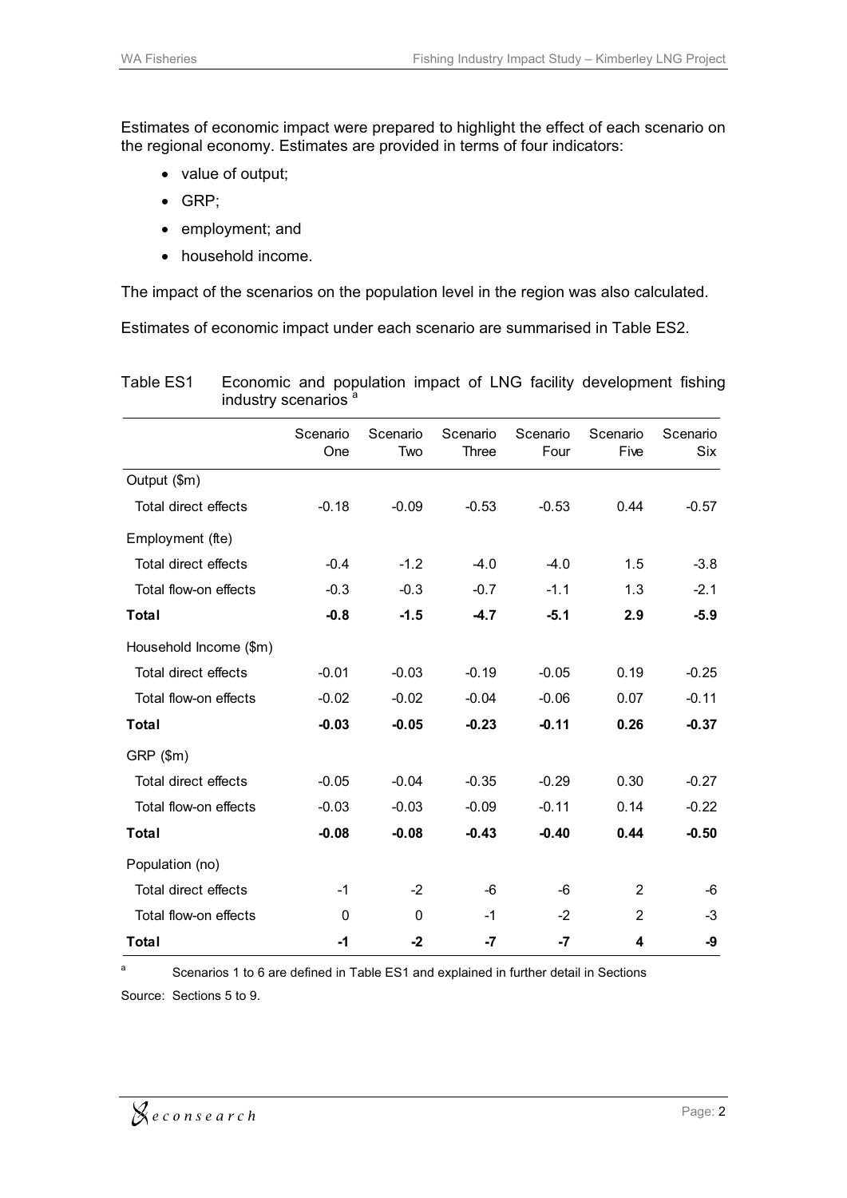Estimates of economic impact were prepared to highlight the effect of each scenario on the regional economy. Estimates are provided in terms of four indicators:

- value of output;
- GRP;
- employment; and
- household income.

The impact of the scenarios on the population level in the region was also calculated.

Estimates of economic impact under each scenario are summarised in Table ES2.

Table ES1 Economic and population impact of LNG facility development fishing industry scenarios [a]

| | Scenario One | Scenario Two | Scenario Three | Scenario Four | Scenario Five | Scenario Six |
|---|---|---|---|---|---|---|
| Output ($m) | | | | | | |
| Total direct effects | -0.18 | -0.09 | -0.53 | -0.53 | 0.44 | -0.57 |
| Employment (fte) | | | | | | |
| Total direct effects | -0.4 | -1.2 | -4.0 | -4.0 | 1.5 | -3.8 |
| Total flow-on effects | -0.3 | -0.3 | -0.7 | -1.1 | 1.3 | -2.1 |
| **Total** | **-0.8** | **-1.5** | **-4.7** | **-5.1** | **2.9** | **-5.9** |
| Household Income ($m) | | | | | | |
| Total direct effects | -0.01 | -0.03 | -0.19 | -0.05 | 0.19 | -0.25 |
| Total flow-on effects | -0.02 | -0.02 | -0.04 | -0.06 | 0.07 | -0.11 |
| **Total** | **-0.03** | **-0.05** | **-0.23** | **-0.11** | **0.26** | **-0.37** |
| GRP ($m) | | | | | | |
| Total direct effects | -0.05 | -0.04 | -0.35 | -0.29 | 0.30 | -0.27 |
| Total flow-on effects | -0.03 | -0.03 | -0.09 | -0.11 | 0.14 | -0.22 |
| **Total** | **-0.08** | **-0.08** | **-0.43** | **-0.40** | **0.44** | **-0.50** |
| Population (no) | | | | | | |
| Total direct effects | -1 | -2 | -6 | -6 | 2 | -6 |
| Total flow-on effects | 0 | 0 | -1 | -2 | 2 | -3 |
| **Total** | **-1** | **-2** | **-7** | **-7** | **4** | **-9** |

[a] Scenarios 1 to 6 are defined in Table ES1 and explained in further detail in Sections

Source: Sections 5 to 9.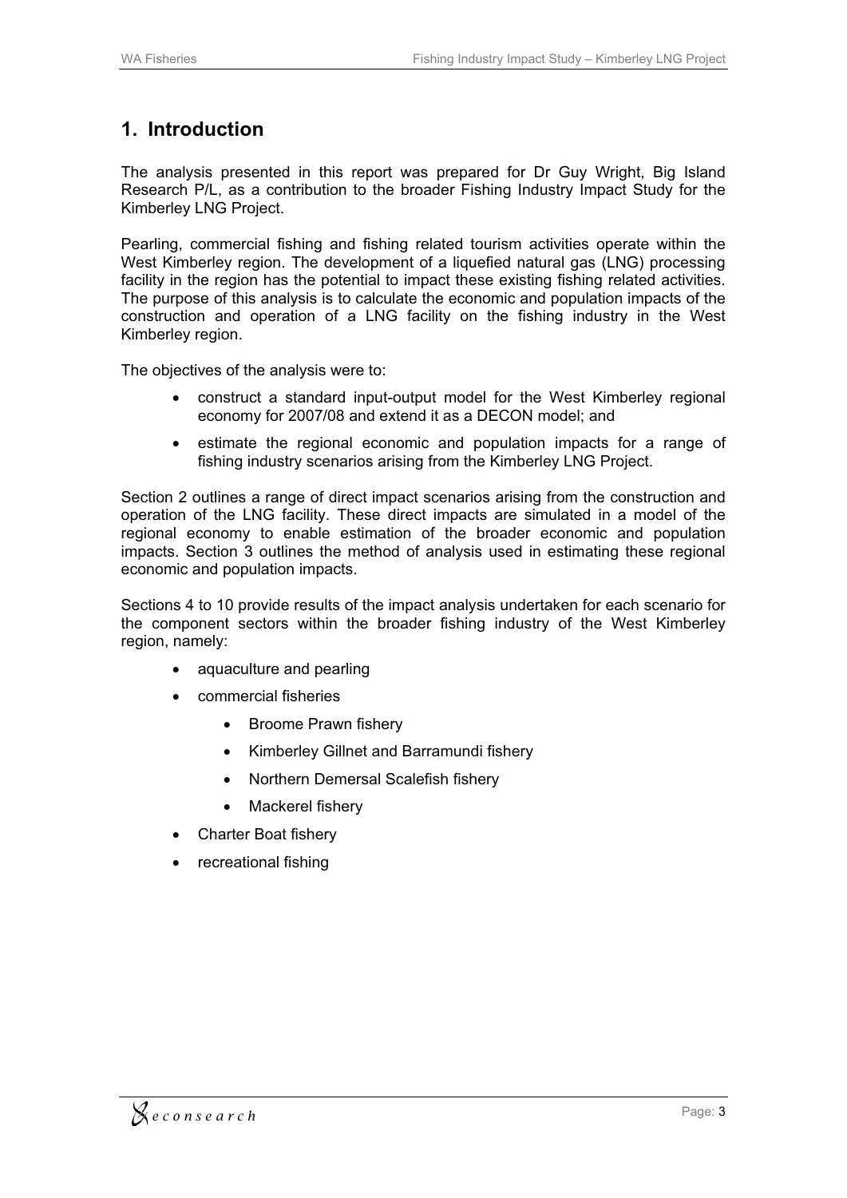# 1. Introduction

The analysis presented in this report was prepared for Dr Guy Wright, Big Island Research P/L, as a contribution to the broader Fishing Industry Impact Study for the Kimberley LNG Project.

Pearling, commercial fishing and fishing related tourism activities operate within the West Kimberley region. The development of a liquefied natural gas (LNG) processing facility in the region has the potential to impact these existing fishing related activities. The purpose of this analysis is to calculate the economic and population impacts of the construction and operation of a LNG facility on the fishing industry in the West Kimberley region.

The objectives of the analysis were to:

- construct a standard input-output model for the West Kimberley regional economy for 2007/08 and extend it as a DECON model; and
- estimate the regional economic and population impacts for a range of fishing industry scenarios arising from the Kimberley LNG Project.

Section 2 outlines a range of direct impact scenarios arising from the construction and operation of the LNG facility. These direct impacts are simulated in a model of the regional economy to enable estimation of the broader economic and population impacts. Section 3 outlines the method of analysis used in estimating these regional economic and population impacts.

Sections 4 to 10 provide results of the impact analysis undertaken for each scenario for the component sectors within the broader fishing industry of the West Kimberley region, namely:

- aquaculture and pearling
- commercial fisheries
  - Broome Prawn fishery
  - Kimberley Gillnet and Barramundi fishery
  - Northern Demersal Scalefish fishery
  - Mackerel fishery
- Charter Boat fishery
- recreational fishing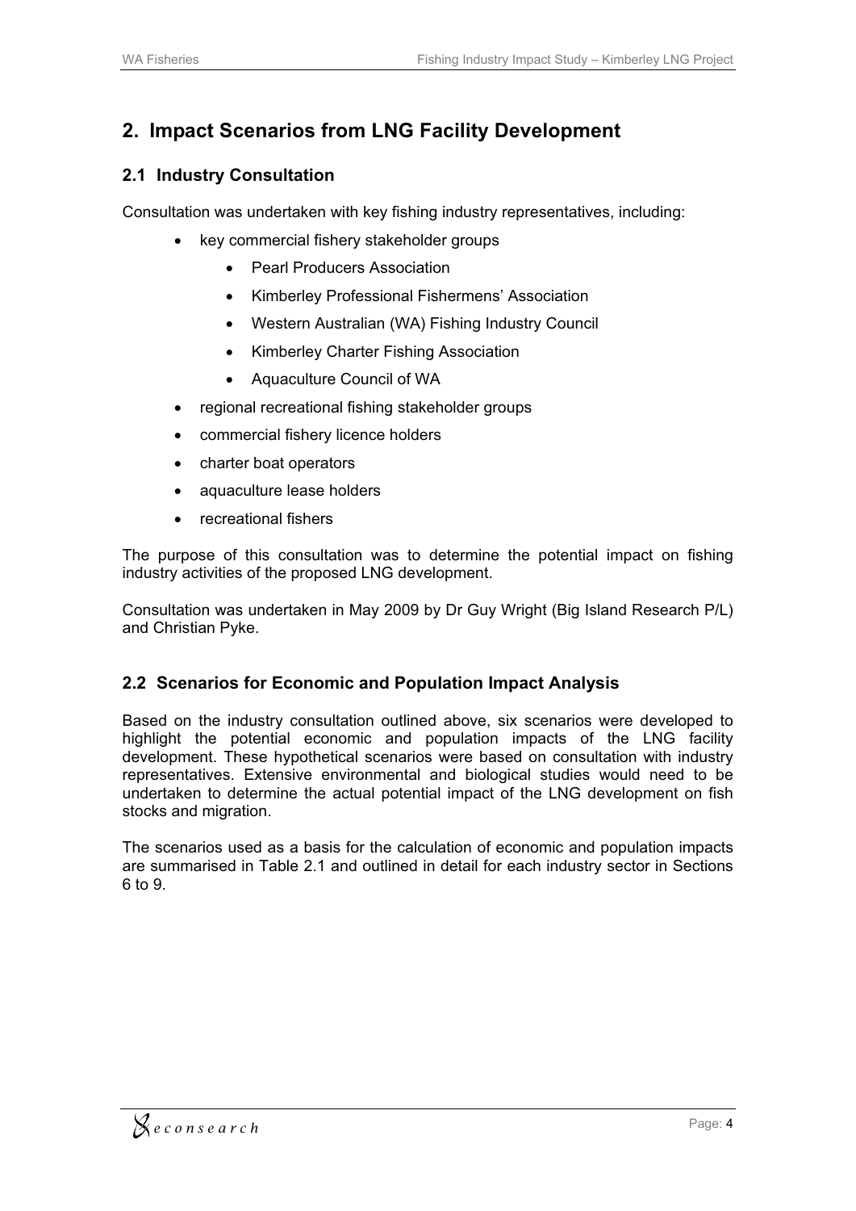## 2. Impact Scenarios from LNG Facility Development

### 2.1 Industry Consultation

Consultation was undertaken with key fishing industry representatives, including:

- key commercial fishery stakeholder groups
    - Pearl Producers Association
    - Kimberley Professional Fishermens' Association
    - Western Australian (WA) Fishing Industry Council
    - Kimberley Charter Fishing Association
    - Aquaculture Council of WA
- regional recreational fishing stakeholder groups
- commercial fishery licence holders
- charter boat operators
- aquaculture lease holders
- recreational fishers

The purpose of this consultation was to determine the potential impact on fishing industry activities of the proposed LNG development.

Consultation was undertaken in May 2009 by Dr Guy Wright (Big Island Research P/L) and Christian Pyke.

### 2.2 Scenarios for Economic and Population Impact Analysis

Based on the industry consultation outlined above, six scenarios were developed to highlight the potential economic and population impacts of the LNG facility development. These hypothetical scenarios were based on consultation with industry representatives. Extensive environmental and biological studies would need to be undertaken to determine the actual potential impact of the LNG development on fish stocks and migration.

The scenarios used as a basis for the calculation of economic and population impacts are summarised in Table 2.1 and outlined in detail for each industry sector in Sections 6 to 9.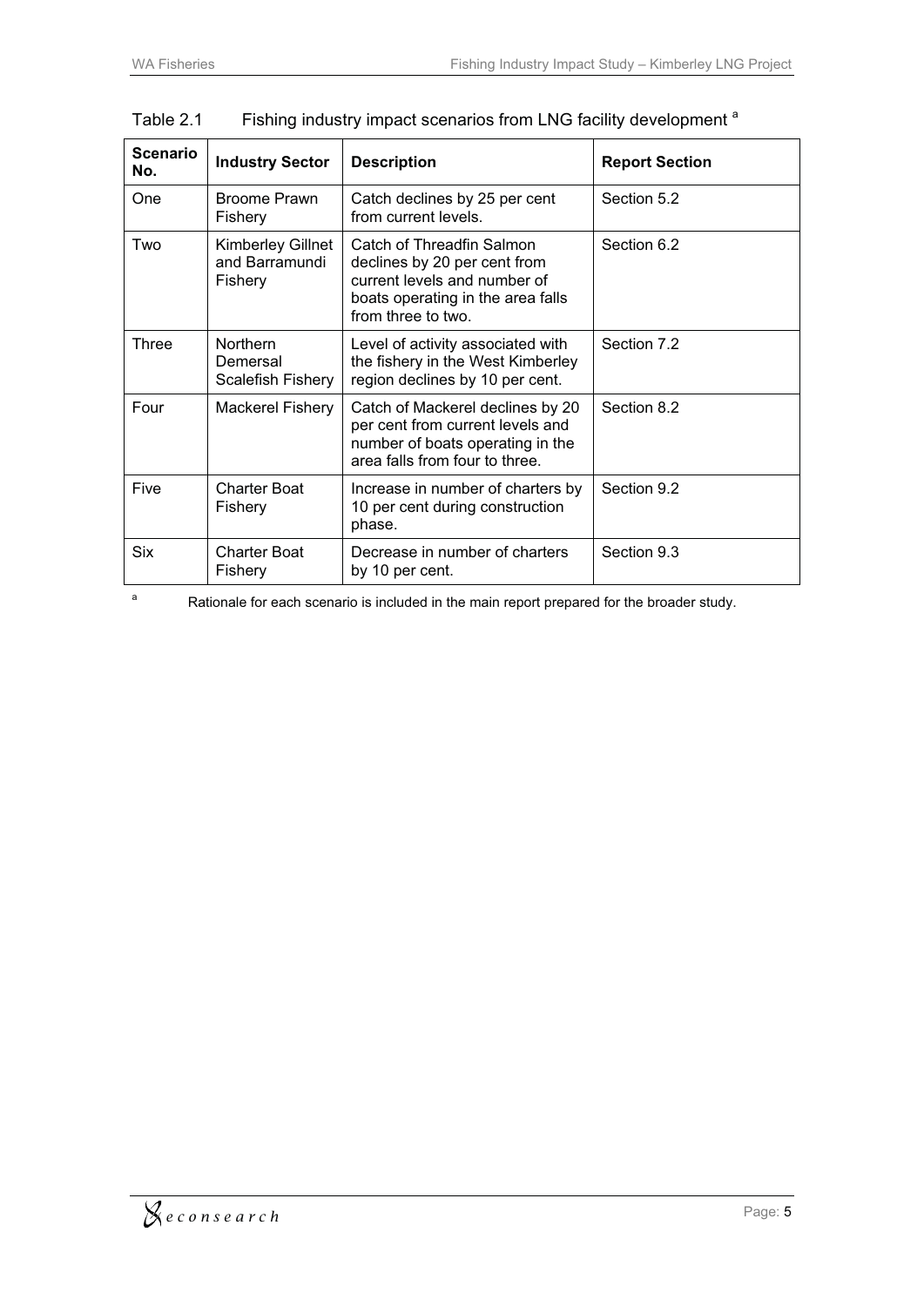Table 2.1 Fishing industry impact scenarios from LNG facility development [a]

| Scenario No. | Industry Sector | Description | Report Section |
|---|---|---|---|
| One | Broome Prawn Fishery | Catch declines by 25 per cent from current levels. | Section 5.2 |
| Two | Kimberley Gillnet and Barramundi Fishery | Catch of Threadfin Salmon declines by 20 per cent from current levels and number of boats operating in the area falls from three to two. | Section 6.2 |
| Three | Northern Demersal Scalefish Fishery | Level of activity associated with the fishery in the West Kimberley region declines by 10 per cent. | Section 7.2 |
| Four | Mackerel Fishery | Catch of Mackerel declines by 20 per cent from current levels and number of boats operating in the area falls from four to three. | Section 8.2 |
| Five | Charter Boat Fishery | Increase in number of charters by 10 per cent during construction phase. | Section 9.2 |
| Six | Charter Boat Fishery | Decrease in number of charters by 10 per cent. | Section 9.3 |

[a] Rationale for each scenario is included in the main report prepared for the broader study.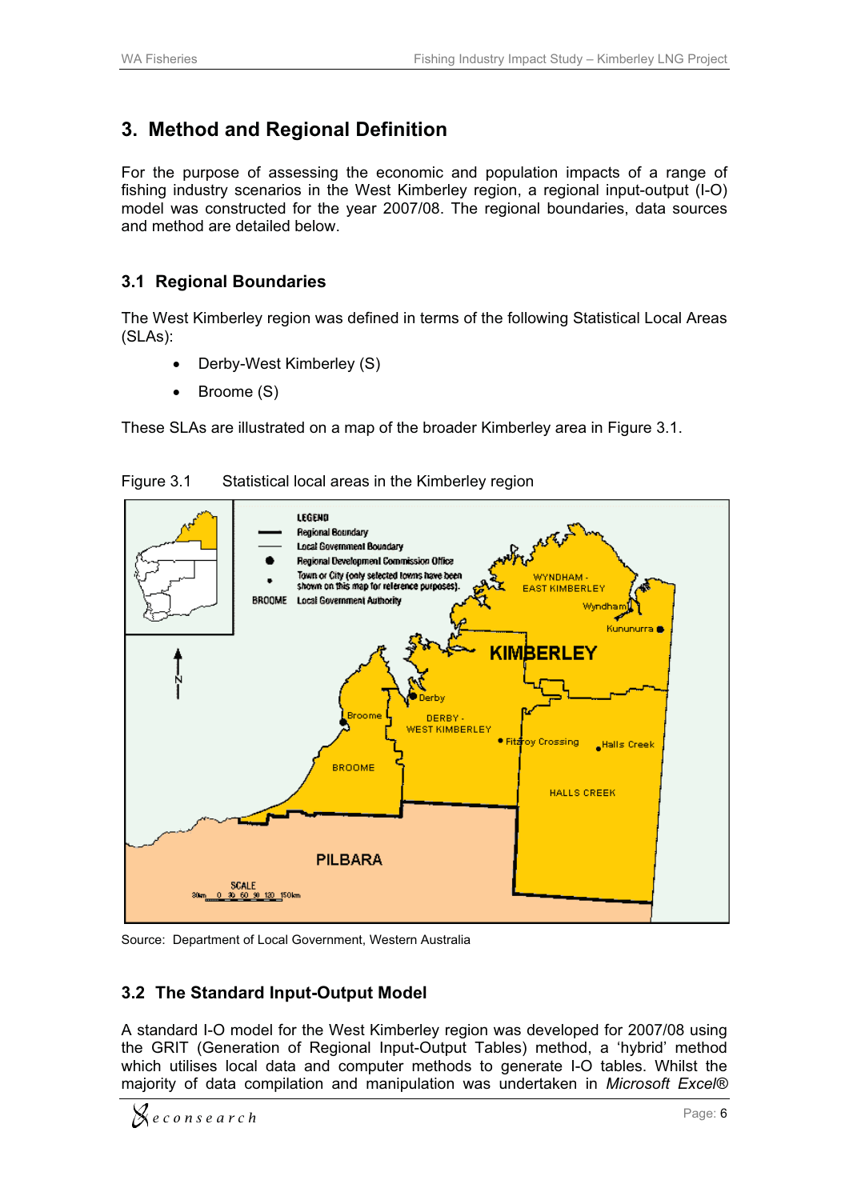# 3. Method and Regional Definition

For the purpose of assessing the economic and population impacts of a range of fishing industry scenarios in the West Kimberley region, a regional input-output (I-O) model was constructed for the year 2007/08. The regional boundaries, data sources and method are detailed below.

## 3.1 Regional Boundaries

The West Kimberley region was defined in terms of the following Statistical Local Areas (SLAs):

- Derby-West Kimberley (S)
- Broome (S)

These SLAs are illustrated on a map of the broader Kimberley area in Figure 3.1.

Figure 3.1 Statistical local areas in the Kimberley region

Source: Department of Local Government, Western Australia

## 3.2 The Standard Input-Output Model

A standard I-O model for the West Kimberley region was developed for 2007/08 using the GRIT (Generation of Regional Input-Output Tables) method, a 'hybrid' method which utilises local data and computer methods to generate I-O tables. Whilst the majority of data compilation and manipulation was undertaken in *Microsoft Excel®*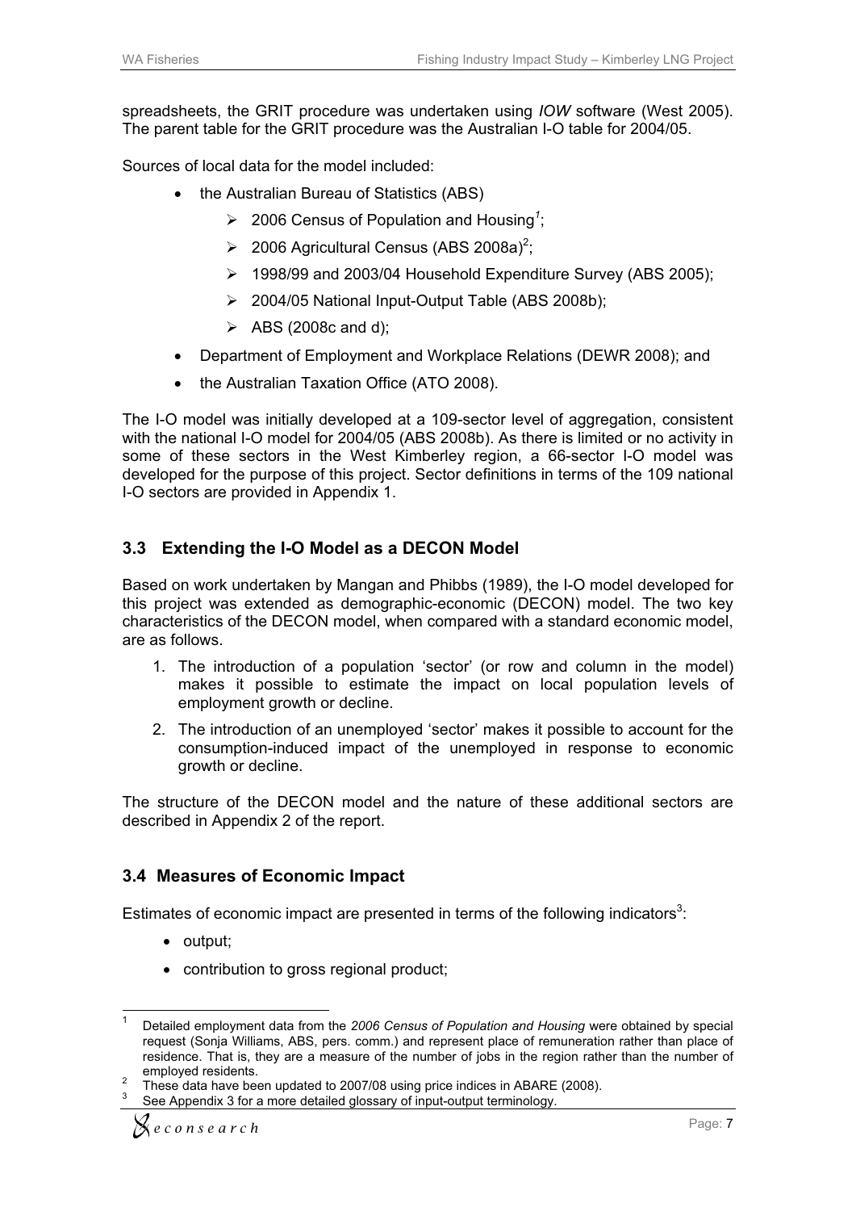spreadsheets, the GRIT procedure was undertaken using *IOW* software (West 2005). The parent table for the GRIT procedure was the Australian I-O table for 2004/05.

Sources of local data for the model included:

- the Australian Bureau of Statistics (ABS)
  - 2006 Census of Population and Housing[1];
  - 2006 Agricultural Census (ABS 2008a)[2];
  - 1998/99 and 2003/04 Household Expenditure Survey (ABS 2005);
  - 2004/05 National Input-Output Table (ABS 2008b);
  - ABS (2008c and d);
- Department of Employment and Workplace Relations (DEWR 2008); and
- the Australian Taxation Office (ATO 2008).

The I-O model was initially developed at a 109-sector level of aggregation, consistent with the national I-O model for 2004/05 (ABS 2008b). As there is limited or no activity in some of these sectors in the West Kimberley region, a 66-sector I-O model was developed for the purpose of this project. Sector definitions in terms of the 109 national I-O sectors are provided in Appendix 1.

## 3.3 Extending the I-O Model as a DECON Model

Based on work undertaken by Mangan and Phibbs (1989), the I-O model developed for this project was extended as demographic-economic (DECON) model. The two key characteristics of the DECON model, when compared with a standard economic model, are as follows.

1. The introduction of a population 'sector' (or row and column in the model) makes it possible to estimate the impact on local population levels of employment growth or decline.
2. The introduction of an unemployed 'sector' makes it possible to account for the consumption-induced impact of the unemployed in response to economic growth or decline.

The structure of the DECON model and the nature of these additional sectors are described in Appendix 2 of the report.

## 3.4 Measures of Economic Impact

Estimates of economic impact are presented in terms of the following indicators[3]:

- output;
- contribution to gross regional product;

---

[1] Detailed employment data from the *2006 Census of Population and Housing* were obtained by special request (Sonja Williams, ABS, pers. comm.) and represent place of remuneration rather than place of residence. That is, they are a measure of the number of jobs in the region rather than the number of employed residents.

[2] These data have been updated to 2007/08 using price indices in ABARE (2008).

[3] See Appendix 3 for a more detailed glossary of input-output terminology.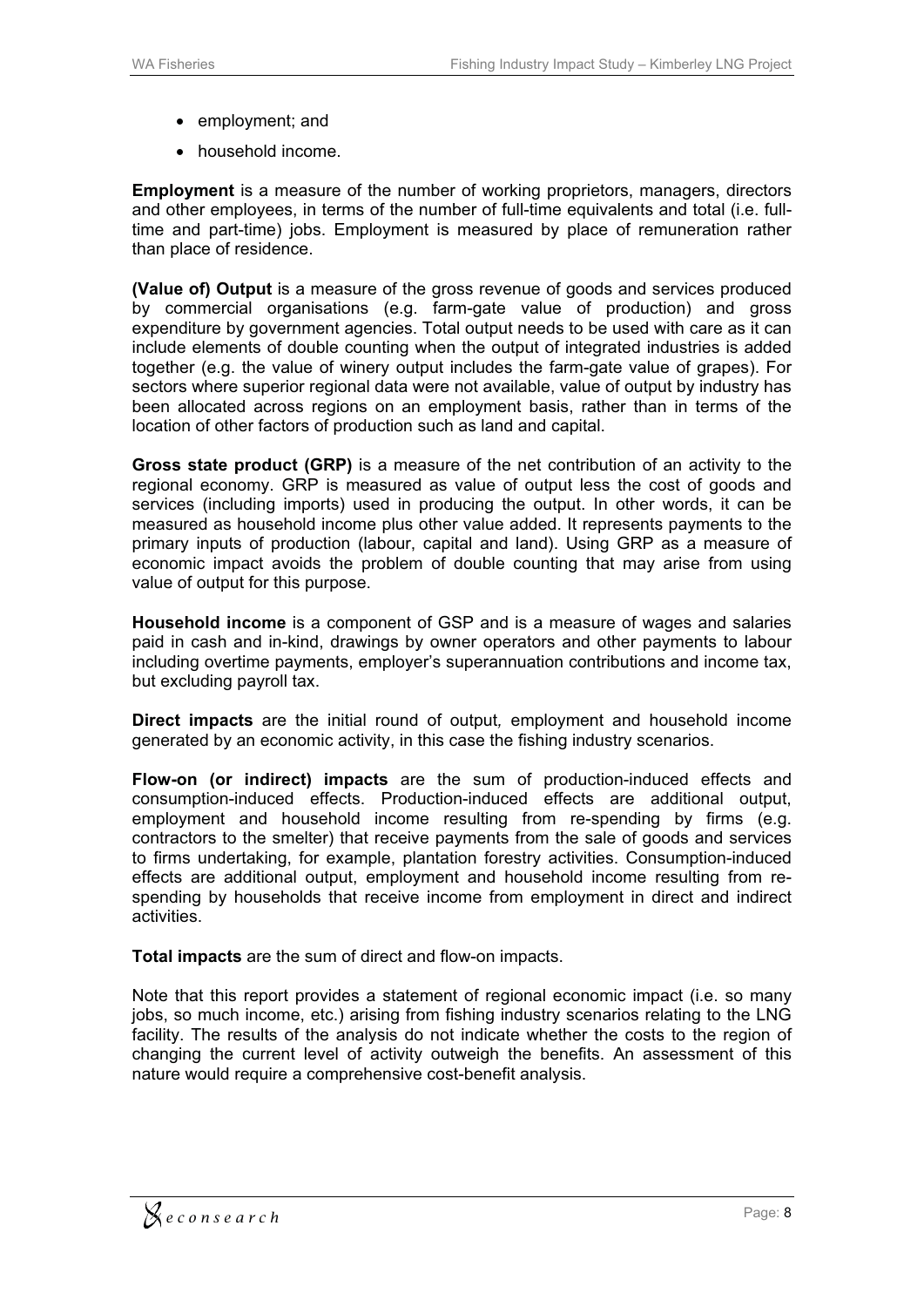- employment; and
- household income.

**Employment** is a measure of the number of working proprietors, managers, directors and other employees, in terms of the number of full-time equivalents and total (i.e. full-time and part-time) jobs. Employment is measured by place of remuneration rather than place of residence.

**(Value of) Output** is a measure of the gross revenue of goods and services produced by commercial organisations (e.g. farm-gate value of production) and gross expenditure by government agencies. Total output needs to be used with care as it can include elements of double counting when the output of integrated industries is added together (e.g. the value of winery output includes the farm-gate value of grapes). For sectors where superior regional data were not available, value of output by industry has been allocated across regions on an employment basis, rather than in terms of the location of other factors of production such as land and capital.

**Gross state product (GRP)** is a measure of the net contribution of an activity to the regional economy. GRP is measured as value of output less the cost of goods and services (including imports) used in producing the output. In other words, it can be measured as household income plus other value added. It represents payments to the primary inputs of production (labour, capital and land). Using GRP as a measure of economic impact avoids the problem of double counting that may arise from using value of output for this purpose.

**Household income** is a component of GSP and is a measure of wages and salaries paid in cash and in-kind, drawings by owner operators and other payments to labour including overtime payments, employer's superannuation contributions and income tax, but excluding payroll tax.

**Direct impacts** are the initial round of output, employment and household income generated by an economic activity, in this case the fishing industry scenarios.

**Flow-on (or indirect) impacts** are the sum of production-induced effects and consumption-induced effects. Production-induced effects are additional output, employment and household income resulting from re-spending by firms (e.g. contractors to the smelter) that receive payments from the sale of goods and services to firms undertaking, for example, plantation forestry activities. Consumption-induced effects are additional output, employment and household income resulting from re-spending by households that receive income from employment in direct and indirect activities.

**Total impacts** are the sum of direct and flow-on impacts.

Note that this report provides a statement of regional economic impact (i.e. so many jobs, so much income, etc.) arising from fishing industry scenarios relating to the LNG facility. The results of the analysis do not indicate whether the costs to the region of changing the current level of activity outweigh the benefits. An assessment of this nature would require a comprehensive cost-benefit analysis.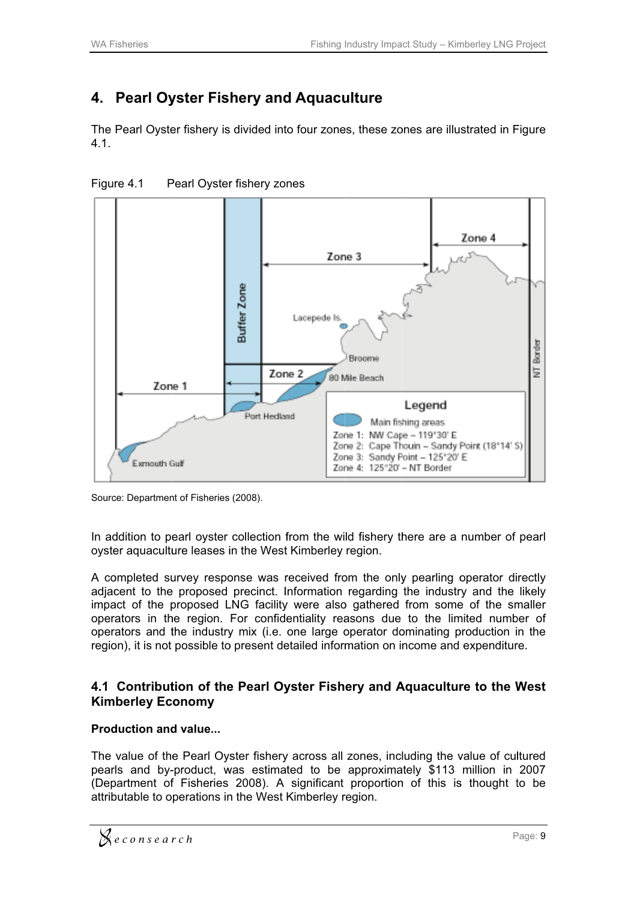# 4. Pearl Oyster Fishery and Aquaculture

The Pearl Oyster fishery is divided into four zones, these zones are illustrated in Figure 4.1.

Figure 4.1 Pearl Oyster fishery zones

Source: Department of Fisheries (2008).

In addition to pearl oyster collection from the wild fishery there are a number of pearl oyster aquaculture leases in the West Kimberley region.

A completed survey response was received from the only pearling operator directly adjacent to the proposed precinct. Information regarding the industry and the likely impact of the proposed LNG facility were also gathered from some of the smaller operators in the region. For confidentiality reasons due to the limited number of operators and the industry mix (i.e. one large operator dominating production in the region), it is not possible to present detailed information on income and expenditure.

## 4.1 Contribution of the Pearl Oyster Fishery and Aquaculture to the West Kimberley Economy

**Production and value...**

The value of the Pearl Oyster fishery across all zones, including the value of cultured pearls and by-product, was estimated to be approximately $113 million in 2007 (Department of Fisheries 2008). A significant proportion of this is thought to be attributable to operations in the West Kimberley region.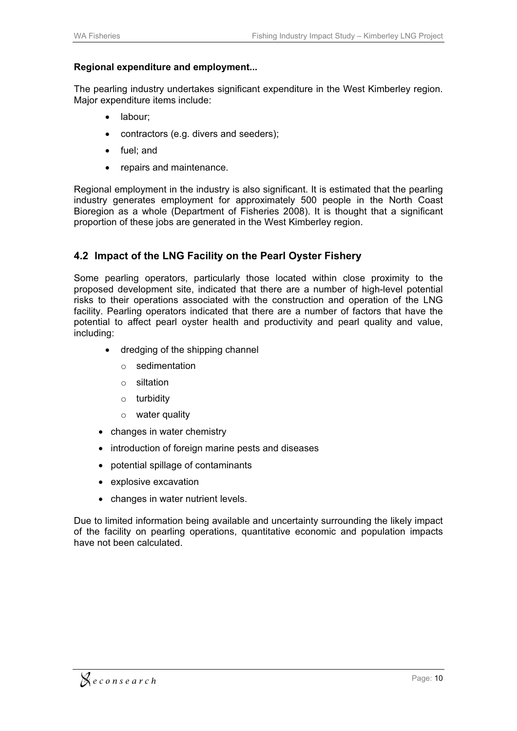**Regional expenditure and employment...**

The pearling industry undertakes significant expenditure in the West Kimberley region. Major expenditure items include:

- labour;
- contractors (e.g. divers and seeders);
- fuel; and
- repairs and maintenance.

Regional employment in the industry is also significant. It is estimated that the pearling industry generates employment for approximately 500 people in the North Coast Bioregion as a whole (Department of Fisheries 2008). It is thought that a significant proportion of these jobs are generated in the West Kimberley region.

## 4.2 Impact of the LNG Facility on the Pearl Oyster Fishery

Some pearling operators, particularly those located within close proximity to the proposed development site, indicated that there are a number of high-level potential risks to their operations associated with the construction and operation of the LNG facility. Pearling operators indicated that there are a number of factors that have the potential to affect pearl oyster health and productivity and pearl quality and value, including:

- dredging of the shipping channel
  - sedimentation
  - siltation
  - turbidity
  - water quality
- changes in water chemistry
- introduction of foreign marine pests and diseases
- potential spillage of contaminants
- explosive excavation
- changes in water nutrient levels.

Due to limited information being available and uncertainty surrounding the likely impact of the facility on pearling operations, quantitative economic and population impacts have not been calculated.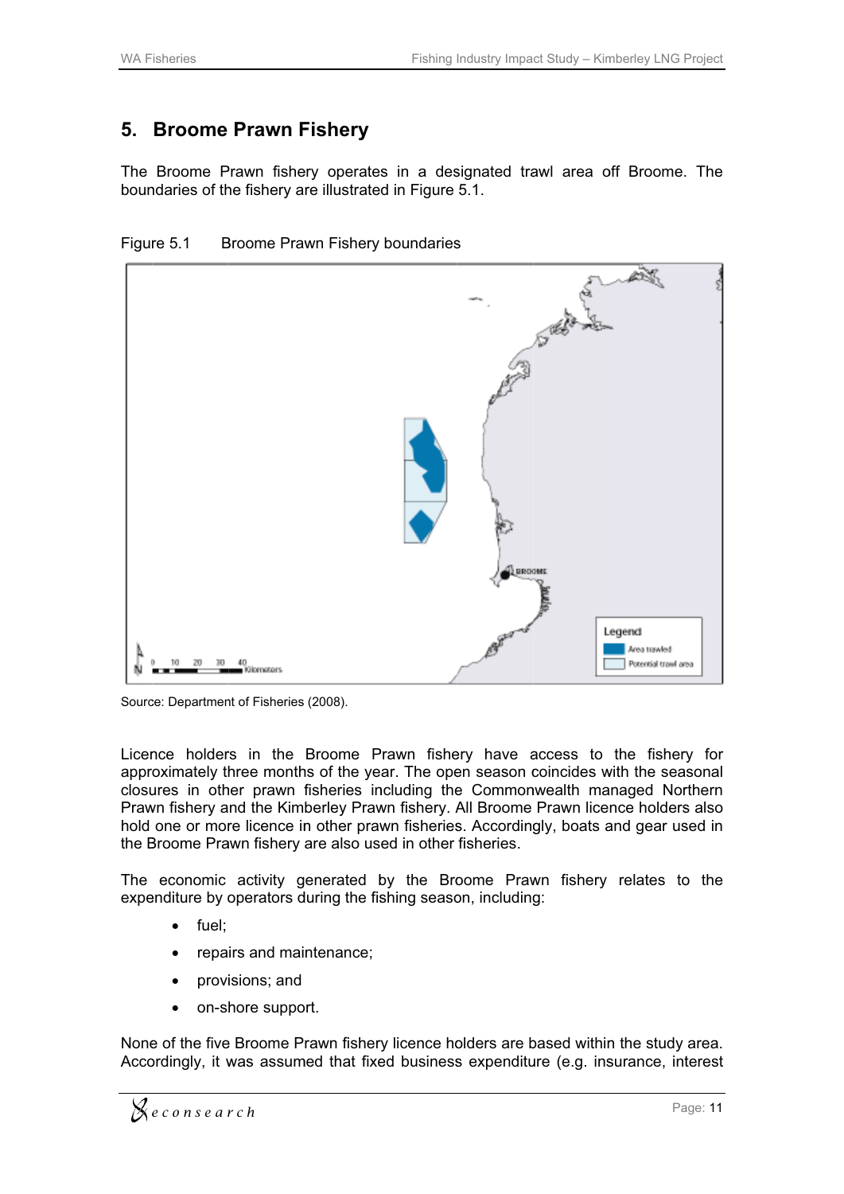# 5. Broome Prawn Fishery

The Broome Prawn fishery operates in a designated trawl area off Broome. The boundaries of the fishery are illustrated in Figure 5.1.

Figure 5.1 Broome Prawn Fishery boundaries

Source: Department of Fisheries (2008).

Licence holders in the Broome Prawn fishery have access to the fishery for approximately three months of the year. The open season coincides with the seasonal closures in other prawn fisheries including the Commonwealth managed Northern Prawn fishery and the Kimberley Prawn fishery. All Broome Prawn licence holders also hold one or more licence in other prawn fisheries. Accordingly, boats and gear used in the Broome Prawn fishery are also used in other fisheries.

The economic activity generated by the Broome Prawn fishery relates to the expenditure by operators during the fishing season, including:

- fuel;
- repairs and maintenance;
- provisions; and
- on-shore support.

None of the five Broome Prawn fishery licence holders are based within the study area. Accordingly, it was assumed that fixed business expenditure (e.g. insurance, interest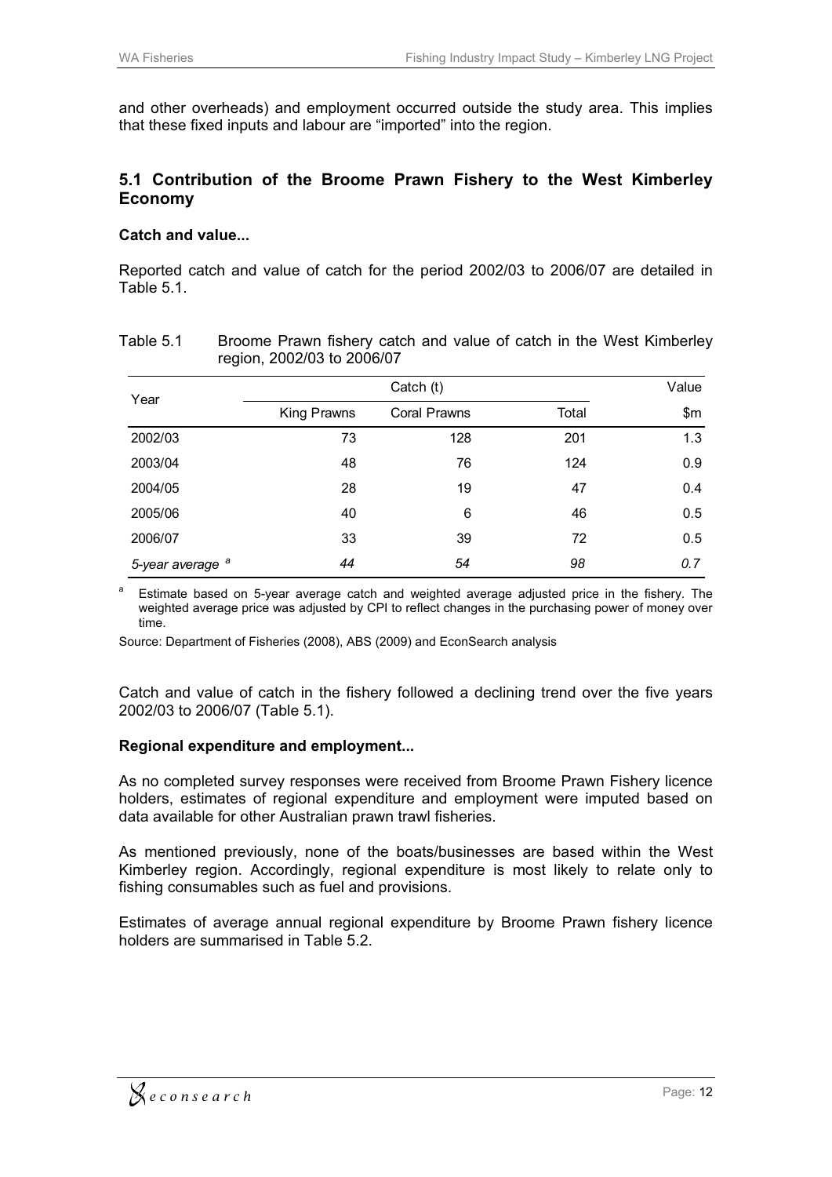and other overheads) and employment occurred outside the study area. This implies that these fixed inputs and labour are "imported" into the region.

## 5.1 Contribution of the Broome Prawn Fishery to the West Kimberley Economy

**Catch and value...**

Reported catch and value of catch for the period 2002/03 to 2006/07 are detailed in Table 5.1.

Table 5.1 Broome Prawn fishery catch and value of catch in the West Kimberley region, 2002/03 to 2006/07

| Year | Catch (t) | | | Value |
|---|---|---|---|---|
| | King Prawns | Coral Prawns | Total | $m |
| 2002/03 | 73 | 128 | 201 | 1.3 |
| 2003/04 | 48 | 76 | 124 | 0.9 |
| 2004/05 | 28 | 19 | 47 | 0.4 |
| 2005/06 | 40 | 6 | 46 | 0.5 |
| 2006/07 | 33 | 39 | 72 | 0.5 |
| *5-year average* [a] | *44* | *54* | *98* | *0.7* |

[a] Estimate based on 5-year average catch and weighted average adjusted price in the fishery. The weighted average price was adjusted by CPI to reflect changes in the purchasing power of money over time.

Source: Department of Fisheries (2008), ABS (2009) and EconSearch analysis

Catch and value of catch in the fishery followed a declining trend over the five years 2002/03 to 2006/07 (Table 5.1).

**Regional expenditure and employment...**

As no completed survey responses were received from Broome Prawn Fishery licence holders, estimates of regional expenditure and employment were imputed based on data available for other Australian prawn trawl fisheries.

As mentioned previously, none of the boats/businesses are based within the West Kimberley region. Accordingly, regional expenditure is most likely to relate only to fishing consumables such as fuel and provisions.

Estimates of average annual regional expenditure by Broome Prawn fishery licence holders are summarised in Table 5.2.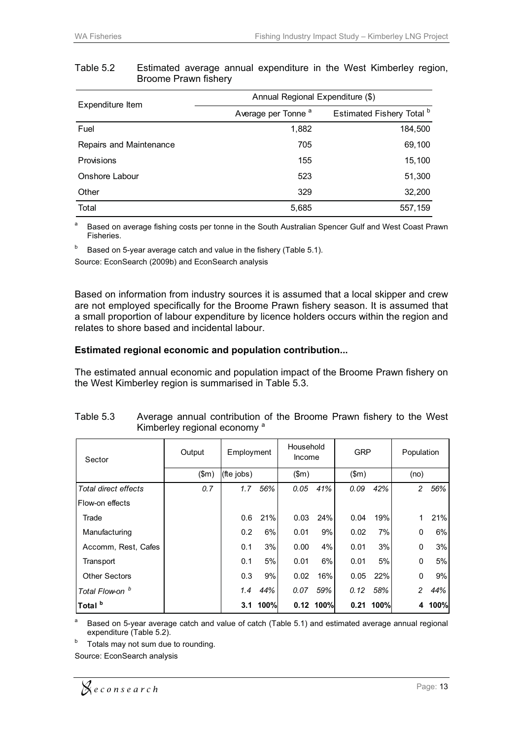Table 5.2 Estimated average annual expenditure in the West Kimberley region, Broome Prawn fishery

| Expenditure Item | Annual Regional Expenditure ($) | |
|---|---|---|
| | Average per Tonne [a] | Estimated Fishery Total [b] |
| Fuel | 1,882 | 184,500 |
| Repairs and Maintenance | 705 | 69,100 |
| Provisions | 155 | 15,100 |
| Onshore Labour | 523 | 51,300 |
| Other | 329 | 32,200 |
| Total | 5,685 | 557,159 |

[a] Based on average fishing costs per tonne in the South Australian Spencer Gulf and West Coast Prawn Fisheries.

[b] Based on 5-year average catch and value in the fishery (Table 5.1).

Source: EconSearch (2009b) and EconSearch analysis

Based on information from industry sources it is assumed that a local skipper and crew are not employed specifically for the Broome Prawn fishery season. It is assumed that a small proportion of labour expenditure by licence holders occurs within the region and relates to shore based and incidental labour.

**Estimated regional economic and population contribution...**

The estimated annual economic and population impact of the Broome Prawn fishery on the West Kimberley region is summarised in Table 5.3.

Table 5.3 Average annual contribution of the Broome Prawn fishery to the West Kimberley regional economy [a]

| Sector | Output | Employment | | Household Income | | GRP | | Population | |
|---|---|---|---|---|---|---|---|---|---|
| | ($m) | (fte jobs) | | ($m) | | ($m) | | (no) | |
| *Total direct effects* | *0.7* | *1.7* | *56%* | *0.05* | *41%* | *0.09* | *42%* | *2* | *56%* |
| Flow-on effects | | | | | | | | | |
| Trade | | 0.6 | 21% | 0.03 | 24% | 0.04 | 19% | 1 | 21% |
| Manufacturing | | 0.2 | 6% | 0.01 | 9% | 0.02 | 7% | 0 | 6% |
| Accomm, Rest, Cafes | | 0.1 | 3% | 0.00 | 4% | 0.01 | 3% | 0 | 3% |
| Transport | | 0.1 | 5% | 0.01 | 6% | 0.01 | 5% | 0 | 5% |
| Other Sectors | | 0.3 | 9% | 0.02 | 16% | 0.05 | 22% | 0 | 9% |
| *Total Flow-on [b]* | | *1.4* | *44%* | *0.07* | *59%* | *0.12* | *58%* | *2* | *44%* |
| **Total [b]** | | **3.1** | **100%** | **0.12** | **100%** | **0.21** | **100%** | **4** | **100%** |

[a] Based on 5-year average catch and value of catch (Table 5.1) and estimated average annual regional expenditure (Table 5.2).

[b] Totals may not sum due to rounding.

Source: EconSearch analysis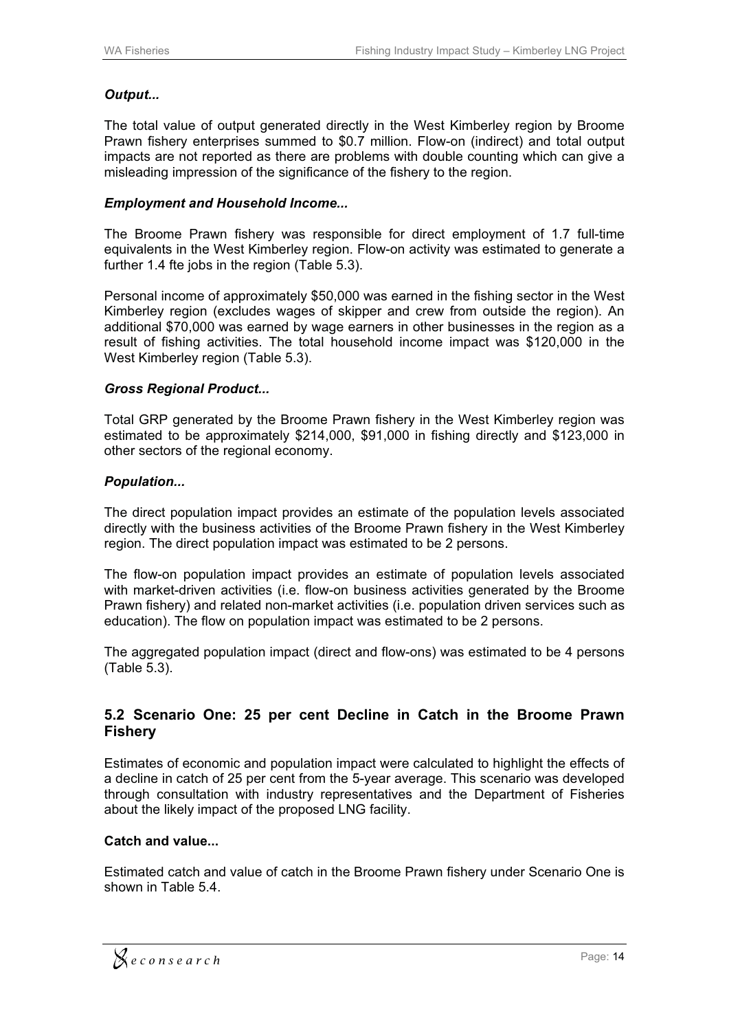***Output...***

The total value of output generated directly in the West Kimberley region by Broome Prawn fishery enterprises summed to \$0.7 million. Flow-on (indirect) and total output impacts are not reported as there are problems with double counting which can give a misleading impression of the significance of the fishery to the region.

***Employment and Household Income...***

The Broome Prawn fishery was responsible for direct employment of 1.7 full-time equivalents in the West Kimberley region. Flow-on activity was estimated to generate a further 1.4 fte jobs in the region (Table 5.3).

Personal income of approximately \$50,000 was earned in the fishing sector in the West Kimberley region (excludes wages of skipper and crew from outside the region). An additional \$70,000 was earned by wage earners in other businesses in the region as a result of fishing activities. The total household income impact was \$120,000 in the West Kimberley region (Table 5.3).

***Gross Regional Product...***

Total GRP generated by the Broome Prawn fishery in the West Kimberley region was estimated to be approximately \$214,000, \$91,000 in fishing directly and \$123,000 in other sectors of the regional economy.

***Population...***

The direct population impact provides an estimate of the population levels associated directly with the business activities of the Broome Prawn fishery in the West Kimberley region. The direct population impact was estimated to be 2 persons.

The flow-on population impact provides an estimate of population levels associated with market-driven activities (i.e. flow-on business activities generated by the Broome Prawn fishery) and related non-market activities (i.e. population driven services such as education). The flow on population impact was estimated to be 2 persons.

The aggregated population impact (direct and flow-ons) was estimated to be 4 persons (Table 5.3).

## 5.2 Scenario One: 25 per cent Decline in Catch in the Broome Prawn Fishery

Estimates of economic and population impact were calculated to highlight the effects of a decline in catch of 25 per cent from the 5-year average. This scenario was developed through consultation with industry representatives and the Department of Fisheries about the likely impact of the proposed LNG facility.

**Catch and value...**

Estimated catch and value of catch in the Broome Prawn fishery under Scenario One is shown in Table 5.4.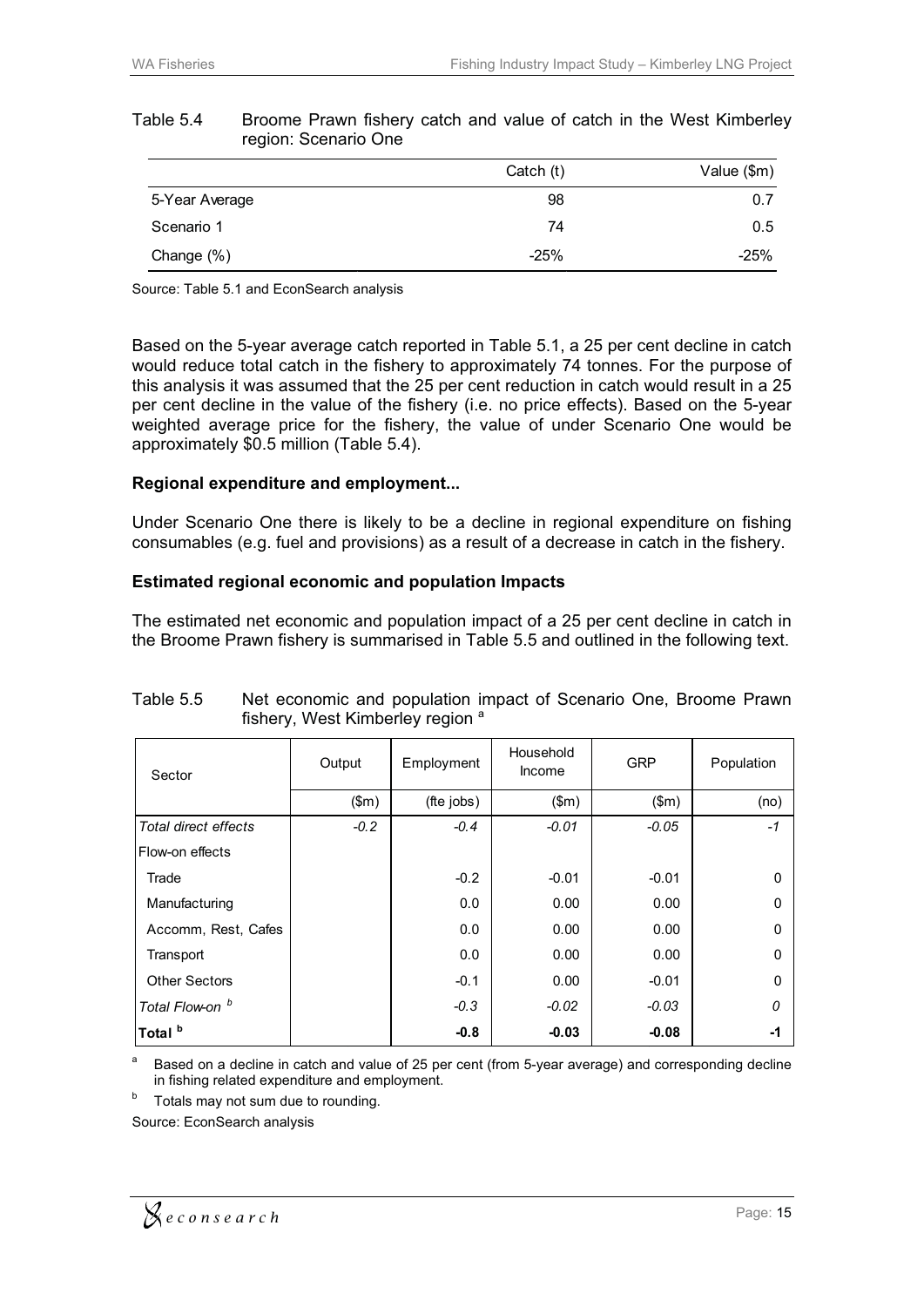Table 5.4 Broome Prawn fishery catch and value of catch in the West Kimberley region: Scenario One

| | Catch (t) | Value ($m) |
|---|---|---|
| 5-Year Average | 98 | 0.7 |
| Scenario 1 | 74 | 0.5 |
| Change (%) | -25% | -25% |

Source: Table 5.1 and EconSearch analysis

Based on the 5-year average catch reported in Table 5.1, a 25 per cent decline in catch would reduce total catch in the fishery to approximately 74 tonnes. For the purpose of this analysis it was assumed that the 25 per cent reduction in catch would result in a 25 per cent decline in the value of the fishery (i.e. no price effects). Based on the 5-year weighted average price for the fishery, the value of under Scenario One would be approximately $0.5 million (Table 5.4).

**Regional expenditure and employment...**

Under Scenario One there is likely to be a decline in regional expenditure on fishing consumables (e.g. fuel and provisions) as a result of a decrease in catch in the fishery.

**Estimated regional economic and population Impacts**

The estimated net economic and population impact of a 25 per cent decline in catch in the Broome Prawn fishery is summarised in Table 5.5 and outlined in the following text.

Table 5.5 Net economic and population impact of Scenario One, Broome Prawn fishery, West Kimberley region [a]

| Sector | Output | Employment | Household Income | GRP | Population |
|---|---|---|---|---|---|
| | ($m) | (fte jobs) | ($m) | ($m) | (no) |
| *Total direct effects* | *-0.2* | *-0.4* | *-0.01* | *-0.05* | *-1* |
| Flow-on effects | | | | | |
| Trade | | -0.2 | -0.01 | -0.01 | 0 |
| Manufacturing | | 0.0 | 0.00 | 0.00 | 0 |
| Accomm, Rest, Cafes | | 0.0 | 0.00 | 0.00 | 0 |
| Transport | | 0.0 | 0.00 | 0.00 | 0 |
| Other Sectors | | -0.1 | 0.00 | -0.01 | 0 |
| *Total Flow-on [b]* | | *-0.3* | *-0.02* | *-0.03* | *0* |
| **Total [b]** | | **-0.8** | **-0.03** | **-0.08** | **-1** |

[a] Based on a decline in catch and value of 25 per cent (from 5-year average) and corresponding decline in fishing related expenditure and employment.

[b] Totals may not sum due to rounding.

Source: EconSearch analysis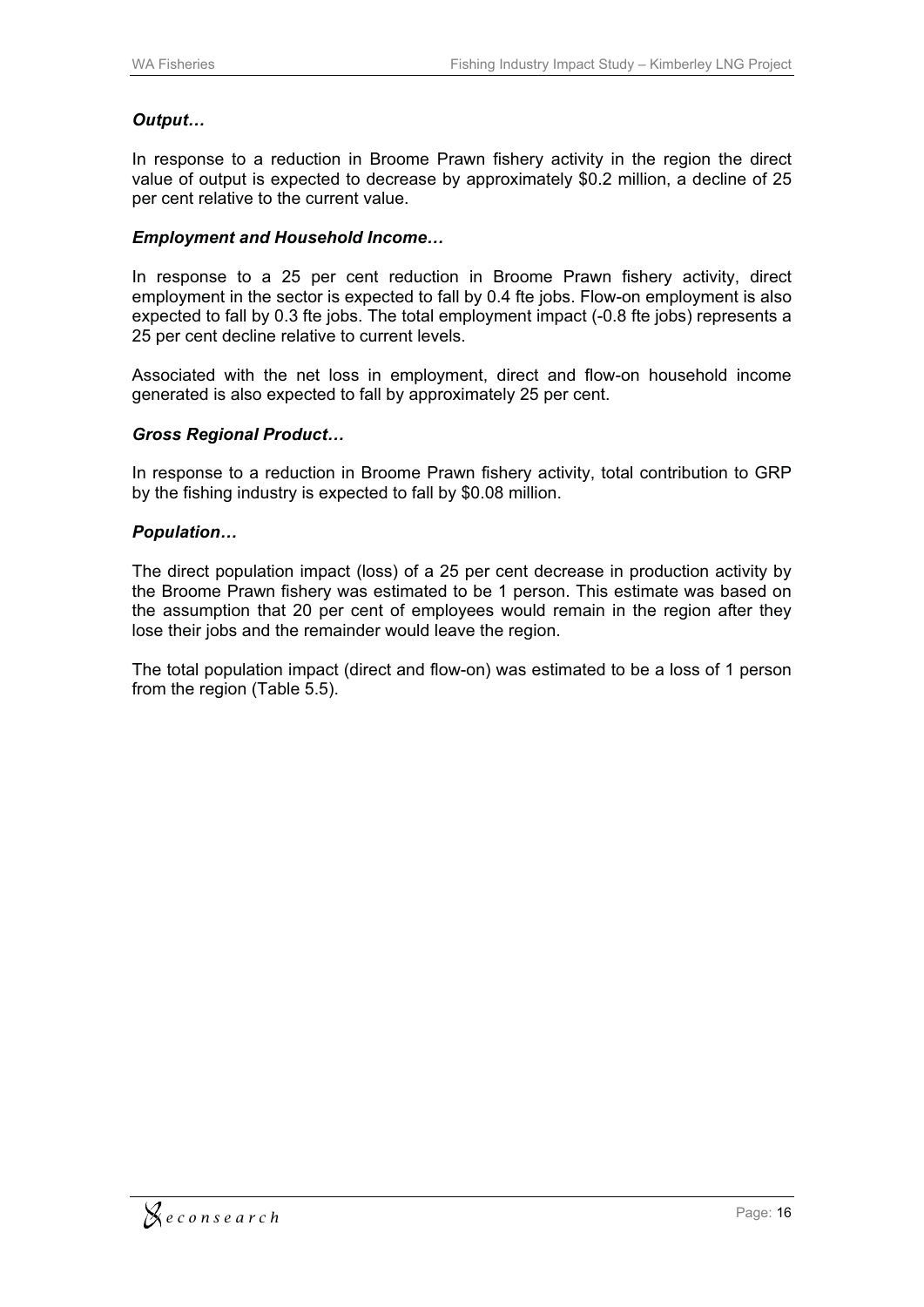***Output…***

In response to a reduction in Broome Prawn fishery activity in the region the direct value of output is expected to decrease by approximately \$0.2 million, a decline of 25 per cent relative to the current value.

***Employment and Household Income…***

In response to a 25 per cent reduction in Broome Prawn fishery activity, direct employment in the sector is expected to fall by 0.4 fte jobs. Flow-on employment is also expected to fall by 0.3 fte jobs. The total employment impact (-0.8 fte jobs) represents a 25 per cent decline relative to current levels.

Associated with the net loss in employment, direct and flow-on household income generated is also expected to fall by approximately 25 per cent.

***Gross Regional Product…***

In response to a reduction in Broome Prawn fishery activity, total contribution to GRP by the fishing industry is expected to fall by \$0.08 million.

***Population…***

The direct population impact (loss) of a 25 per cent decrease in production activity by the Broome Prawn fishery was estimated to be 1 person. This estimate was based on the assumption that 20 per cent of employees would remain in the region after they lose their jobs and the remainder would leave the region.

The total population impact (direct and flow-on) was estimated to be a loss of 1 person from the region (Table 5.5).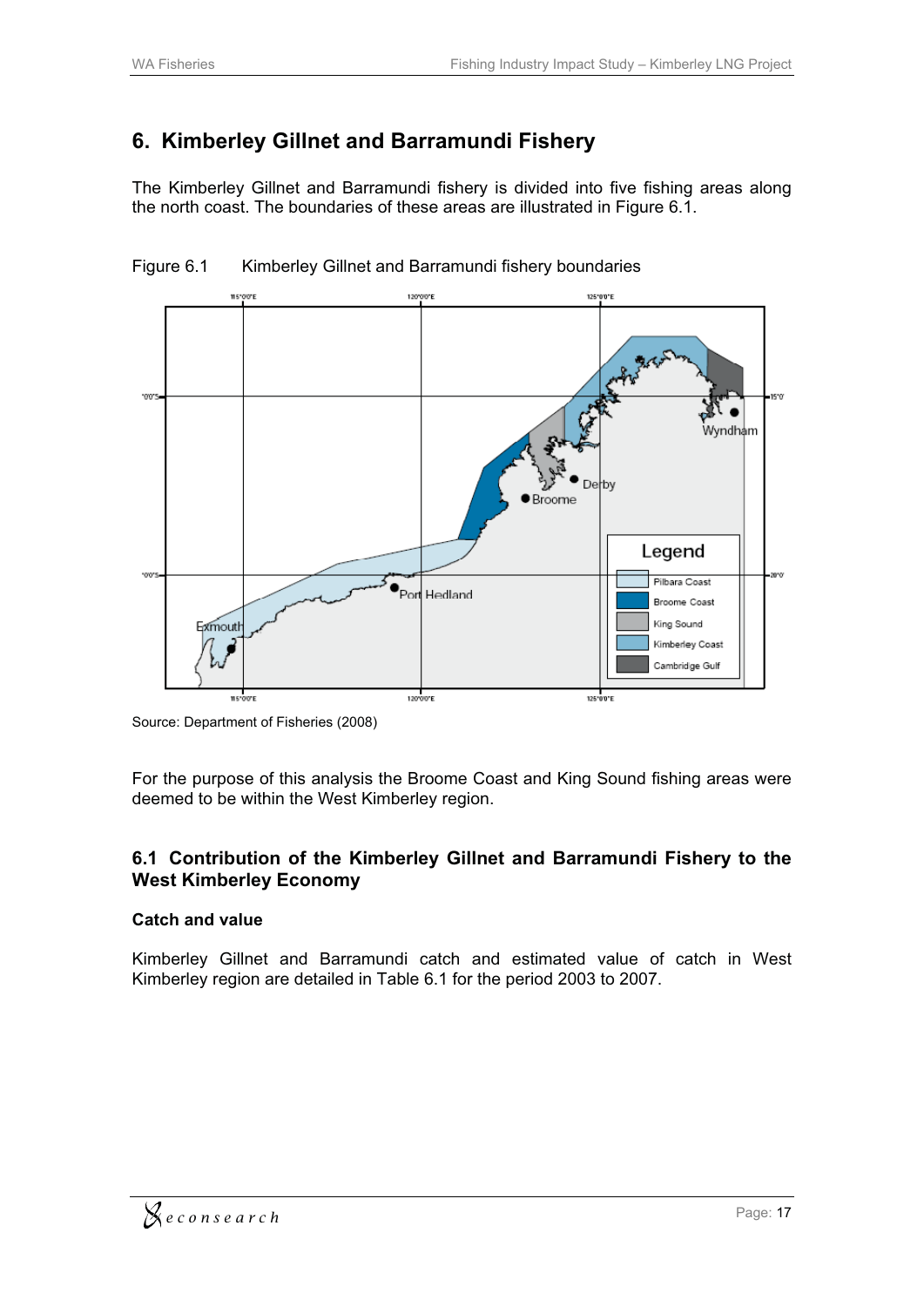# 6. Kimberley Gillnet and Barramundi Fishery

The Kimberley Gillnet and Barramundi fishery is divided into five fishing areas along the north coast. The boundaries of these areas are illustrated in Figure 6.1.

Figure 6.1 Kimberley Gillnet and Barramundi fishery boundaries

Source: Department of Fisheries (2008)

For the purpose of this analysis the Broome Coast and King Sound fishing areas were deemed to be within the West Kimberley region.

## 6.1 Contribution of the Kimberley Gillnet and Barramundi Fishery to the West Kimberley Economy

### Catch and value

Kimberley Gillnet and Barramundi catch and estimated value of catch in West Kimberley region are detailed in Table 6.1 for the period 2003 to 2007.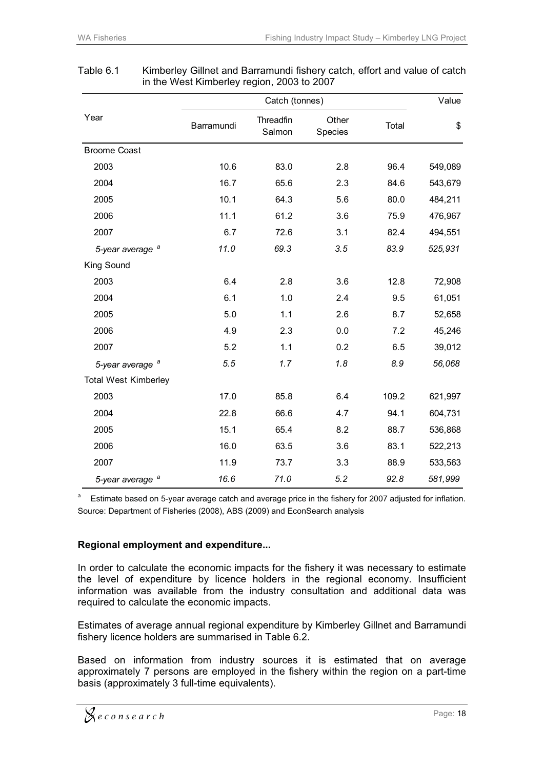Table 6.1 Kimberley Gillnet and Barramundi fishery catch, effort and value of catch in the West Kimberley region, 2003 to 2007

| Year | Catch (tonnes) | | | | Value |
|---|---|---|---|---|---|
| | Barramundi | Threadfin Salmon | Other Species | Total | $ |
| Broome Coast | | | | | |
| 2003 | 10.6 | 83.0 | 2.8 | 96.4 | 549,089 |
| 2004 | 16.7 | 65.6 | 2.3 | 84.6 | 543,679 |
| 2005 | 10.1 | 64.3 | 5.6 | 80.0 | 484,211 |
| 2006 | 11.1 | 61.2 | 3.6 | 75.9 | 476,967 |
| 2007 | 6.7 | 72.6 | 3.1 | 82.4 | 494,551 |
| *5-year average* [a] | *11.0* | *69.3* | *3.5* | *83.9* | *525,931* |
| King Sound | | | | | |
| 2003 | 6.4 | 2.8 | 3.6 | 12.8 | 72,908 |
| 2004 | 6.1 | 1.0 | 2.4 | 9.5 | 61,051 |
| 2005 | 5.0 | 1.1 | 2.6 | 8.7 | 52,658 |
| 2006 | 4.9 | 2.3 | 0.0 | 7.2 | 45,246 |
| 2007 | 5.2 | 1.1 | 0.2 | 6.5 | 39,012 |
| *5-year average* [a] | *5.5* | *1.7* | *1.8* | *8.9* | *56,068* |
| Total West Kimberley | | | | | |
| 2003 | 17.0 | 85.8 | 6.4 | 109.2 | 621,997 |
| 2004 | 22.8 | 66.6 | 4.7 | 94.1 | 604,731 |
| 2005 | 15.1 | 65.4 | 8.2 | 88.7 | 536,868 |
| 2006 | 16.0 | 63.5 | 3.6 | 83.1 | 522,213 |
| 2007 | 11.9 | 73.7 | 3.3 | 88.9 | 533,563 |
| *5-year average* [a] | *16.6* | *71.0* | *5.2* | *92.8* | *581,999* |

[a] Estimate based on 5-year average catch and average price in the fishery for 2007 adjusted for inflation.
Source: Department of Fisheries (2008), ABS (2009) and EconSearch analysis

**Regional employment and expenditure...**

In order to calculate the economic impacts for the fishery it was necessary to estimate the level of expenditure by licence holders in the regional economy. Insufficient information was available from the industry consultation and additional data was required to calculate the economic impacts.

Estimates of average annual regional expenditure by Kimberley Gillnet and Barramundi fishery licence holders are summarised in Table 6.2.

Based on information from industry sources it is estimated that on average approximately 7 persons are employed in the fishery within the region on a part-time basis (approximately 3 full-time equivalents).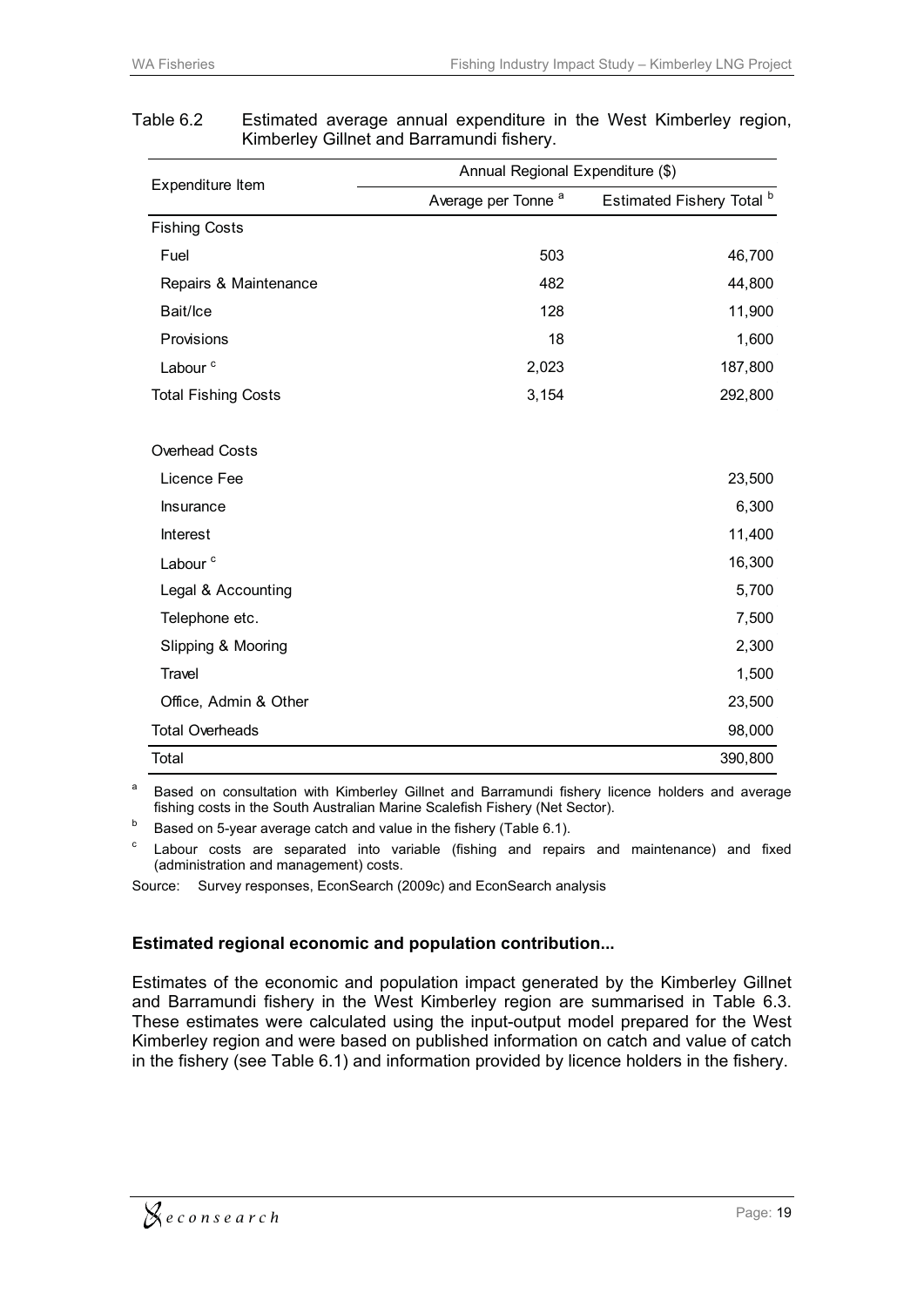Table 6.2 Estimated average annual expenditure in the West Kimberley region, Kimberley Gillnet and Barramundi fishery.

| Expenditure Item | Annual Regional Expenditure ($) | |
|---|---|---|
| | Average per Tonne [a] | Estimated Fishery Total [b] |
| Fishing Costs | | |
| Fuel | 503 | 46,700 |
| Repairs & Maintenance | 482 | 44,800 |
| Bait/Ice | 128 | 11,900 |
| Provisions | 18 | 1,600 |
| Labour [c] | 2,023 | 187,800 |
| Total Fishing Costs | 3,154 | 292,800 |
| | | |
| Overhead Costs | | |
| Licence Fee | | 23,500 |
| Insurance | | 6,300 |
| Interest | | 11,400 |
| Labour [c] | | 16,300 |
| Legal & Accounting | | 5,700 |
| Telephone etc. | | 7,500 |
| Slipping & Mooring | | 2,300 |
| Travel | | 1,500 |
| Office, Admin & Other | | 23,500 |
| Total Overheads | | 98,000 |
| Total | | 390,800 |

[a] Based on consultation with Kimberley Gillnet and Barramundi fishery licence holders and average fishing costs in the South Australian Marine Scalefish Fishery (Net Sector).

[b] Based on 5-year average catch and value in the fishery (Table 6.1).

[c] Labour costs are separated into variable (fishing and repairs and maintenance) and fixed (administration and management) costs.

Source: Survey responses, EconSearch (2009c) and EconSearch analysis

**Estimated regional economic and population contribution...**

Estimates of the economic and population impact generated by the Kimberley Gillnet and Barramundi fishery in the West Kimberley region are summarised in Table 6.3. These estimates were calculated using the input-output model prepared for the West Kimberley region and were based on published information on catch and value of catch in the fishery (see Table 6.1) and information provided by licence holders in the fishery.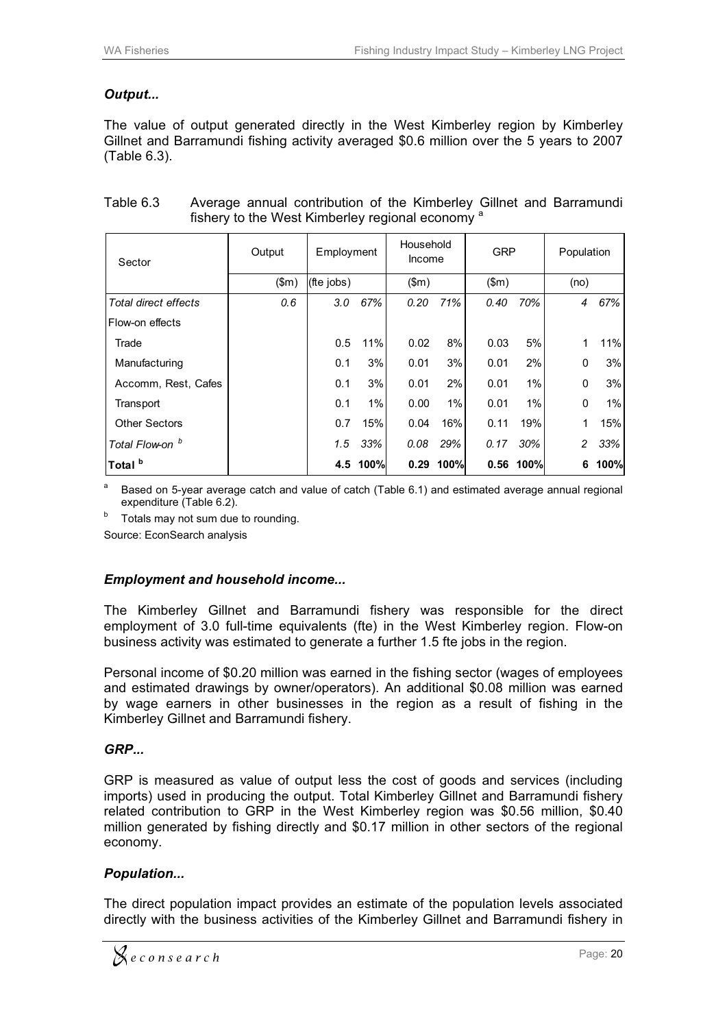### *Output...*

The value of output generated directly in the West Kimberley region by Kimberley Gillnet and Barramundi fishing activity averaged $0.6 million over the 5 years to 2007 (Table 6.3).

Table 6.3 Average annual contribution of the Kimberley Gillnet and Barramundi fishery to the West Kimberley regional economy [a]

| Sector | Output | Employment | | Household Income | | GRP | | Population | |
|---|---|---|---|---|---|---|---|---|---|
| | ($m) | (fte jobs) | | ($m) | | ($m) | | (no) | |
| *Total direct effects* | *0.6* | *3.0* | *67%* | *0.20* | *71%* | *0.40* | *70%* | *4* | *67%* |
| Flow-on effects | | | | | | | | | |
| Trade | | 0.5 | 11% | 0.02 | 8% | 0.03 | 5% | 1 | 11% |
| Manufacturing | | 0.1 | 3% | 0.01 | 3% | 0.01 | 2% | 0 | 3% |
| Accomm, Rest, Cafes | | 0.1 | 3% | 0.01 | 2% | 0.01 | 1% | 0 | 3% |
| Transport | | 0.1 | 1% | 0.00 | 1% | 0.01 | 1% | 0 | 1% |
| Other Sectors | | 0.7 | 15% | 0.04 | 16% | 0.11 | 19% | 1 | 15% |
| *Total Flow-on [b]* | | *1.5* | *33%* | *0.08* | *29%* | *0.17* | *30%* | *2* | *33%* |
| **Total [b]** | | **4.5** | **100%** | **0.29** | **100%** | **0.56** | **100%** | **6** | **100%** |

[a] Based on 5-year average catch and value of catch (Table 6.1) and estimated average annual regional expenditure (Table 6.2).

[b] Totals may not sum due to rounding.

Source: EconSearch analysis

### *Employment and household income...*

The Kimberley Gillnet and Barramundi fishery was responsible for the direct employment of 3.0 full-time equivalents (fte) in the West Kimberley region. Flow-on business activity was estimated to generate a further 1.5 fte jobs in the region.

Personal income of $0.20 million was earned in the fishing sector (wages of employees and estimated drawings by owner/operators). An additional $0.08 million was earned by wage earners in other businesses in the region as a result of fishing in the Kimberley Gillnet and Barramundi fishery.

### *GRP...*

GRP is measured as value of output less the cost of goods and services (including imports) used in producing the output. Total Kimberley Gillnet and Barramundi fishery related contribution to GRP in the West Kimberley region was $0.56 million, $0.40 million generated by fishing directly and $0.17 million in other sectors of the regional economy.

### *Population...*

The direct population impact provides an estimate of the population levels associated directly with the business activities of the Kimberley Gillnet and Barramundi fishery in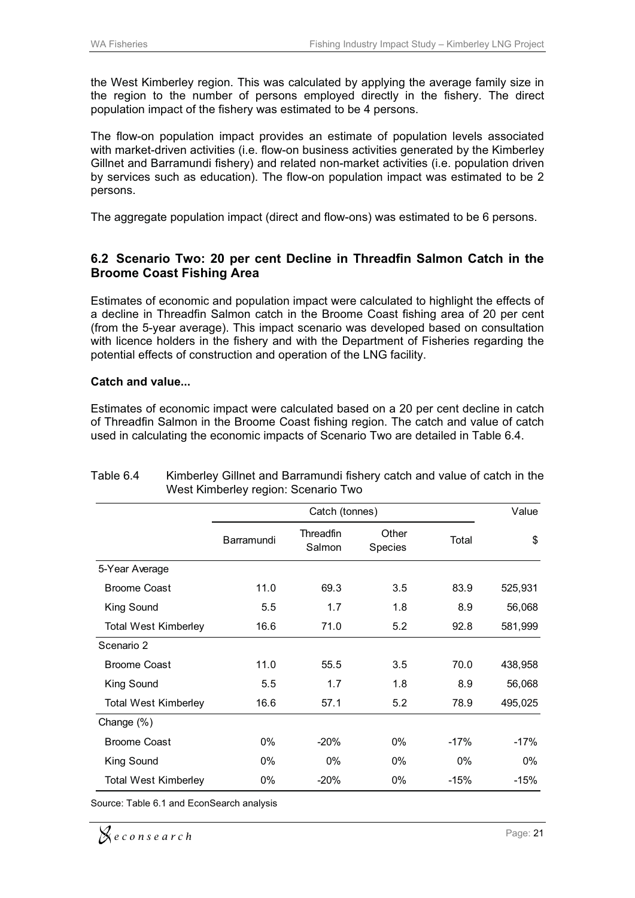the West Kimberley region. This was calculated by applying the average family size in the region to the number of persons employed directly in the fishery. The direct population impact of the fishery was estimated to be 4 persons.

The flow-on population impact provides an estimate of population levels associated with market-driven activities (i.e. flow-on business activities generated by the Kimberley Gillnet and Barramundi fishery) and related non-market activities (i.e. population driven by services such as education). The flow-on population impact was estimated to be 2 persons.

The aggregate population impact (direct and flow-ons) was estimated to be 6 persons.

## 6.2 Scenario Two: 20 per cent Decline in Threadfin Salmon Catch in the Broome Coast Fishing Area

Estimates of economic and population impact were calculated to highlight the effects of a decline in Threadfin Salmon catch in the Broome Coast fishing area of 20 per cent (from the 5-year average). This impact scenario was developed based on consultation with licence holders in the fishery and with the Department of Fisheries regarding the potential effects of construction and operation of the LNG facility.

**Catch and value...**

Estimates of economic impact were calculated based on a 20 per cent decline in catch of Threadfin Salmon in the Broome Coast fishing region. The catch and value of catch used in calculating the economic impacts of Scenario Two are detailed in Table 6.4.

Table 6.4 Kimberley Gillnet and Barramundi fishery catch and value of catch in the West Kimberley region: Scenario Two

| | Catch (tonnes) | | | | Value |
|---|---|---|---|---|---|
| | Barramundi | Threadfin Salmon | Other Species | Total | $ |
| 5-Year Average | | | | | |
| Broome Coast | 11.0 | 69.3 | 3.5 | 83.9 | 525,931 |
| King Sound | 5.5 | 1.7 | 1.8 | 8.9 | 56,068 |
| Total West Kimberley | 16.6 | 71.0 | 5.2 | 92.8 | 581,999 |
| Scenario 2 | | | | | |
| Broome Coast | 11.0 | 55.5 | 3.5 | 70.0 | 438,958 |
| King Sound | 5.5 | 1.7 | 1.8 | 8.9 | 56,068 |
| Total West Kimberley | 16.6 | 57.1 | 5.2 | 78.9 | 495,025 |
| Change (%) | | | | | |
| Broome Coast | 0% | -20% | 0% | -17% | -17% |
| King Sound | 0% | 0% | 0% | 0% | 0% |
| Total West Kimberley | 0% | -20% | 0% | -15% | -15% |

Source: Table 6.1 and EconSearch analysis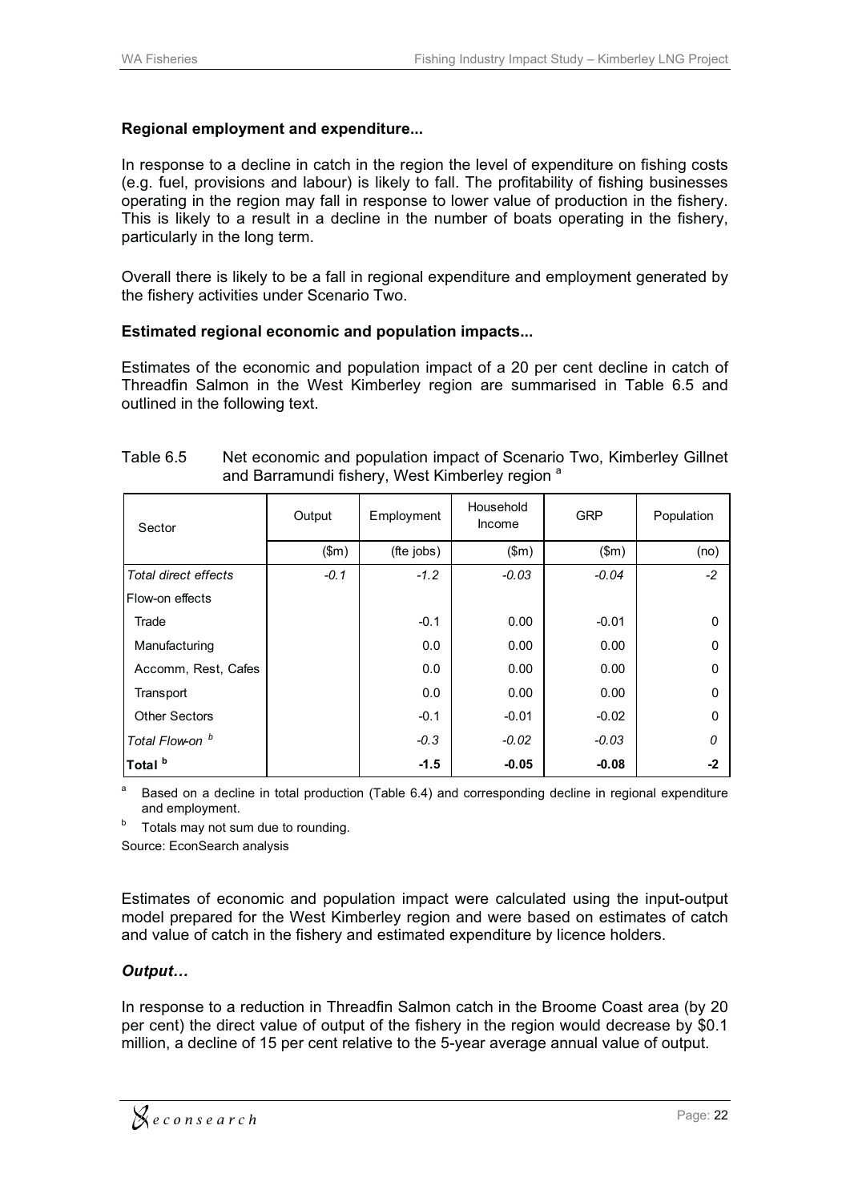**Regional employment and expenditure...**

In response to a decline in catch in the region the level of expenditure on fishing costs (e.g. fuel, provisions and labour) is likely to fall. The profitability of fishing businesses operating in the region may fall in response to lower value of production in the fishery. This is likely to a result in a decline in the number of boats operating in the fishery, particularly in the long term.

Overall there is likely to be a fall in regional expenditure and employment generated by the fishery activities under Scenario Two.

**Estimated regional economic and population impacts...**

Estimates of the economic and population impact of a 20 per cent decline in catch of Threadfin Salmon in the West Kimberley region are summarised in Table 6.5 and outlined in the following text.

Table 6.5 Net economic and population impact of Scenario Two, Kimberley Gillnet and Barramundi fishery, West Kimberley region [a]

| Sector | Output | Employment | Household Income | GRP | Population |
|---|---|---|---|---|---|
| | ($m) | (fte jobs) | ($m) | ($m) | (no) |
| *Total direct effects* | *-0.1* | *-1.2* | *-0.03* | *-0.04* | *-2* |
| Flow-on effects | | | | | |
| Trade | | -0.1 | 0.00 | -0.01 | 0 |
| Manufacturing | | 0.0 | 0.00 | 0.00 | 0 |
| Accomm, Rest, Cafes | | 0.0 | 0.00 | 0.00 | 0 |
| Transport | | 0.0 | 0.00 | 0.00 | 0 |
| Other Sectors | | -0.1 | -0.01 | -0.02 | 0 |
| *Total Flow-on [b]* | | *-0.3* | *-0.02* | *-0.03* | *0* |
| **Total [b]** | | **-1.5** | **-0.05** | **-0.08** | **-2** |

[a] Based on a decline in total production (Table 6.4) and corresponding decline in regional expenditure and employment.

[b] Totals may not sum due to rounding.

Source: EconSearch analysis

Estimates of economic and population impact were calculated using the input-output model prepared for the West Kimberley region and were based on estimates of catch and value of catch in the fishery and estimated expenditure by licence holders.

***Output…***

In response to a reduction in Threadfin Salmon catch in the Broome Coast area (by 20 per cent) the direct value of output of the fishery in the region would decrease by $0.1 million, a decline of 15 per cent relative to the 5-year average annual value of output.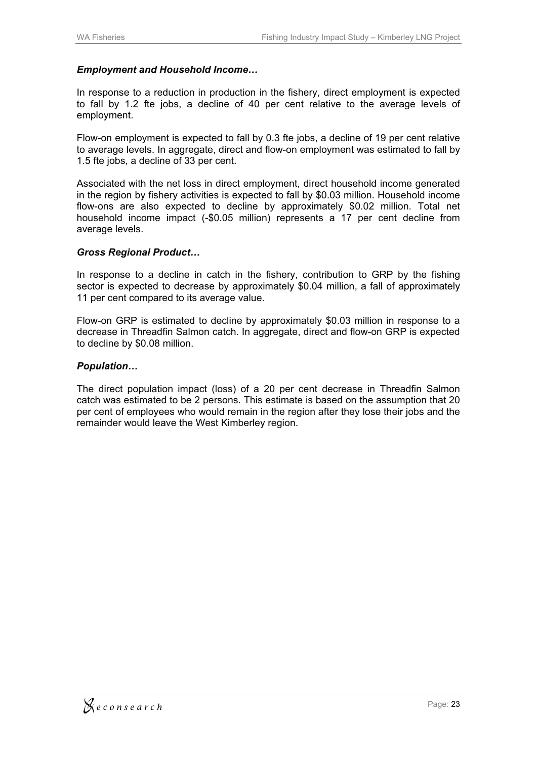***Employment and Household Income…***

In response to a reduction in production in the fishery, direct employment is expected to fall by 1.2 fte jobs, a decline of 40 per cent relative to the average levels of employment.

Flow-on employment is expected to fall by 0.3 fte jobs, a decline of 19 per cent relative to average levels. In aggregate, direct and flow-on employment was estimated to fall by 1.5 fte jobs, a decline of 33 per cent.

Associated with the net loss in direct employment, direct household income generated in the region by fishery activities is expected to fall by $0.03 million. Household income flow-ons are also expected to decline by approximately $0.02 million. Total net household income impact (-$0.05 million) represents a 17 per cent decline from average levels.

***Gross Regional Product…***

In response to a decline in catch in the fishery, contribution to GRP by the fishing sector is expected to decrease by approximately $0.04 million, a fall of approximately 11 per cent compared to its average value.

Flow-on GRP is estimated to decline by approximately $0.03 million in response to a decrease in Threadfin Salmon catch. In aggregate, direct and flow-on GRP is expected to decline by $0.08 million.

***Population…***

The direct population impact (loss) of a 20 per cent decrease in Threadfin Salmon catch was estimated to be 2 persons. This estimate is based on the assumption that 20 per cent of employees who would remain in the region after they lose their jobs and the remainder would leave the West Kimberley region.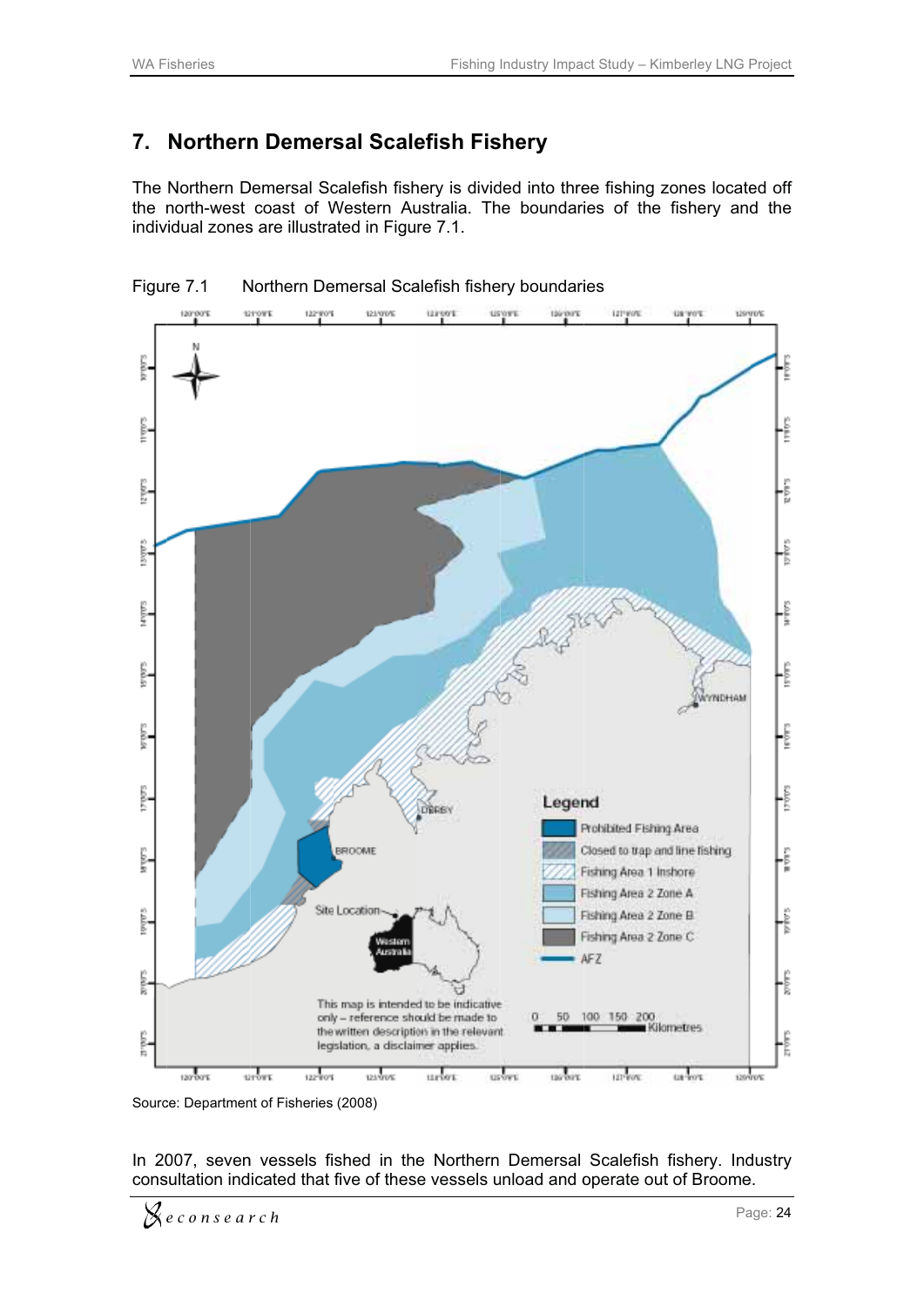# 7. Northern Demersal Scalefish Fishery

The Northern Demersal Scalefish fishery is divided into three fishing zones located off the north-west coast of Western Australia. The boundaries of the fishery and the individual zones are illustrated in Figure 7.1.

Figure 7.1 Northern Demersal Scalefish fishery boundaries

Source: Department of Fisheries (2008)

In 2007, seven vessels fished in the Northern Demersal Scalefish fishery. Industry consultation indicated that five of these vessels unload and operate out of Broome.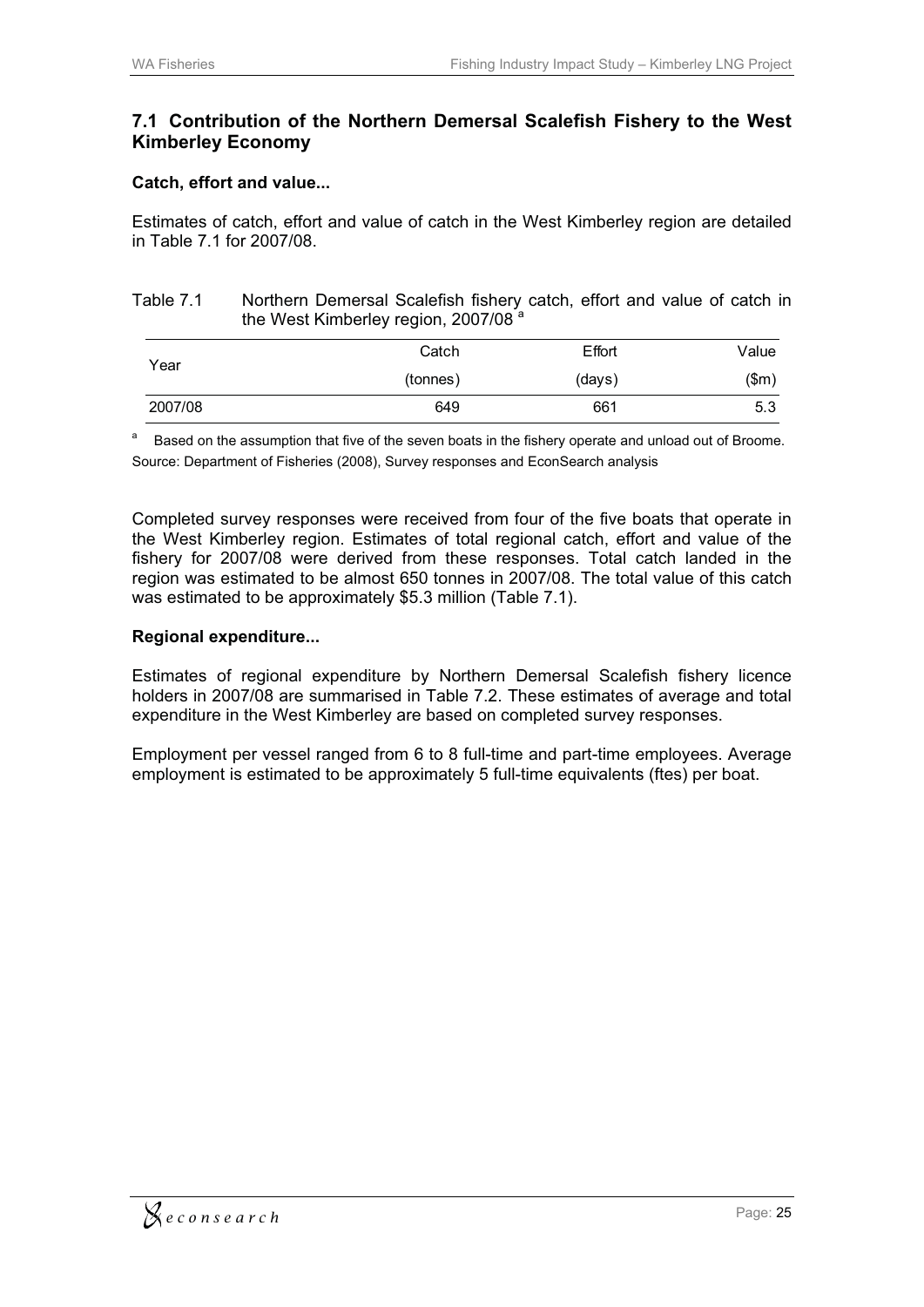## 7.1 Contribution of the Northern Demersal Scalefish Fishery to the West Kimberley Economy

**Catch, effort and value...**

Estimates of catch, effort and value of catch in the West Kimberley region are detailed in Table 7.1 for 2007/08.

Table 7.1 Northern Demersal Scalefish fishery catch, effort and value of catch in the West Kimberley region, 2007/08 [a]

| Year | Catch (tonnes) | Effort (days) | Value ($m) |
|---|---|---|---|
| 2007/08 | 649 | 661 | 5.3 |

[a] Based on the assumption that five of the seven boats in the fishery operate and unload out of Broome.

Source: Department of Fisheries (2008), Survey responses and EconSearch analysis

Completed survey responses were received from four of the five boats that operate in the West Kimberley region. Estimates of total regional catch, effort and value of the fishery for 2007/08 were derived from these responses. Total catch landed in the region was estimated to be almost 650 tonnes in 2007/08. The total value of this catch was estimated to be approximately $5.3 million (Table 7.1).

**Regional expenditure...**

Estimates of regional expenditure by Northern Demersal Scalefish fishery licence holders in 2007/08 are summarised in Table 7.2. These estimates of average and total expenditure in the West Kimberley are based on completed survey responses.

Employment per vessel ranged from 6 to 8 full-time and part-time employees. Average employment is estimated to be approximately 5 full-time equivalents (ftes) per boat.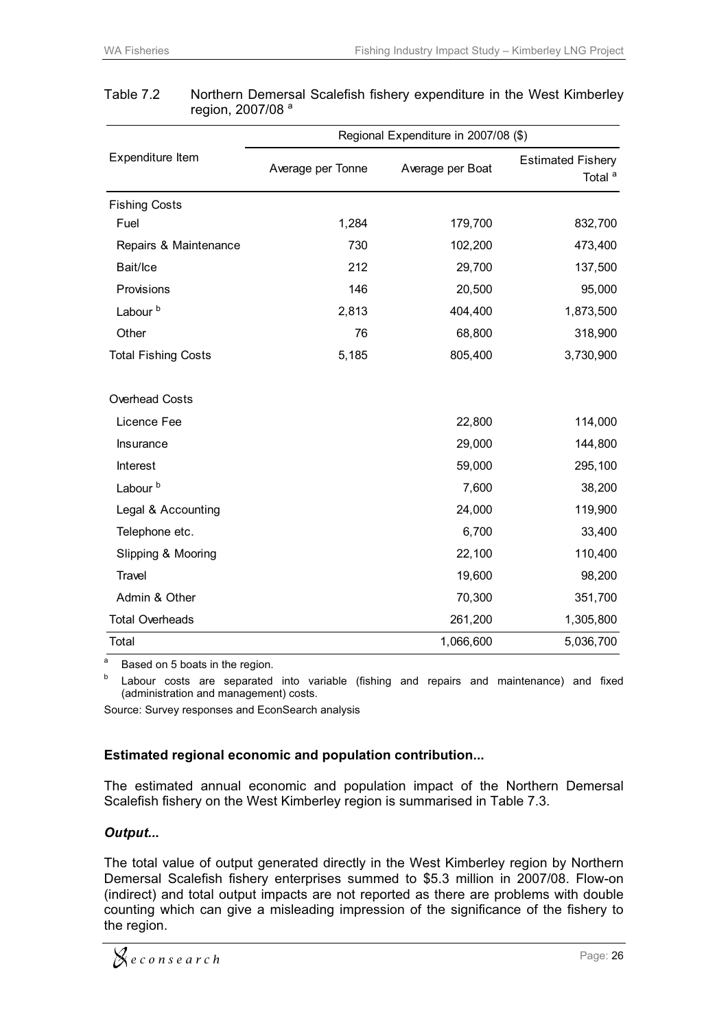Table 7.2 Northern Demersal Scalefish fishery expenditure in the West Kimberley region, 2007/08 [a]

| Expenditure Item | Regional Expenditure in 2007/08 ($) | | |
|---|---|---|---|
| | Average per Tonne | Average per Boat | Estimated Fishery Total [a] |
| Fishing Costs | | | |
| Fuel | 1,284 | 179,700 | 832,700 |
| Repairs & Maintenance | 730 | 102,200 | 473,400 |
| Bait/Ice | 212 | 29,700 | 137,500 |
| Provisions | 146 | 20,500 | 95,000 |
| Labour [b] | 2,813 | 404,400 | 1,873,500 |
| Other | 76 | 68,800 | 318,900 |
| Total Fishing Costs | 5,185 | 805,400 | 3,730,900 |
| Overhead Costs | | | |
| Licence Fee | | 22,800 | 114,000 |
| Insurance | | 29,000 | 144,800 |
| Interest | | 59,000 | 295,100 |
| Labour [b] | | 7,600 | 38,200 |
| Legal & Accounting | | 24,000 | 119,900 |
| Telephone etc. | | 6,700 | 33,400 |
| Slipping & Mooring | | 22,100 | 110,400 |
| Travel | | 19,600 | 98,200 |
| Admin & Other | | 70,300 | 351,700 |
| Total Overheads | | 261,200 | 1,305,800 |
| Total | | 1,066,600 | 5,036,700 |

[a] Based on 5 boats in the region.

[b] Labour costs are separated into variable (fishing and repairs and maintenance) and fixed (administration and management) costs.

Source: Survey responses and EconSearch analysis

**Estimated regional economic and population contribution...**

The estimated annual economic and population impact of the Northern Demersal Scalefish fishery on the West Kimberley region is summarised in Table 7.3.

***Output...***

The total value of output generated directly in the West Kimberley region by Northern Demersal Scalefish fishery enterprises summed to $5.3 million in 2007/08. Flow-on (indirect) and total output impacts are not reported as there are problems with double counting which can give a misleading impression of the significance of the fishery to the region.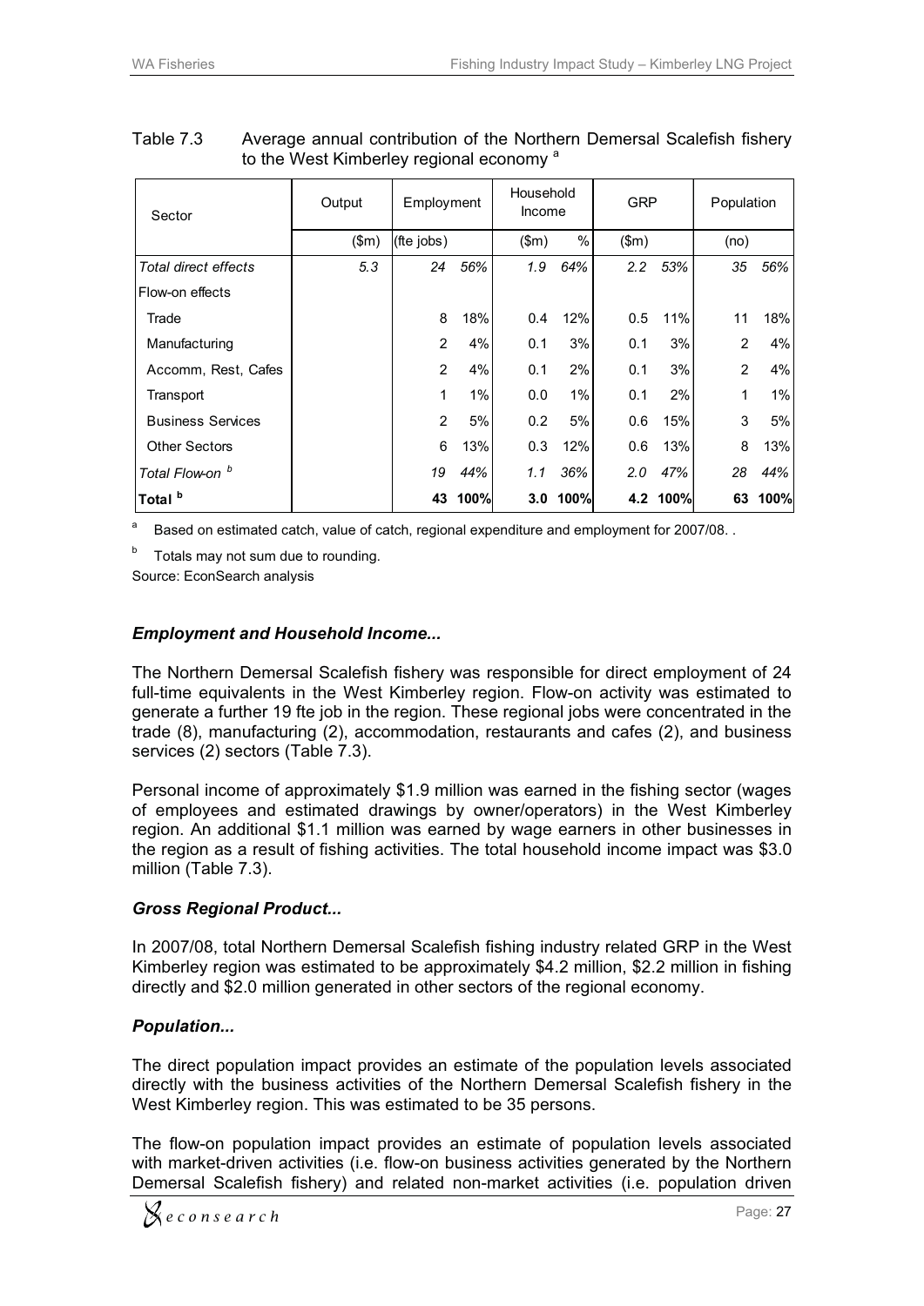Table 7.3 Average annual contribution of the Northern Demersal Scalefish fishery to the West Kimberley regional economy [a]

| Sector | Output | Employment | | Household Income | | GRP | | Population | |
|---|---|---|---|---|---|---|---|---|---|
| | ($m) | (fte jobs) | | ($m) | % | ($m) | | (no) | |
| *Total direct effects* | *5.3* | *24* | *56%* | *1.9* | *64%* | *2.2* | *53%* | *35* | *56%* |
| Flow-on effects | | | | | | | | | |
| Trade | | 8 | 18% | 0.4 | 12% | 0.5 | 11% | 11 | 18% |
| Manufacturing | | 2 | 4% | 0.1 | 3% | 0.1 | 3% | 2 | 4% |
| Accomm, Rest, Cafes | | 2 | 4% | 0.1 | 2% | 0.1 | 3% | 2 | 4% |
| Transport | | 1 | 1% | 0.0 | 1% | 0.1 | 2% | 1 | 1% |
| Business Services | | 2 | 5% | 0.2 | 5% | 0.6 | 15% | 3 | 5% |
| Other Sectors | | 6 | 13% | 0.3 | 12% | 0.6 | 13% | 8 | 13% |
| *Total Flow-on* [b] | | *19* | *44%* | *1.1* | *36%* | *2.0* | *47%* | *28* | *44%* |
| **Total** [b] | | **43** | **100%** | **3.0** | **100%** | **4.2** | **100%** | **63** | **100%** |

[a] Based on estimated catch, value of catch, regional expenditure and employment for 2007/08. .

[b] Totals may not sum due to rounding.

Source: EconSearch analysis

### *Employment and Household Income...*

The Northern Demersal Scalefish fishery was responsible for direct employment of 24 full-time equivalents in the West Kimberley region. Flow-on activity was estimated to generate a further 19 fte job in the region. These regional jobs were concentrated in the trade (8), manufacturing (2), accommodation, restaurants and cafes (2), and business services (2) sectors (Table 7.3).

Personal income of approximately $1.9 million was earned in the fishing sector (wages of employees and estimated drawings by owner/operators) in the West Kimberley region. An additional $1.1 million was earned by wage earners in other businesses in the region as a result of fishing activities. The total household income impact was $3.0 million (Table 7.3).

### *Gross Regional Product...*

In 2007/08, total Northern Demersal Scalefish fishing industry related GRP in the West Kimberley region was estimated to be approximately $4.2 million, $2.2 million in fishing directly and $2.0 million generated in other sectors of the regional economy.

### *Population...*

The direct population impact provides an estimate of the population levels associated directly with the business activities of the Northern Demersal Scalefish fishery in the West Kimberley region. This was estimated to be 35 persons.

The flow-on population impact provides an estimate of population levels associated with market-driven activities (i.e. flow-on business activities generated by the Northern Demersal Scalefish fishery) and related non-market activities (i.e. population driven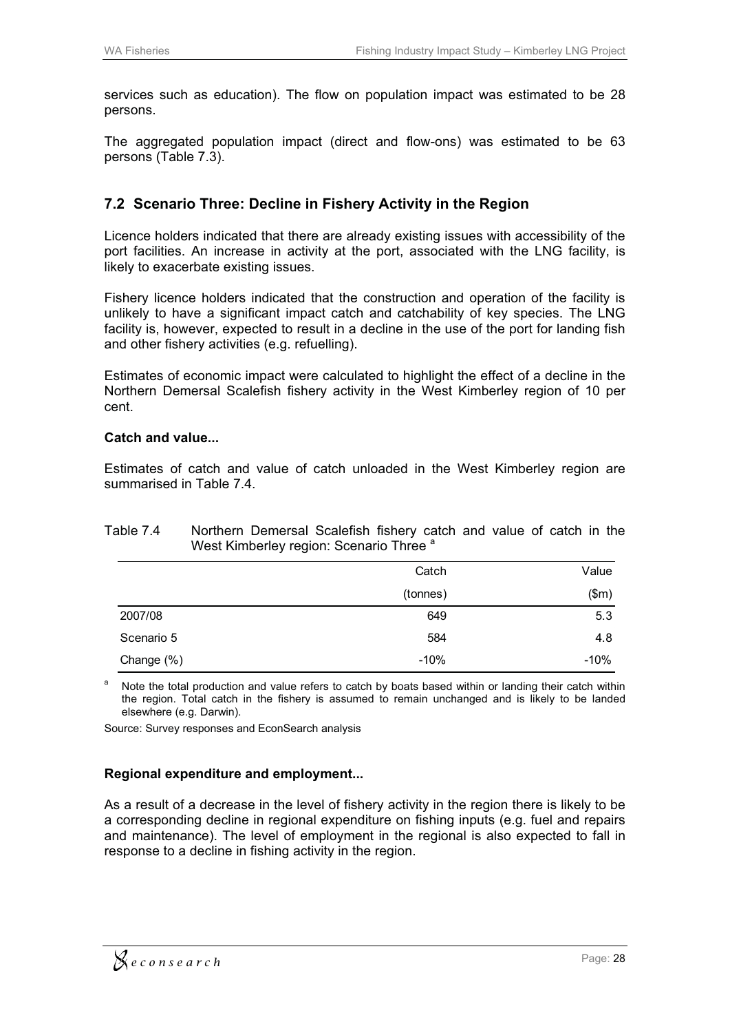services such as education). The flow on population impact was estimated to be 28 persons.

The aggregated population impact (direct and flow-ons) was estimated to be 63 persons (Table 7.3).

## 7.2 Scenario Three: Decline in Fishery Activity in the Region

Licence holders indicated that there are already existing issues with accessibility of the port facilities. An increase in activity at the port, associated with the LNG facility, is likely to exacerbate existing issues.

Fishery licence holders indicated that the construction and operation of the facility is unlikely to have a significant impact catch and catchability of key species. The LNG facility is, however, expected to result in a decline in the use of the port for landing fish and other fishery activities (e.g. refuelling).

Estimates of economic impact were calculated to highlight the effect of a decline in the Northern Demersal Scalefish fishery activity in the West Kimberley region of 10 per cent.

**Catch and value...**

Estimates of catch and value of catch unloaded in the West Kimberley region are summarised in Table 7.4.

Table 7.4 Northern Demersal Scalefish fishery catch and value of catch in the West Kimberley region: Scenario Three [a]

| | Catch (tonnes) | Value ($m) |
|---|---|---|
| 2007/08 | 649 | 5.3 |
| Scenario 5 | 584 | 4.8 |
| Change (%) | -10% | -10% |

[a] Note the total production and value refers to catch by boats based within or landing their catch within the region. Total catch in the fishery is assumed to remain unchanged and is likely to be landed elsewhere (e.g. Darwin).

Source: Survey responses and EconSearch analysis

**Regional expenditure and employment...**

As a result of a decrease in the level of fishery activity in the region there is likely to be a corresponding decline in regional expenditure on fishing inputs (e.g. fuel and repairs and maintenance). The level of employment in the regional is also expected to fall in response to a decline in fishing activity in the region.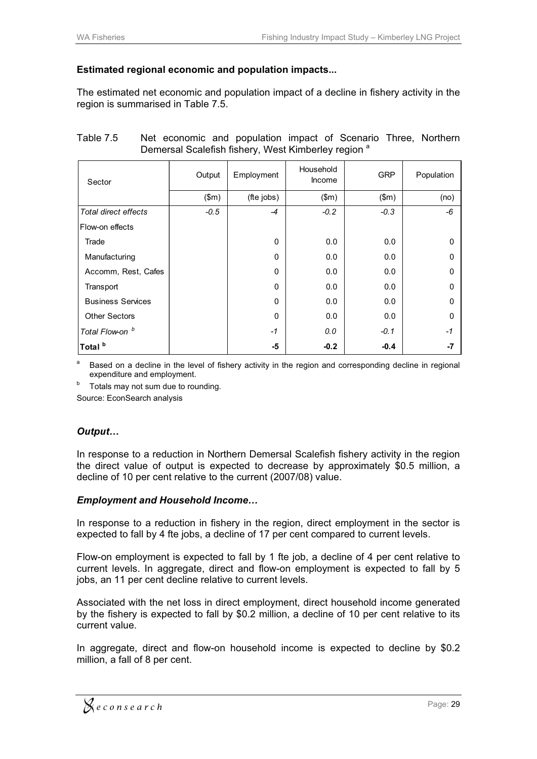**Estimated regional economic and population impacts...**

The estimated net economic and population impact of a decline in fishery activity in the region is summarised in Table 7.5.

Table 7.5 Net economic and population impact of Scenario Three, Northern Demersal Scalefish fishery, West Kimberley region [a]

| Sector | Output | Employment | Household Income | GRP | Population |
|---|---|---|---|---|---|
| | ($m) | (fte jobs) | ($m) | ($m) | (no) |
| *Total direct effects* | *-0.5* | *-4* | *-0.2* | *-0.3* | *-6* |
| Flow-on effects | | | | | |
| Trade | | 0 | 0.0 | 0.0 | 0 |
| Manufacturing | | 0 | 0.0 | 0.0 | 0 |
| Accomm, Rest, Cafes | | 0 | 0.0 | 0.0 | 0 |
| Transport | | 0 | 0.0 | 0.0 | 0 |
| Business Services | | 0 | 0.0 | 0.0 | 0 |
| Other Sectors | | 0 | 0.0 | 0.0 | 0 |
| *Total Flow-on [b]* | | *-1* | *0.0* | *-0.1* | *-1* |
| **Total [b]** | | **-5** | **-0.2** | **-0.4** | **-7** |

[a] Based on a decline in the level of fishery activity in the region and corresponding decline in regional expenditure and employment.

[b] Totals may not sum due to rounding.

Source: EconSearch analysis

### *Output…*

In response to a reduction in Northern Demersal Scalefish fishery activity in the region the direct value of output is expected to decrease by approximately $0.5 million, a decline of 10 per cent relative to the current (2007/08) value.

### *Employment and Household Income…*

In response to a reduction in fishery in the region, direct employment in the sector is expected to fall by 4 fte jobs, a decline of 17 per cent compared to current levels.

Flow-on employment is expected to fall by 1 fte job, a decline of 4 per cent relative to current levels. In aggregate, direct and flow-on employment is expected to fall by 5 jobs, an 11 per cent decline relative to current levels.

Associated with the net loss in direct employment, direct household income generated by the fishery is expected to fall by $0.2 million, a decline of 10 per cent relative to its current value.

In aggregate, direct and flow-on household income is expected to decline by $0.2 million, a fall of 8 per cent.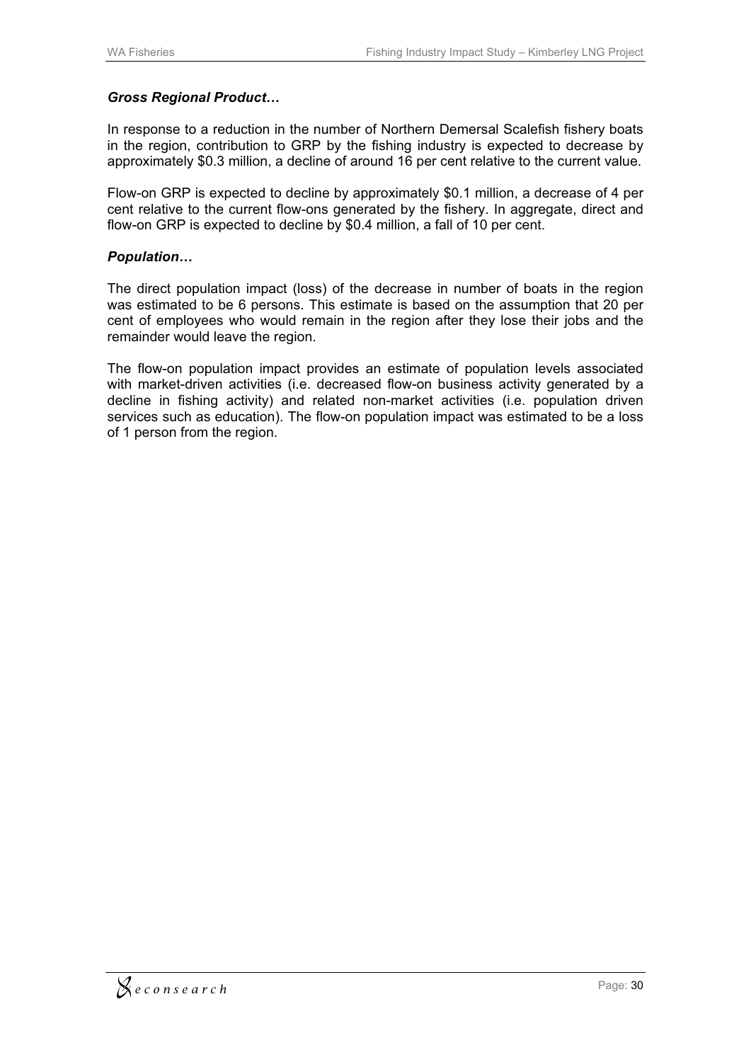***Gross Regional Product…***

In response to a reduction in the number of Northern Demersal Scalefish fishery boats in the region, contribution to GRP by the fishing industry is expected to decrease by approximately \$0.3 million, a decline of around 16 per cent relative to the current value.

Flow-on GRP is expected to decline by approximately \$0.1 million, a decrease of 4 per cent relative to the current flow-ons generated by the fishery. In aggregate, direct and flow-on GRP is expected to decline by \$0.4 million, a fall of 10 per cent.

***Population…***

The direct population impact (loss) of the decrease in number of boats in the region was estimated to be 6 persons. This estimate is based on the assumption that 20 per cent of employees who would remain in the region after they lose their jobs and the remainder would leave the region.

The flow-on population impact provides an estimate of population levels associated with market-driven activities (i.e. decreased flow-on business activity generated by a decline in fishing activity) and related non-market activities (i.e. population driven services such as education). The flow-on population impact was estimated to be a loss of 1 person from the region.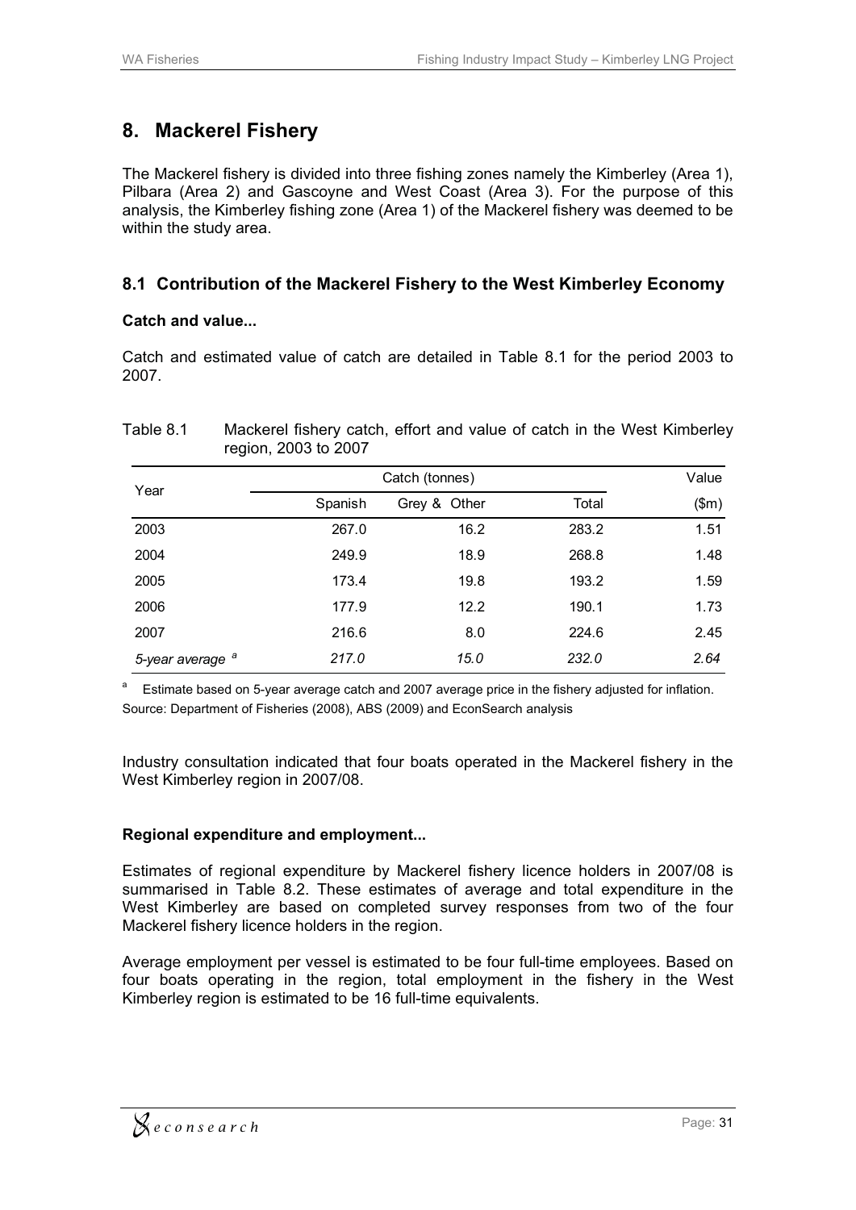# 8. Mackerel Fishery

The Mackerel fishery is divided into three fishing zones namely the Kimberley (Area 1), Pilbara (Area 2) and Gascoyne and West Coast (Area 3). For the purpose of this analysis, the Kimberley fishing zone (Area 1) of the Mackerel fishery was deemed to be within the study area.

## 8.1 Contribution of the Mackerel Fishery to the West Kimberley Economy

**Catch and value...**

Catch and estimated value of catch are detailed in Table 8.1 for the period 2003 to 2007.

Table 8.1 Mackerel fishery catch, effort and value of catch in the West Kimberley region, 2003 to 2007

| Year | Catch (tonnes) | | | Value |
|---|---|---|---|---|
| | Spanish | Grey & Other | Total | ($m) |
| 2003 | 267.0 | 16.2 | 283.2 | 1.51 |
| 2004 | 249.9 | 18.9 | 268.8 | 1.48 |
| 2005 | 173.4 | 19.8 | 193.2 | 1.59 |
| 2006 | 177.9 | 12.2 | 190.1 | 1.73 |
| 2007 | 216.6 | 8.0 | 224.6 | 2.45 |
| *5-year average* [a] | *217.0* | *15.0* | *232.0* | *2.64* |

[a] Estimate based on 5-year average catch and 2007 average price in the fishery adjusted for inflation.

Source: Department of Fisheries (2008), ABS (2009) and EconSearch analysis

Industry consultation indicated that four boats operated in the Mackerel fishery in the West Kimberley region in 2007/08.

**Regional expenditure and employment...**

Estimates of regional expenditure by Mackerel fishery licence holders in 2007/08 is summarised in Table 8.2. These estimates of average and total expenditure in the West Kimberley are based on completed survey responses from two of the four Mackerel fishery licence holders in the region.

Average employment per vessel is estimated to be four full-time employees. Based on four boats operating in the region, total employment in the fishery in the West Kimberley region is estimated to be 16 full-time equivalents.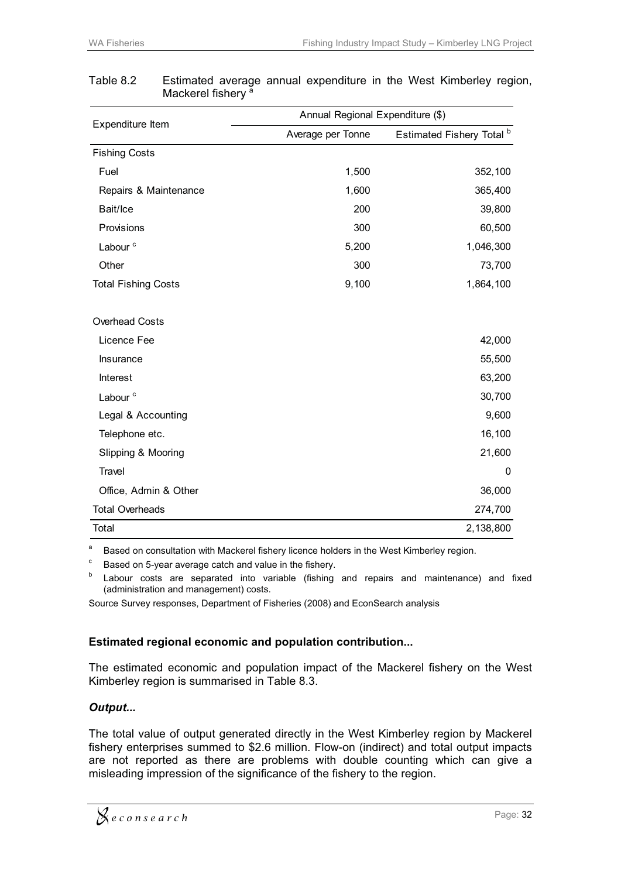Table 8.2 Estimated average annual expenditure in the West Kimberley region, Mackerel fishery [a]

| Expenditure Item | Annual Regional Expenditure ($) | |
|---|---|---|
| | Average per Tonne | Estimated Fishery Total [b] |
| Fishing Costs | | |
| Fuel | 1,500 | 352,100 |
| Repairs & Maintenance | 1,600 | 365,400 |
| Bait/Ice | 200 | 39,800 |
| Provisions | 300 | 60,500 |
| Labour [c] | 5,200 | 1,046,300 |
| Other | 300 | 73,700 |
| Total Fishing Costs | 9,100 | 1,864,100 |
| | | |
| Overhead Costs | | |
| Licence Fee | | 42,000 |
| Insurance | | 55,500 |
| Interest | | 63,200 |
| Labour [c] | | 30,700 |
| Legal & Accounting | | 9,600 |
| Telephone etc. | | 16,100 |
| Slipping & Mooring | | 21,600 |
| Travel | | 0 |
| Office, Admin & Other | | 36,000 |
| Total Overheads | | 274,700 |
| Total | | 2,138,800 |

[a] Based on consultation with Mackerel fishery licence holders in the West Kimberley region.

[c] Based on 5-year average catch and value in the fishery.

[b] Labour costs are separated into variable (fishing and repairs and maintenance) and fixed (administration and management) costs.

Source Survey responses, Department of Fisheries (2008) and EconSearch analysis

**Estimated regional economic and population contribution...**

The estimated economic and population impact of the Mackerel fishery on the West Kimberley region is summarised in Table 8.3.

***Output...***

The total value of output generated directly in the West Kimberley region by Mackerel fishery enterprises summed to $2.6 million. Flow-on (indirect) and total output impacts are not reported as there are problems with double counting which can give a misleading impression of the significance of the fishery to the region.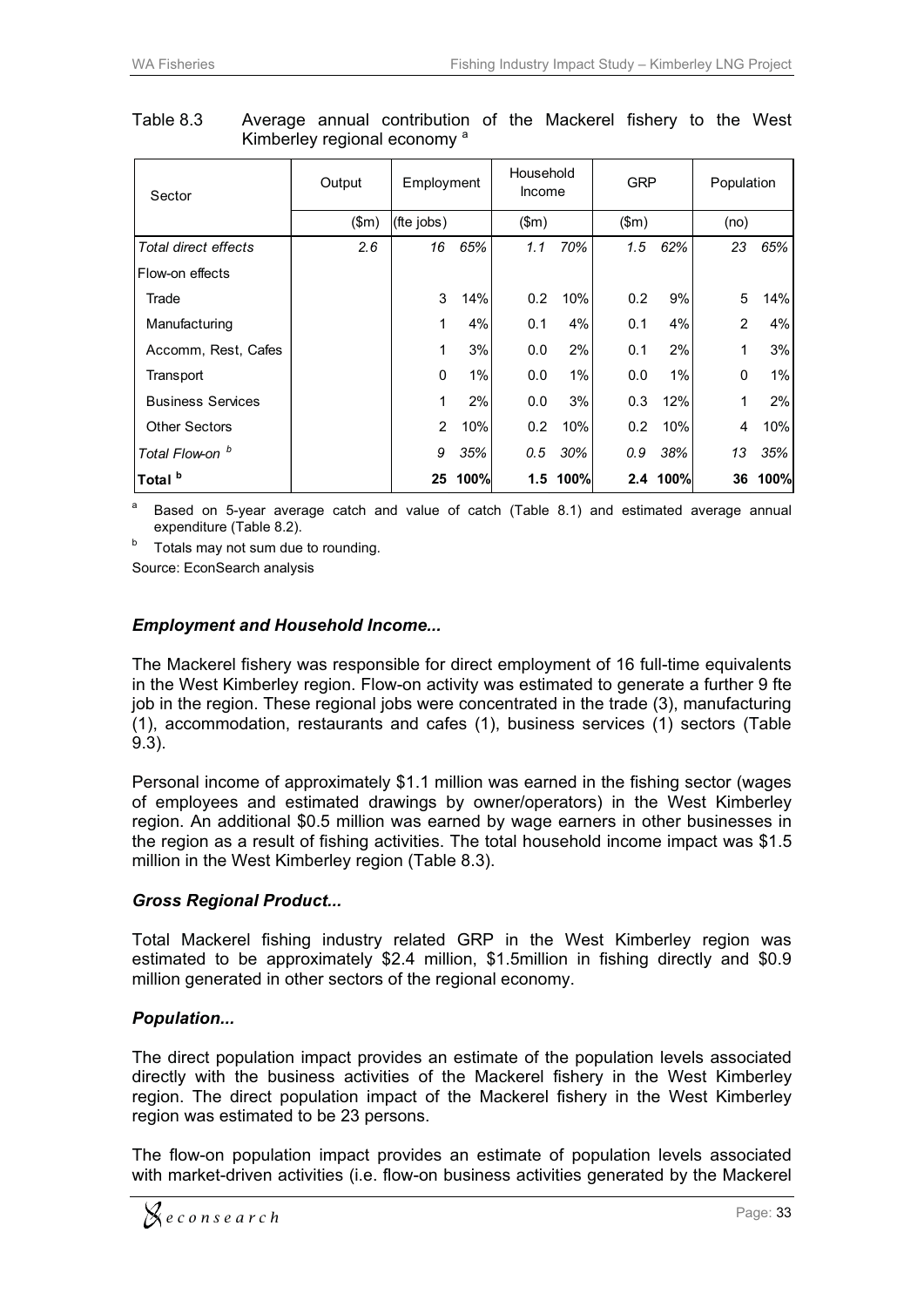Table 8.3 Average annual contribution of the Mackerel fishery to the West Kimberley regional economy [a]

| Sector | Output | Employment | | Household Income | | GRP | | Population | |
|---|---|---|---|---|---|---|---|---|---|
| | ($m) | (fte jobs) | | ($m) | | ($m) | | (no) | |
| *Total direct effects* | *2.6* | *16* | *65%* | *1.1* | *70%* | *1.5* | *62%* | *23* | *65%* |
| Flow-on effects | | | | | | | | | |
| Trade | | 3 | 14% | 0.2 | 10% | 0.2 | 9% | 5 | 14% |
| Manufacturing | | 1 | 4% | 0.1 | 4% | 0.1 | 4% | 2 | 4% |
| Accomm, Rest, Cafes | | 1 | 3% | 0.0 | 2% | 0.1 | 2% | 1 | 3% |
| Transport | | 0 | 1% | 0.0 | 1% | 0.0 | 1% | 0 | 1% |
| Business Services | | 1 | 2% | 0.0 | 3% | 0.3 | 12% | 1 | 2% |
| Other Sectors | | 2 | 10% | 0.2 | 10% | 0.2 | 10% | 4 | 10% |
| *Total Flow-on [b]* | | *9* | *35%* | *0.5* | *30%* | *0.9* | *38%* | *13* | *35%* |
| **Total [b]** | | **25** | **100%** | **1.5** | **100%** | **2.4** | **100%** | **36** | **100%** |

[a] Based on 5-year average catch and value of catch (Table 8.1) and estimated average annual expenditure (Table 8.2).

[b] Totals may not sum due to rounding.

Source: EconSearch analysis

### *Employment and Household Income...*

The Mackerel fishery was responsible for direct employment of 16 full-time equivalents in the West Kimberley region. Flow-on activity was estimated to generate a further 9 fte job in the region. These regional jobs were concentrated in the trade (3), manufacturing (1), accommodation, restaurants and cafes (1), business services (1) sectors (Table 9.3).

Personal income of approximately $1.1 million was earned in the fishing sector (wages of employees and estimated drawings by owner/operators) in the West Kimberley region. An additional $0.5 million was earned by wage earners in other businesses in the region as a result of fishing activities. The total household income impact was $1.5 million in the West Kimberley region (Table 8.3).

### *Gross Regional Product...*

Total Mackerel fishing industry related GRP in the West Kimberley region was estimated to be approximately $2.4 million, $1.5million in fishing directly and $0.9 million generated in other sectors of the regional economy.

### *Population...*

The direct population impact provides an estimate of the population levels associated directly with the business activities of the Mackerel fishery in the West Kimberley region. The direct population impact of the Mackerel fishery in the West Kimberley region was estimated to be 23 persons.

The flow-on population impact provides an estimate of population levels associated with market-driven activities (i.e. flow-on business activities generated by the Mackerel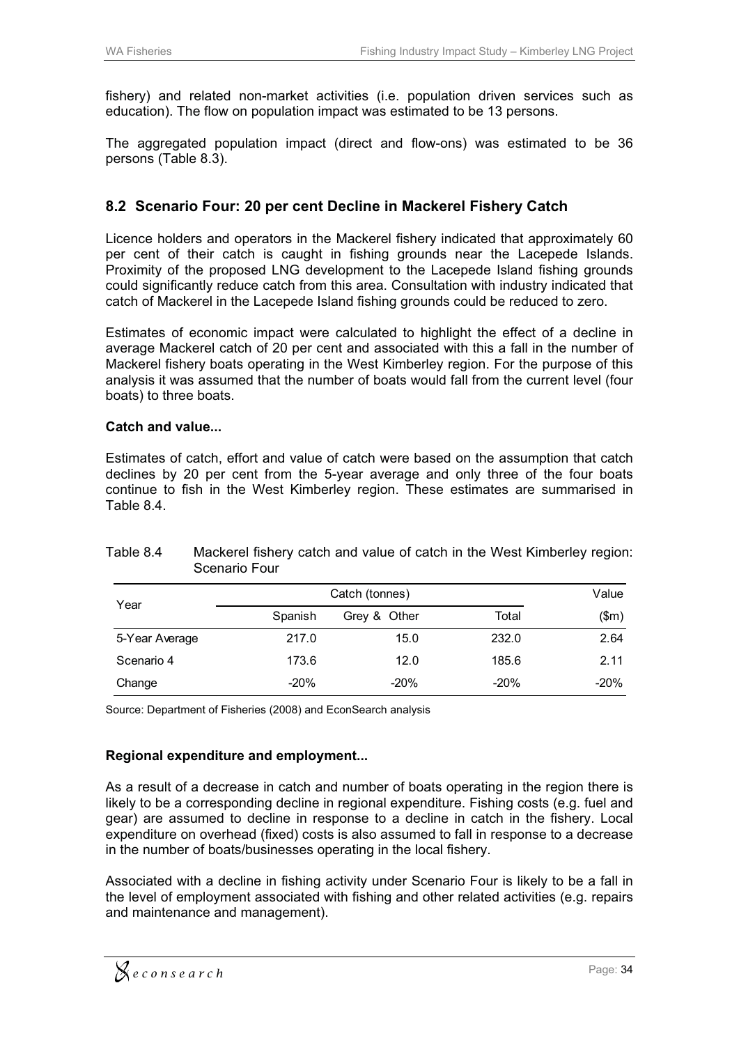fishery) and related non-market activities (i.e. population driven services such as education). The flow on population impact was estimated to be 13 persons.

The aggregated population impact (direct and flow-ons) was estimated to be 36 persons (Table 8.3).

## 8.2 Scenario Four: 20 per cent Decline in Mackerel Fishery Catch

Licence holders and operators in the Mackerel fishery indicated that approximately 60 per cent of their catch is caught in fishing grounds near the Lacepede Islands. Proximity of the proposed LNG development to the Lacepede Island fishing grounds could significantly reduce catch from this area. Consultation with industry indicated that catch of Mackerel in the Lacepede Island fishing grounds could be reduced to zero.

Estimates of economic impact were calculated to highlight the effect of a decline in average Mackerel catch of 20 per cent and associated with this a fall in the number of Mackerel fishery boats operating in the West Kimberley region. For the purpose of this analysis it was assumed that the number of boats would fall from the current level (four boats) to three boats.

**Catch and value...**

Estimates of catch, effort and value of catch were based on the assumption that catch declines by 20 per cent from the 5-year average and only three of the four boats continue to fish in the West Kimberley region. These estimates are summarised in Table 8.4.

Table 8.4 Mackerel fishery catch and value of catch in the West Kimberley region: Scenario Four

| Year | Catch (tonnes) | | | Value |
|---|---|---|---|---|
| | Spanish | Grey & Other | Total | ($m) |
| 5-Year Average | 217.0 | 15.0 | 232.0 | 2.64 |
| Scenario 4 | 173.6 | 12.0 | 185.6 | 2.11 |
| Change | -20% | -20% | -20% | -20% |

Source: Department of Fisheries (2008) and EconSearch analysis

**Regional expenditure and employment...**

As a result of a decrease in catch and number of boats operating in the region there is likely to be a corresponding decline in regional expenditure. Fishing costs (e.g. fuel and gear) are assumed to decline in response to a decline in catch in the fishery. Local expenditure on overhead (fixed) costs is also assumed to fall in response to a decrease in the number of boats/businesses operating in the local fishery.

Associated with a decline in fishing activity under Scenario Four is likely to be a fall in the level of employment associated with fishing and other related activities (e.g. repairs and maintenance and management).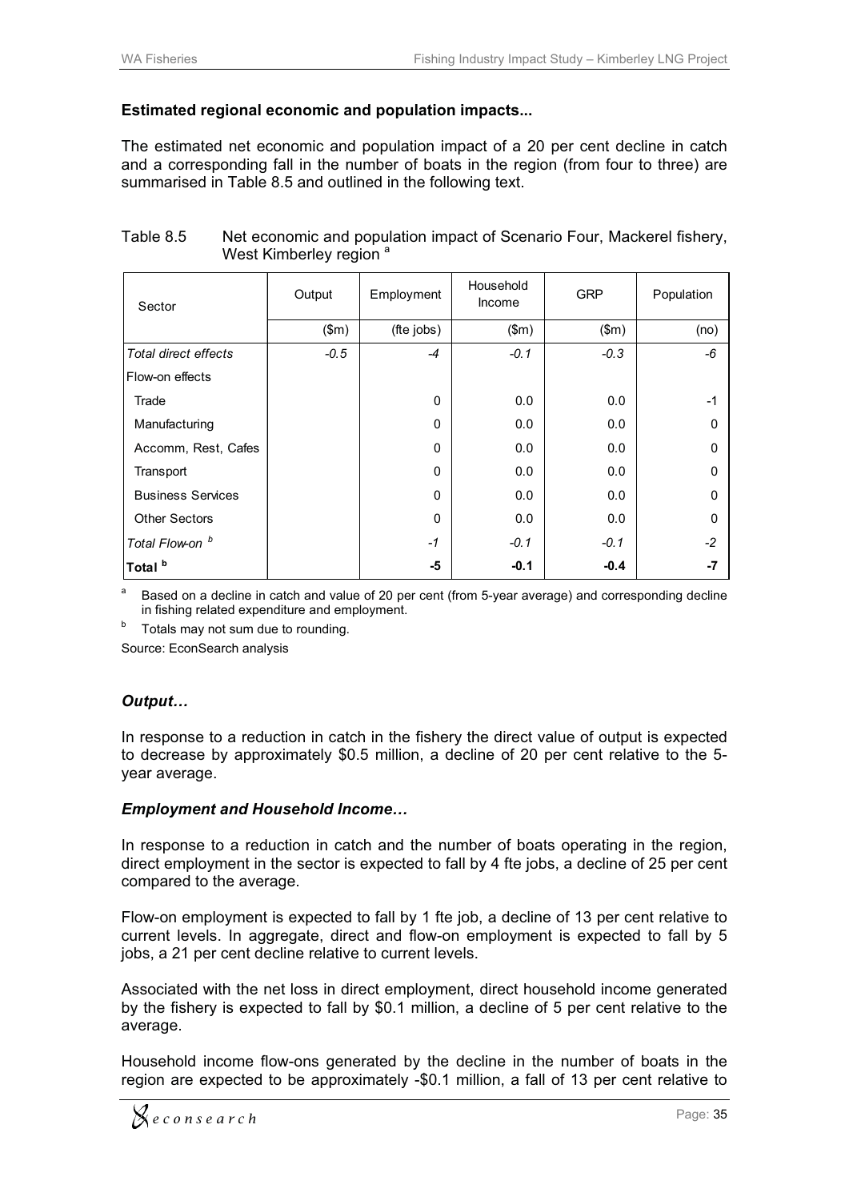**Estimated regional economic and population impacts...**

The estimated net economic and population impact of a 20 per cent decline in catch and a corresponding fall in the number of boats in the region (from four to three) are summarised in Table 8.5 and outlined in the following text.

Table 8.5 Net economic and population impact of Scenario Four, Mackerel fishery, West Kimberley region [a]

| Sector | Output | Employment | Household Income | GRP | Population |
|---|---|---|---|---|---|
| | ($m) | (fte jobs) | ($m) | ($m) | (no) |
| *Total direct effects* | *-0.5* | *-4* | *-0.1* | *-0.3* | *-6* |
| Flow-on effects | | | | | |
| Trade | | 0 | 0.0 | 0.0 | -1 |
| Manufacturing | | 0 | 0.0 | 0.0 | 0 |
| Accomm, Rest, Cafes | | 0 | 0.0 | 0.0 | 0 |
| Transport | | 0 | 0.0 | 0.0 | 0 |
| Business Services | | 0 | 0.0 | 0.0 | 0 |
| Other Sectors | | 0 | 0.0 | 0.0 | 0 |
| *Total Flow-on [b]* | | *-1* | *-0.1* | *-0.1* | *-2* |
| **Total [b]** | | **-5** | **-0.1** | **-0.4** | **-7** |

[a] Based on a decline in catch and value of 20 per cent (from 5-year average) and corresponding decline in fishing related expenditure and employment.

[b] Totals may not sum due to rounding.

Source: EconSearch analysis

### *Output…*

In response to a reduction in catch in the fishery the direct value of output is expected to decrease by approximately $0.5 million, a decline of 20 per cent relative to the 5-year average.

### *Employment and Household Income…*

In response to a reduction in catch and the number of boats operating in the region, direct employment in the sector is expected to fall by 4 fte jobs, a decline of 25 per cent compared to the average.

Flow-on employment is expected to fall by 1 fte job, a decline of 13 per cent relative to current levels. In aggregate, direct and flow-on employment is expected to fall by 5 jobs, a 21 per cent decline relative to current levels.

Associated with the net loss in direct employment, direct household income generated by the fishery is expected to fall by $0.1 million, a decline of 5 per cent relative to the average.

Household income flow-ons generated by the decline in the number of boats in the region are expected to be approximately -$0.1 million, a fall of 13 per cent relative to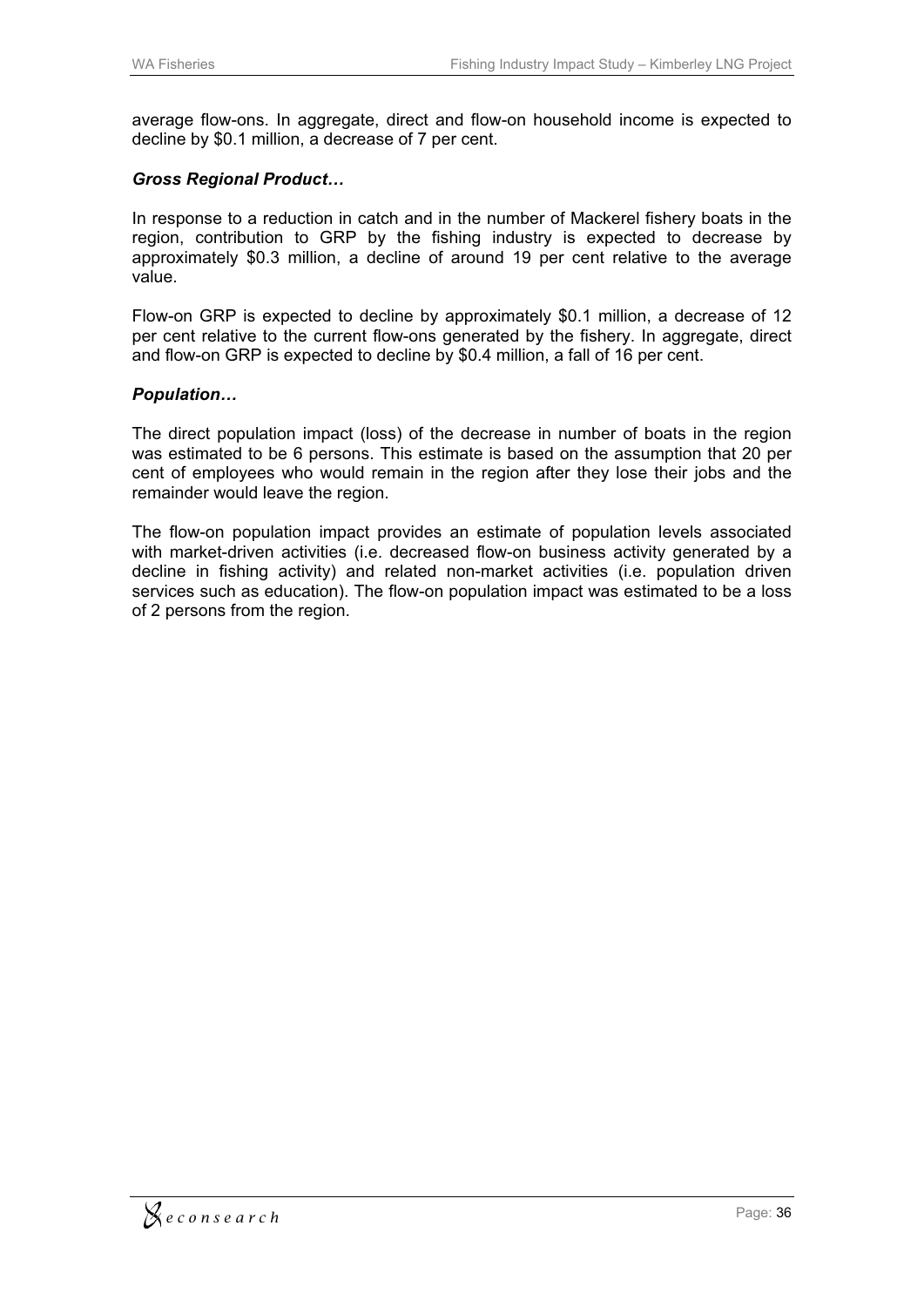average flow-ons. In aggregate, direct and flow-on household income is expected to decline by $0.1 million, a decrease of 7 per cent.

***Gross Regional Product…***

In response to a reduction in catch and in the number of Mackerel fishery boats in the region, contribution to GRP by the fishing industry is expected to decrease by approximately $0.3 million, a decline of around 19 per cent relative to the average value.

Flow-on GRP is expected to decline by approximately $0.1 million, a decrease of 12 per cent relative to the current flow-ons generated by the fishery. In aggregate, direct and flow-on GRP is expected to decline by $0.4 million, a fall of 16 per cent.

***Population…***

The direct population impact (loss) of the decrease in number of boats in the region was estimated to be 6 persons. This estimate is based on the assumption that 20 per cent of employees who would remain in the region after they lose their jobs and the remainder would leave the region.

The flow-on population impact provides an estimate of population levels associated with market-driven activities (i.e. decreased flow-on business activity generated by a decline in fishing activity) and related non-market activities (i.e. population driven services such as education). The flow-on population impact was estimated to be a loss of 2 persons from the region.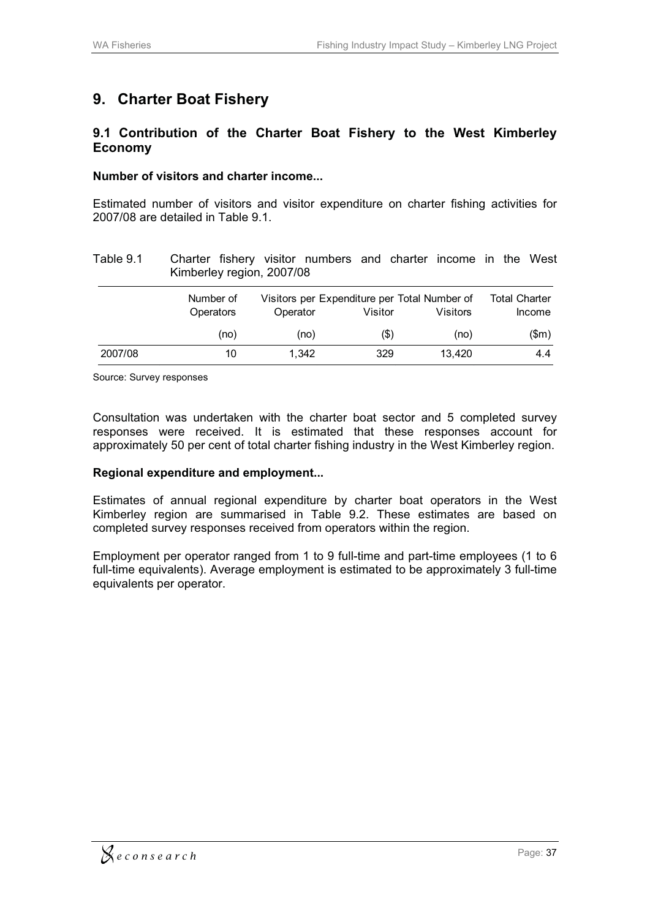# 9. Charter Boat Fishery

## 9.1 Contribution of the Charter Boat Fishery to the West Kimberley Economy

**Number of visitors and charter income...**

Estimated number of visitors and visitor expenditure on charter fishing activities for 2007/08 are detailed in Table 9.1.

Table 9.1 Charter fishery visitor numbers and charter income in the West Kimberley region, 2007/08

| | Number of Operators | Visitors per Operator | Expenditure per Visitor | Total Number of Visitors | Total Charter Income |
|---|---|---|---|---|---|
| | (no) | (no) | ($) | (no) | ($m) |
| 2007/08 | 10 | 1,342 | 329 | 13,420 | 4.4 |

Source: Survey responses

Consultation was undertaken with the charter boat sector and 5 completed survey responses were received. It is estimated that these responses account for approximately 50 per cent of total charter fishing industry in the West Kimberley region.

**Regional expenditure and employment...**

Estimates of annual regional expenditure by charter boat operators in the West Kimberley region are summarised in Table 9.2. These estimates are based on completed survey responses received from operators within the region.

Employment per operator ranged from 1 to 9 full-time and part-time employees (1 to 6 full-time equivalents). Average employment is estimated to be approximately 3 full-time equivalents per operator.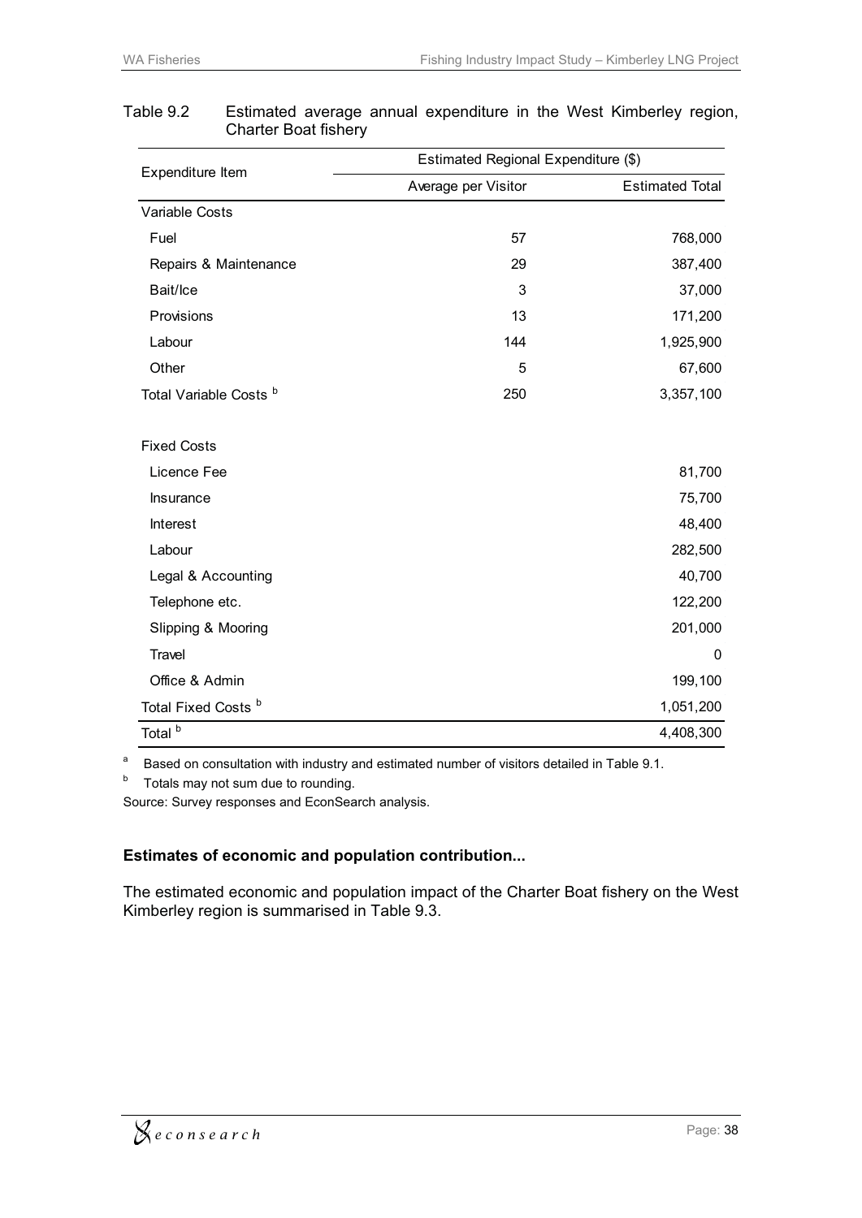Table 9.2 Estimated average annual expenditure in the West Kimberley region, Charter Boat fishery

| Expenditure Item | Estimated Regional Expenditure ($) | |
|---|---|---|
| | Average per Visitor | Estimated Total |
| Variable Costs | | |
| Fuel | 57 | 768,000 |
| Repairs & Maintenance | 29 | 387,400 |
| Bait/Ice | 3 | 37,000 |
| Provisions | 13 | 171,200 |
| Labour | 144 | 1,925,900 |
| Other | 5 | 67,600 |
| Total Variable Costs [b] | 250 | 3,357,100 |
| | | |
| Fixed Costs | | |
| Licence Fee | | 81,700 |
| Insurance | | 75,700 |
| Interest | | 48,400 |
| Labour | | 282,500 |
| Legal & Accounting | | 40,700 |
| Telephone etc. | | 122,200 |
| Slipping & Mooring | | 201,000 |
| Travel | | 0 |
| Office & Admin | | 199,100 |
| Total Fixed Costs [b] | | 1,051,200 |
| Total [b] | | 4,408,300 |

[a] Based on consultation with industry and estimated number of visitors detailed in Table 9.1.

[b] Totals may not sum due to rounding.

Source: Survey responses and EconSearch analysis.

**Estimates of economic and population contribution...**

The estimated economic and population impact of the Charter Boat fishery on the West Kimberley region is summarised in Table 9.3.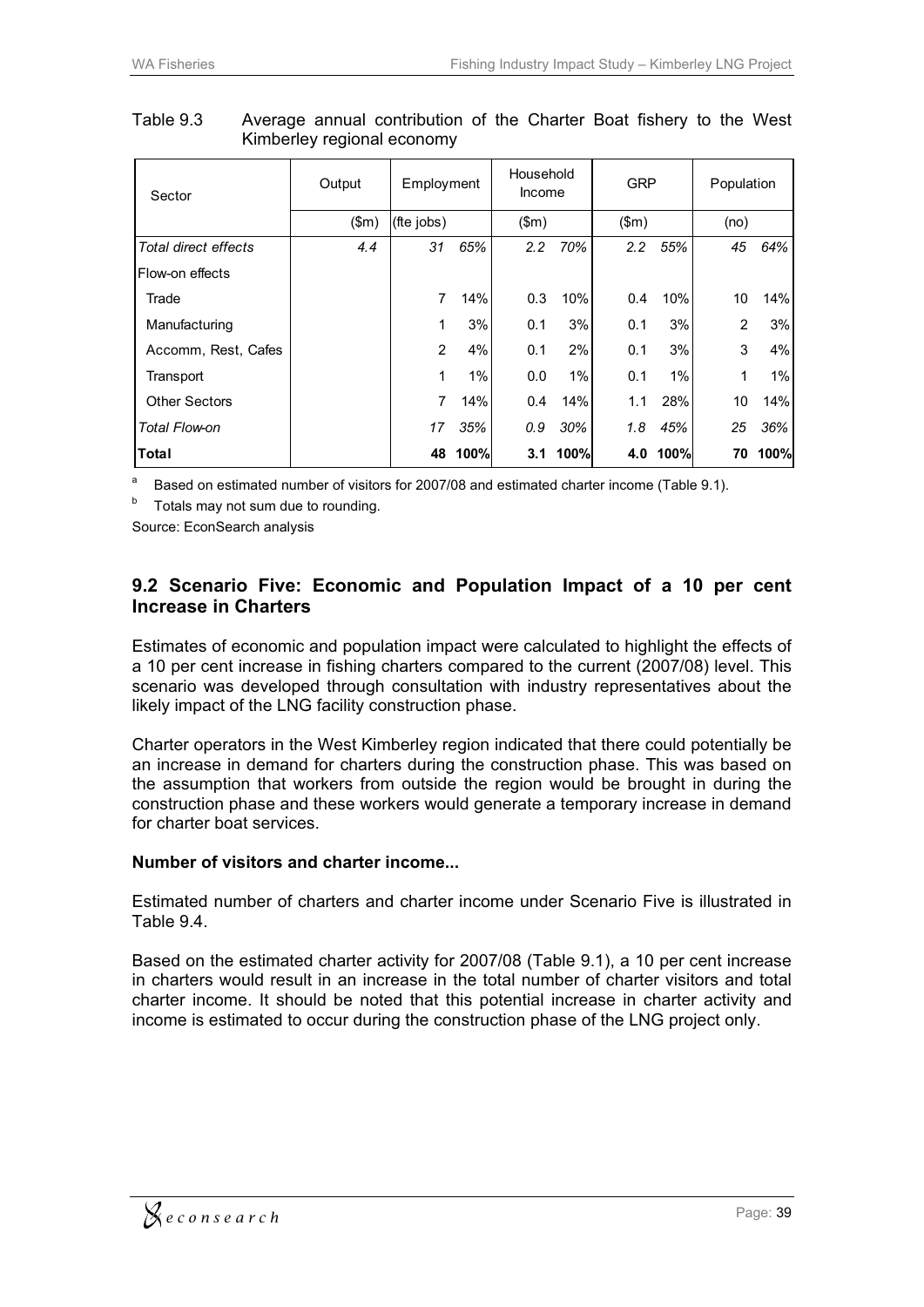Table 9.3 Average annual contribution of the Charter Boat fishery to the West Kimberley regional economy

| Sector | Output | Employment | | Household Income | | GRP | | Population | |
|---|---|---|---|---|---|---|---|---|---|
| | ($m) | (fte jobs) | | ($m) | | ($m) | | (no) | |
| *Total direct effects* | *4.4* | *31* | *65%* | *2.2* | *70%* | *2.2* | *55%* | *45* | *64%* |
| Flow-on effects | | | | | | | | | |
| Trade | | 7 | 14% | 0.3 | 10% | 0.4 | 10% | 10 | 14% |
| Manufacturing | | 1 | 3% | 0.1 | 3% | 0.1 | 3% | 2 | 3% |
| Accomm, Rest, Cafes | | 2 | 4% | 0.1 | 2% | 0.1 | 3% | 3 | 4% |
| Transport | | 1 | 1% | 0.0 | 1% | 0.1 | 1% | 1 | 1% |
| Other Sectors | | 7 | 14% | 0.4 | 14% | 1.1 | 28% | 10 | 14% |
| *Total Flow-on* | | *17* | *35%* | *0.9* | *30%* | *1.8* | *45%* | *25* | *36%* |
| **Total** | | **48** | **100%** | **3.1** | **100%** | **4.0** | **100%** | **70** | **100%** |

[a] Based on estimated number of visitors for 2007/08 and estimated charter income (Table 9.1).

[b] Totals may not sum due to rounding.

Source: EconSearch analysis

## 9.2 Scenario Five: Economic and Population Impact of a 10 per cent Increase in Charters

Estimates of economic and population impact were calculated to highlight the effects of a 10 per cent increase in fishing charters compared to the current (2007/08) level. This scenario was developed through consultation with industry representatives about the likely impact of the LNG facility construction phase.

Charter operators in the West Kimberley region indicated that there could potentially be an increase in demand for charters during the construction phase. This was based on the assumption that workers from outside the region would be brought in during the construction phase and these workers would generate a temporary increase in demand for charter boat services.

### Number of visitors and charter income...

Estimated number of charters and charter income under Scenario Five is illustrated in Table 9.4.

Based on the estimated charter activity for 2007/08 (Table 9.1), a 10 per cent increase in charters would result in an increase in the total number of charter visitors and total charter income. It should be noted that this potential increase in charter activity and income is estimated to occur during the construction phase of the LNG project only.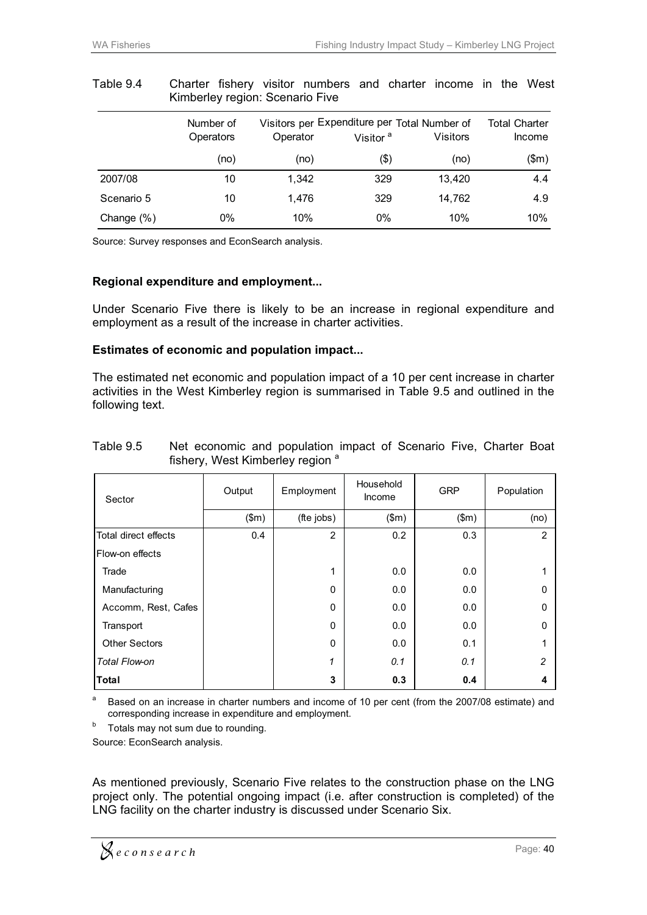Table 9.4 Charter fishery visitor numbers and charter income in the West Kimberley region: Scenario Five

| | Number of Operators | Visitors per Operator | Expenditure per Visitor [a] | Total Number of Visitors | Total Charter Income |
|---|---|---|---|---|---|
| | (no) | (no) | ($) | (no) | ($m) |
| 2007/08 | 10 | 1,342 | 329 | 13,420 | 4.4 |
| Scenario 5 | 10 | 1,476 | 329 | 14,762 | 4.9 |
| Change (%) | 0% | 10% | 0% | 10% | 10% |

Source: Survey responses and EconSearch analysis.

**Regional expenditure and employment...**

Under Scenario Five there is likely to be an increase in regional expenditure and employment as a result of the increase in charter activities.

**Estimates of economic and population impact...**

The estimated net economic and population impact of a 10 per cent increase in charter activities in the West Kimberley region is summarised in Table 9.5 and outlined in the following text.

Table 9.5 Net economic and population impact of Scenario Five, Charter Boat fishery, West Kimberley region [a]

| Sector | Output | Employment | Household Income | GRP | Population |
|---|---|---|---|---|---|
| | ($m) | (fte jobs) | ($m) | ($m) | (no) |
| Total direct effects | 0.4 | 2 | 0.2 | 0.3 | 2 |
| Flow-on effects | | | | | |
| Trade | | 1 | 0.0 | 0.0 | 1 |
| Manufacturing | | 0 | 0.0 | 0.0 | 0 |
| Accomm, Rest, Cafes | | 0 | 0.0 | 0.0 | 0 |
| Transport | | 0 | 0.0 | 0.0 | 0 |
| Other Sectors | | 0 | 0.0 | 0.1 | 1 |
| *Total Flow-on* | | *1* | *0.1* | *0.1* | *2* |
| **Total** | | **3** | **0.3** | **0.4** | **4** |

[a] Based on an increase in charter numbers and income of 10 per cent (from the 2007/08 estimate) and corresponding increase in expenditure and employment.

[b] Totals may not sum due to rounding.

Source: EconSearch analysis.

As mentioned previously, Scenario Five relates to the construction phase on the LNG project only. The potential ongoing impact (i.e. after construction is completed) of the LNG facility on the charter industry is discussed under Scenario Six.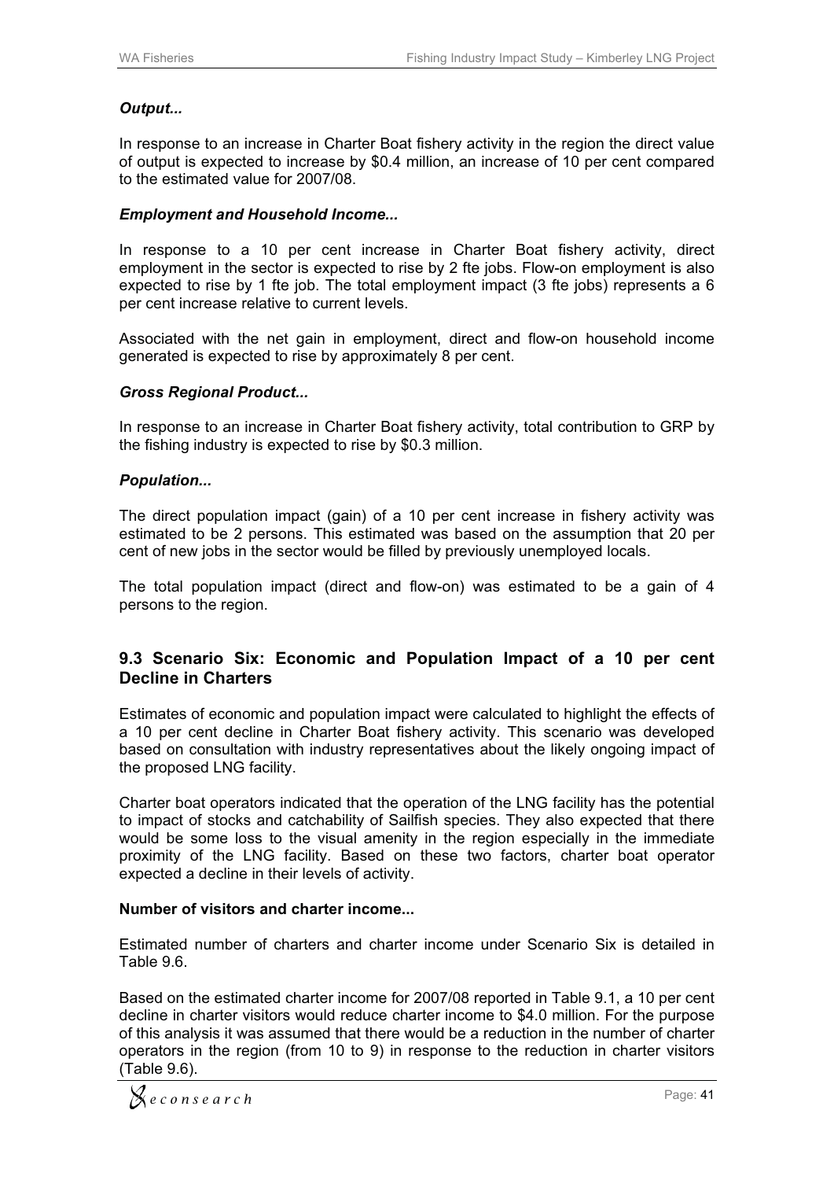### *Output...*

In response to an increase in Charter Boat fishery activity in the region the direct value of output is expected to increase by $0.4 million, an increase of 10 per cent compared to the estimated value for 2007/08.

### *Employment and Household Income...*

In response to a 10 per cent increase in Charter Boat fishery activity, direct employment in the sector is expected to rise by 2 fte jobs. Flow-on employment is also expected to rise by 1 fte job. The total employment impact (3 fte jobs) represents a 6 per cent increase relative to current levels.

Associated with the net gain in employment, direct and flow-on household income generated is expected to rise by approximately 8 per cent.

### *Gross Regional Product...*

In response to an increase in Charter Boat fishery activity, total contribution to GRP by the fishing industry is expected to rise by $0.3 million.

### *Population...*

The direct population impact (gain) of a 10 per cent increase in fishery activity was estimated to be 2 persons. This estimated was based on the assumption that 20 per cent of new jobs in the sector would be filled by previously unemployed locals.

The total population impact (direct and flow-on) was estimated to be a gain of 4 persons to the region.

## 9.3 Scenario Six: Economic and Population Impact of a 10 per cent Decline in Charters

Estimates of economic and population impact were calculated to highlight the effects of a 10 per cent decline in Charter Boat fishery activity. This scenario was developed based on consultation with industry representatives about the likely ongoing impact of the proposed LNG facility.

Charter boat operators indicated that the operation of the LNG facility has the potential to impact of stocks and catchability of Sailfish species. They also expected that there would be some loss to the visual amenity in the region especially in the immediate proximity of the LNG facility. Based on these two factors, charter boat operator expected a decline in their levels of activity.

### Number of visitors and charter income...

Estimated number of charters and charter income under Scenario Six is detailed in Table 9.6.

Based on the estimated charter income for 2007/08 reported in Table 9.1, a 10 per cent decline in charter visitors would reduce charter income to $4.0 million. For the purpose of this analysis it was assumed that there would be a reduction in the number of charter operators in the region (from 10 to 9) in response to the reduction in charter visitors (Table 9.6).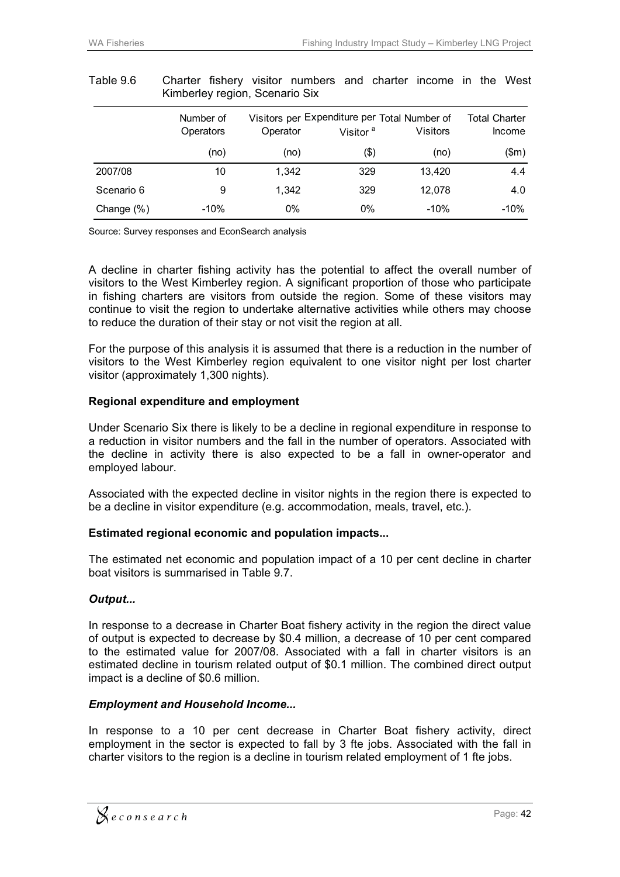Table 9.6 Charter fishery visitor numbers and charter income in the West Kimberley region, Scenario Six

| | Number of Operators | Visitors per Operator | Expenditure per Visitor [a] | Total Number of Visitors | Total Charter Income |
|---|---|---|---|---|---|
| | (no) | (no) | ($) | (no) | ($m) |
| 2007/08 | 10 | 1,342 | 329 | 13,420 | 4.4 |
| Scenario 6 | 9 | 1,342 | 329 | 12,078 | 4.0 |
| Change (%) | -10% | 0% | 0% | -10% | -10% |

Source: Survey responses and EconSearch analysis

A decline in charter fishing activity has the potential to affect the overall number of visitors to the West Kimberley region. A significant proportion of those who participate in fishing charters are visitors from outside the region. Some of these visitors may continue to visit the region to undertake alternative activities while others may choose to reduce the duration of their stay or not visit the region at all.

For the purpose of this analysis it is assumed that there is a reduction in the number of visitors to the West Kimberley region equivalent to one visitor night per lost charter visitor (approximately 1,300 nights).

**Regional expenditure and employment**

Under Scenario Six there is likely to be a decline in regional expenditure in response to a reduction in visitor numbers and the fall in the number of operators. Associated with the decline in activity there is also expected to be a fall in owner-operator and employed labour.

Associated with the expected decline in visitor nights in the region there is expected to be a decline in visitor expenditure (e.g. accommodation, meals, travel, etc.).

**Estimated regional economic and population impacts...**

The estimated net economic and population impact of a 10 per cent decline in charter boat visitors is summarised in Table 9.7.

***Output...***

In response to a decrease in Charter Boat fishery activity in the region the direct value of output is expected to decrease by $0.4 million, a decrease of 10 per cent compared to the estimated value for 2007/08. Associated with a fall in charter visitors is an estimated decline in tourism related output of $0.1 million. The combined direct output impact is a decline of $0.6 million.

***Employment and Household Income...***

In response to a 10 per cent decrease in Charter Boat fishery activity, direct employment in the sector is expected to fall by 3 fte jobs. Associated with the fall in charter visitors to the region is a decline in tourism related employment of 1 fte jobs.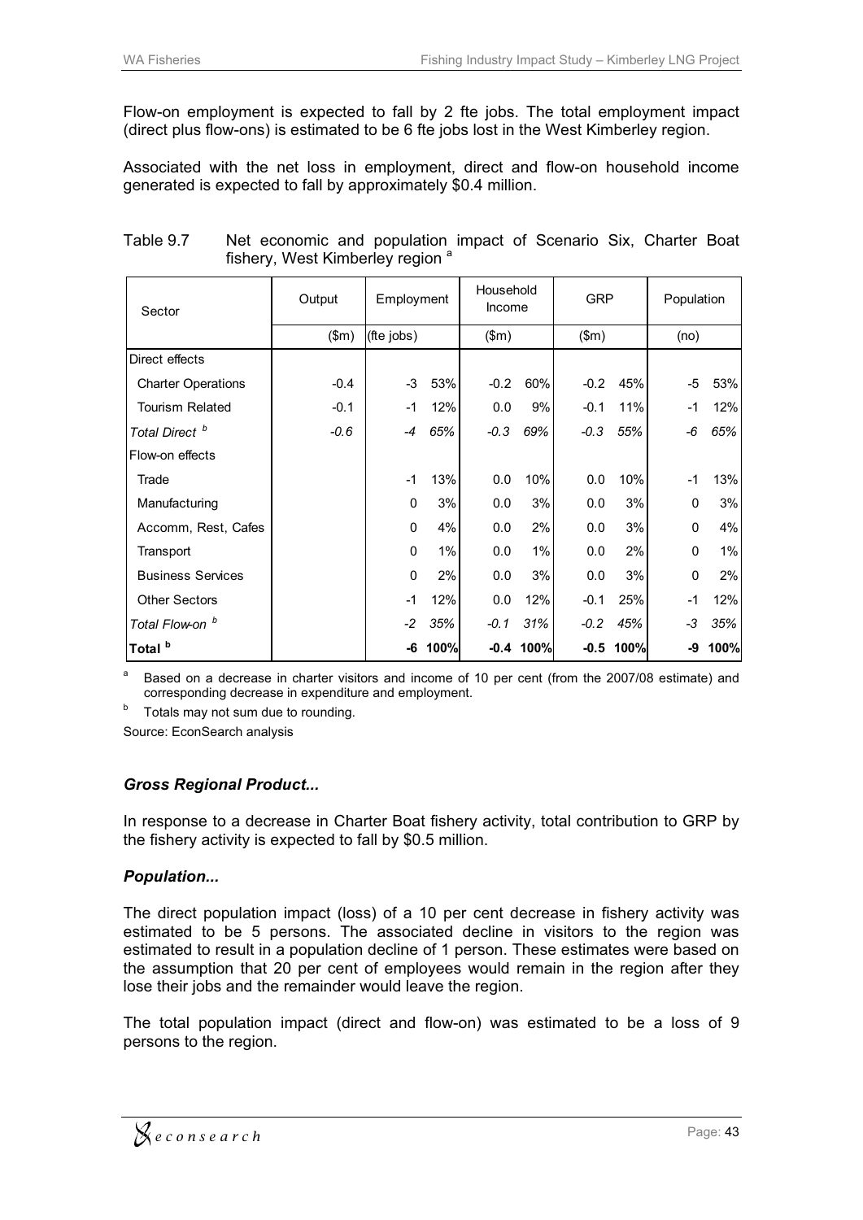Flow-on employment is expected to fall by 2 fte jobs. The total employment impact (direct plus flow-ons) is estimated to be 6 fte jobs lost in the West Kimberley region.

Associated with the net loss in employment, direct and flow-on household income generated is expected to fall by approximately $0.4 million.

Table 9.7 Net economic and population impact of Scenario Six, Charter Boat fishery, West Kimberley region [a]

| Sector | Output | Employment | | Household Income | | GRP | | Population | |
|---|---|---|---|---|---|---|---|---|---|
| | ($m) | (fte jobs) | | ($m) | | ($m) | | (no) | |
| Direct effects | | | | | | | | | |
| Charter Operations | -0.4 | -3 | 53% | -0.2 | 60% | -0.2 | 45% | -5 | 53% |
| Tourism Related | -0.1 | -1 | 12% | 0.0 | 9% | -0.1 | 11% | -1 | 12% |
| *Total Direct [b]* | *-0.6* | *-4* | *65%* | *-0.3* | *69%* | *-0.3* | *55%* | *-6* | *65%* |
| Flow-on effects | | | | | | | | | |
| Trade | | -1 | 13% | 0.0 | 10% | 0.0 | 10% | -1 | 13% |
| Manufacturing | | 0 | 3% | 0.0 | 3% | 0.0 | 3% | 0 | 3% |
| Accomm, Rest, Cafes | | 0 | 4% | 0.0 | 2% | 0.0 | 3% | 0 | 4% |
| Transport | | 0 | 1% | 0.0 | 1% | 0.0 | 2% | 0 | 1% |
| Business Services | | 0 | 2% | 0.0 | 3% | 0.0 | 3% | 0 | 2% |
| Other Sectors | | -1 | 12% | 0.0 | 12% | -0.1 | 25% | -1 | 12% |
| *Total Flow-on [b]* | | *-2* | *35%* | *-0.1* | *31%* | *-0.2* | *45%* | *-3* | *35%* |
| **Total [b]** | | **-6** | **100%** | **-0.4** | **100%** | **-0.5** | **100%** | **-9** | **100%** |

[a] Based on a decrease in charter visitors and income of 10 per cent (from the 2007/08 estimate) and corresponding decrease in expenditure and employment.

[b] Totals may not sum due to rounding.

Source: EconSearch analysis

### *Gross Regional Product...*

In response to a decrease in Charter Boat fishery activity, total contribution to GRP by the fishery activity is expected to fall by $0.5 million.

### *Population...*

The direct population impact (loss) of a 10 per cent decrease in fishery activity was estimated to be 5 persons. The associated decline in visitors to the region was estimated to result in a population decline of 1 person. These estimates were based on the assumption that 20 per cent of employees would remain in the region after they lose their jobs and the remainder would leave the region.

The total population impact (direct and flow-on) was estimated to be a loss of 9 persons to the region.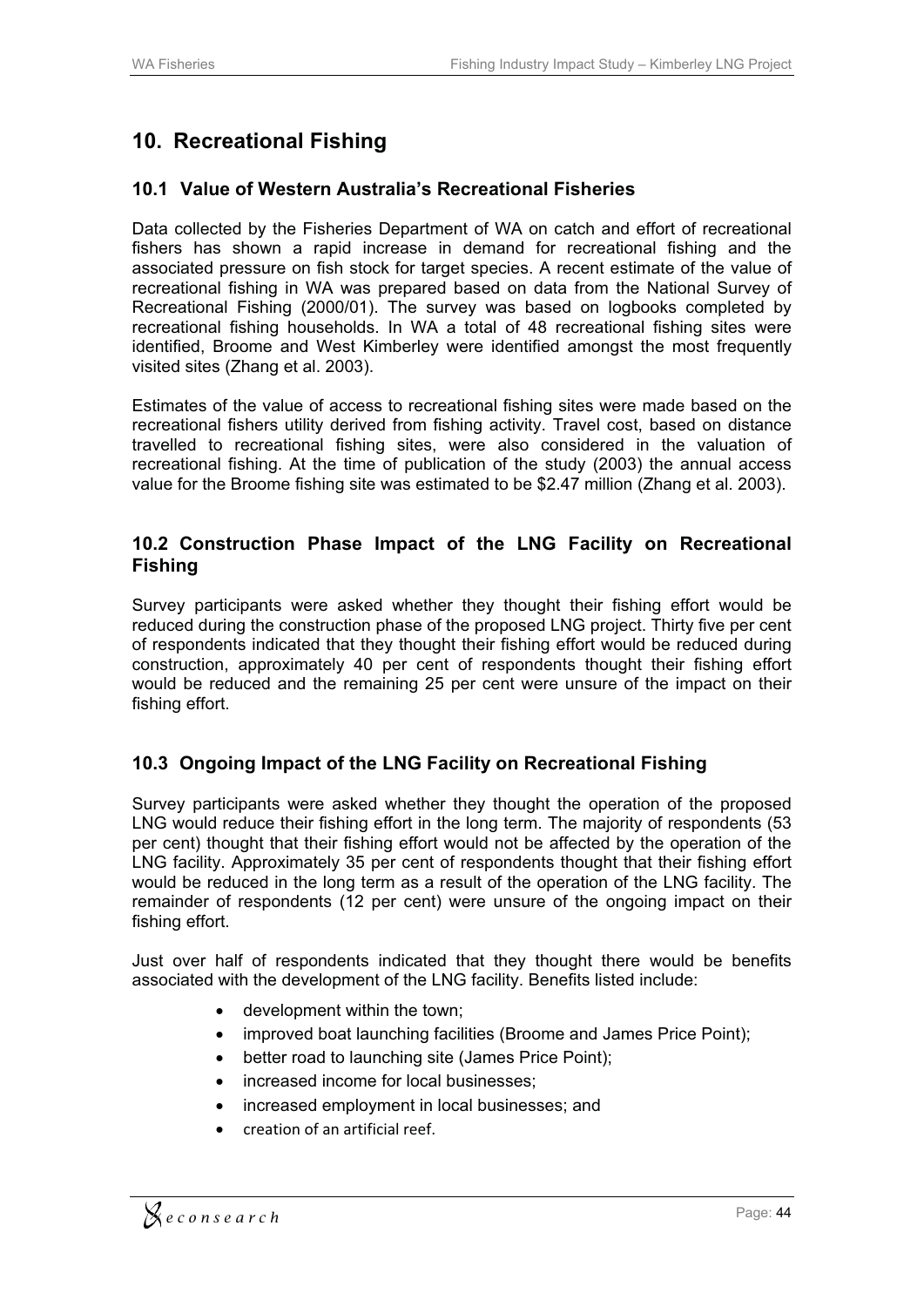## 10. Recreational Fishing

### 10.1 Value of Western Australia's Recreational Fisheries

Data collected by the Fisheries Department of WA on catch and effort of recreational fishers has shown a rapid increase in demand for recreational fishing and the associated pressure on fish stock for target species. A recent estimate of the value of recreational fishing in WA was prepared based on data from the National Survey of Recreational Fishing (2000/01). The survey was based on logbooks completed by recreational fishing households. In WA a total of 48 recreational fishing sites were identified, Broome and West Kimberley were identified amongst the most frequently visited sites (Zhang et al. 2003).

Estimates of the value of access to recreational fishing sites were made based on the recreational fishers utility derived from fishing activity. Travel cost, based on distance travelled to recreational fishing sites, were also considered in the valuation of recreational fishing. At the time of publication of the study (2003) the annual access value for the Broome fishing site was estimated to be $2.47 million (Zhang et al. 2003).

### 10.2 Construction Phase Impact of the LNG Facility on Recreational Fishing

Survey participants were asked whether they thought their fishing effort would be reduced during the construction phase of the proposed LNG project. Thirty five per cent of respondents indicated that they thought their fishing effort would be reduced during construction, approximately 40 per cent of respondents thought their fishing effort would be reduced and the remaining 25 per cent were unsure of the impact on their fishing effort.

### 10.3 Ongoing Impact of the LNG Facility on Recreational Fishing

Survey participants were asked whether they thought the operation of the proposed LNG would reduce their fishing effort in the long term. The majority of respondents (53 per cent) thought that their fishing effort would not be affected by the operation of the LNG facility. Approximately 35 per cent of respondents thought that their fishing effort would be reduced in the long term as a result of the operation of the LNG facility. The remainder of respondents (12 per cent) were unsure of the ongoing impact on their fishing effort.

Just over half of respondents indicated that they thought there would be benefits associated with the development of the LNG facility. Benefits listed include:

- development within the town;
- improved boat launching facilities (Broome and James Price Point);
- better road to launching site (James Price Point);
- increased income for local businesses;
- increased employment in local businesses; and
- creation of an artificial reef.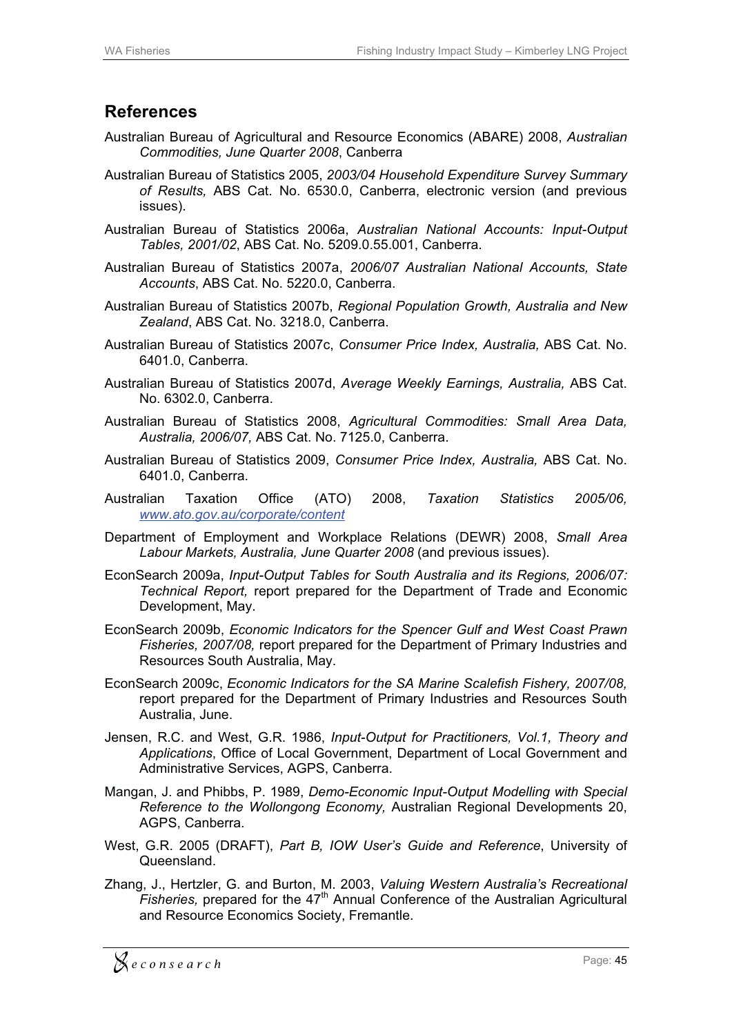## References

Australian Bureau of Agricultural and Resource Economics (ABARE) 2008, *Australian Commodities, June Quarter 2008*, Canberra

Australian Bureau of Statistics 2005, *2003/04 Household Expenditure Survey Summary of Results,* ABS Cat. No. 6530.0, Canberra, electronic version (and previous issues).

Australian Bureau of Statistics 2006a, *Australian National Accounts: Input-Output Tables, 2001/02*, ABS Cat. No. 5209.0.55.001, Canberra.

Australian Bureau of Statistics 2007a, *2006/07 Australian National Accounts, State Accounts*, ABS Cat. No. 5220.0, Canberra.

Australian Bureau of Statistics 2007b, *Regional Population Growth, Australia and New Zealand*, ABS Cat. No. 3218.0, Canberra.

Australian Bureau of Statistics 2007c, *Consumer Price Index, Australia,* ABS Cat. No. 6401.0, Canberra.

Australian Bureau of Statistics 2007d, *Average Weekly Earnings, Australia,* ABS Cat. No. 6302.0, Canberra.

Australian Bureau of Statistics 2008, *Agricultural Commodities: Small Area Data, Australia, 2006/07,* ABS Cat. No. 7125.0, Canberra.

Australian Bureau of Statistics 2009, *Consumer Price Index, Australia,* ABS Cat. No. 6401.0, Canberra.

Australian Taxation Office (ATO) 2008, *Taxation Statistics 2005/06, www.ato.gov.au/corporate/content*

Department of Employment and Workplace Relations (DEWR) 2008, *Small Area Labour Markets, Australia, June Quarter 2008* (and previous issues).

EconSearch 2009a, *Input-Output Tables for South Australia and its Regions, 2006/07: Technical Report,* report prepared for the Department of Trade and Economic Development, May.

EconSearch 2009b, *Economic Indicators for the Spencer Gulf and West Coast Prawn Fisheries, 2007/08,* report prepared for the Department of Primary Industries and Resources South Australia, May.

EconSearch 2009c, *Economic Indicators for the SA Marine Scalefish Fishery, 2007/08,* report prepared for the Department of Primary Industries and Resources South Australia, June.

Jensen, R.C. and West, G.R. 1986, *Input-Output for Practitioners, Vol.1, Theory and Applications*, Office of Local Government, Department of Local Government and Administrative Services, AGPS, Canberra.

Mangan, J. and Phibbs, P. 1989, *Demo-Economic Input-Output Modelling with Special Reference to the Wollongong Economy,* Australian Regional Developments 20, AGPS, Canberra.

West, G.R. 2005 (DRAFT), *Part B, IOW User's Guide and Reference*, University of Queensland.

Zhang, J., Hertzler, G. and Burton, M. 2003, *Valuing Western Australia's Recreational Fisheries,* prepared for the 47th Annual Conference of the Australian Agricultural and Resource Economics Society, Fremantle.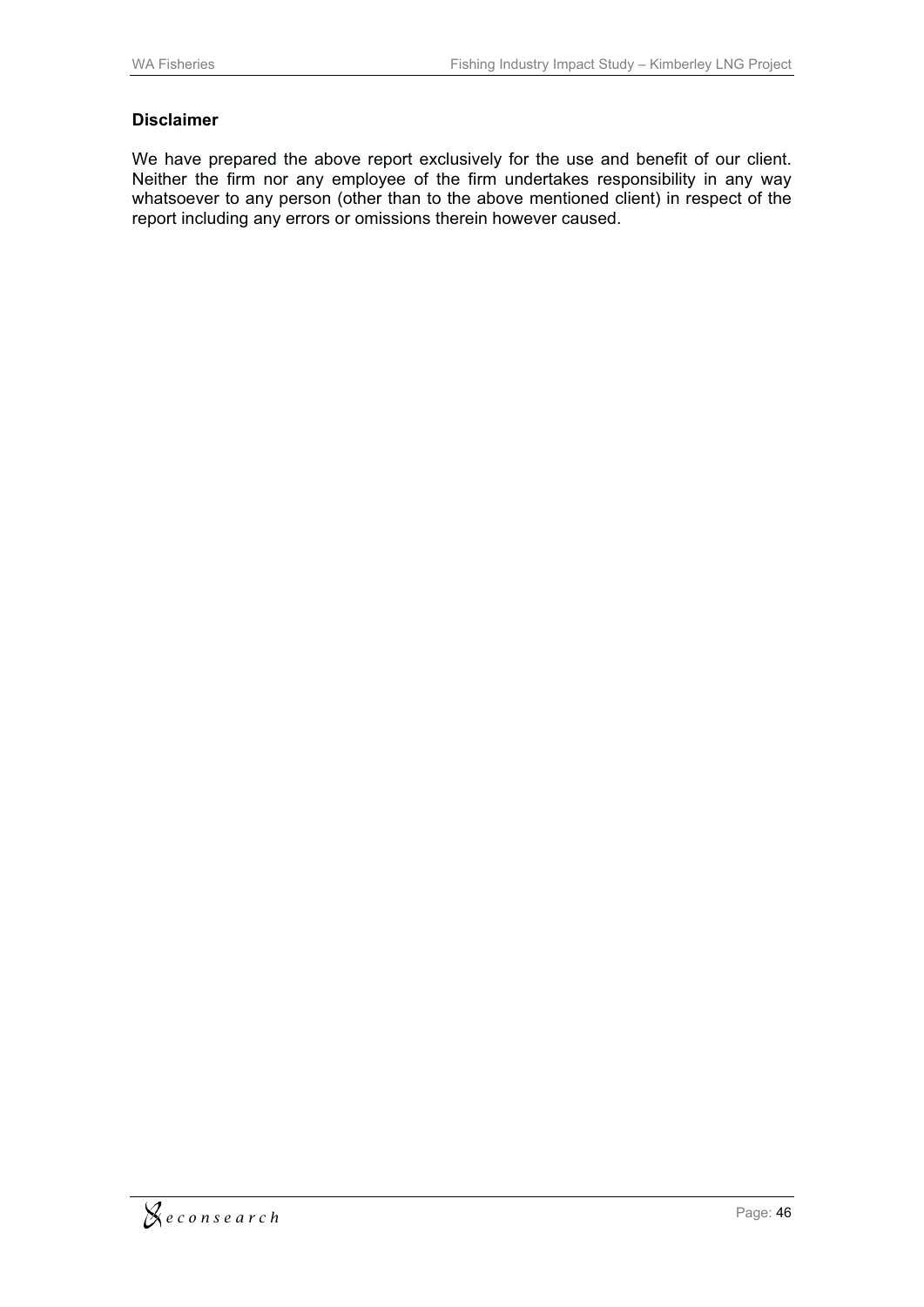### Disclaimer

We have prepared the above report exclusively for the use and benefit of our client. Neither the firm nor any employee of the firm undertakes responsibility in any way whatsoever to any person (other than to the above mentioned client) in respect of the report including any errors or omissions therein however caused.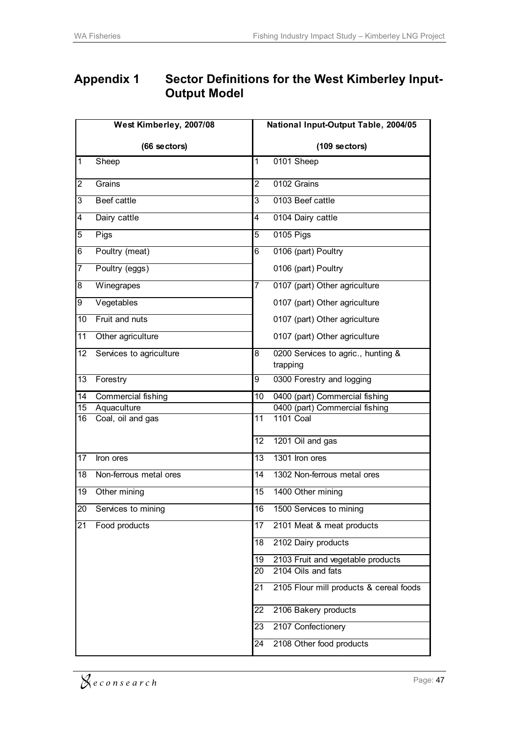# Appendix 1 Sector Definitions for the West Kimberley Input-Output Model

| West Kimberley, 2007/08 (66 sectors) | | National Input-Output Table, 2004/05 (109 sectors) | |
|---|---|---|---|
| 1 | Sheep | 1 | 0101 Sheep |
| 2 | Grains | 2 | 0102 Grains |
| 3 | Beef cattle | 3 | 0103 Beef cattle |
| 4 | Dairy cattle | 4 | 0104 Dairy cattle |
| 5 | Pigs | 5 | 0105 Pigs |
| 6 | Poultry (meat) | 6 | 0106 (part) Poultry |
| 7 | Poultry (eggs) | | 0106 (part) Poultry |
| 8 | Winegrapes | 7 | 0107 (part) Other agriculture |
| 9 | Vegetables | | 0107 (part) Other agriculture |
| 10 | Fruit and nuts | | 0107 (part) Other agriculture |
| 11 | Other agriculture | | 0107 (part) Other agriculture |
| 12 | Services to agriculture | 8 | 0200 Services to agric., hunting & trapping |
| 13 | Forestry | 9 | 0300 Forestry and logging |
| 14 | Commercial fishing | 10 | 0400 (part) Commercial fishing |
| 15 | Aquaculture | | 0400 (part) Commercial fishing |
| 16 | Coal, oil and gas | 11 | 1101 Coal |
| | | 12 | 1201 Oil and gas |
| 17 | Iron ores | 13 | 1301 Iron ores |
| 18 | Non-ferrous metal ores | 14 | 1302 Non-ferrous metal ores |
| 19 | Other mining | 15 | 1400 Other mining |
| 20 | Services to mining | 16 | 1500 Services to mining |
| 21 | Food products | 17 | 2101 Meat & meat products |
| | | 18 | 2102 Dairy products |
| | | 19 | 2103 Fruit and vegetable products |
| | | 20 | 2104 Oils and fats |
| | | 21 | 2105 Flour mill products & cereal foods |
| | | 22 | 2106 Bakery products |
| | | 23 | 2107 Confectionery |
| | | 24 | 2108 Other food products |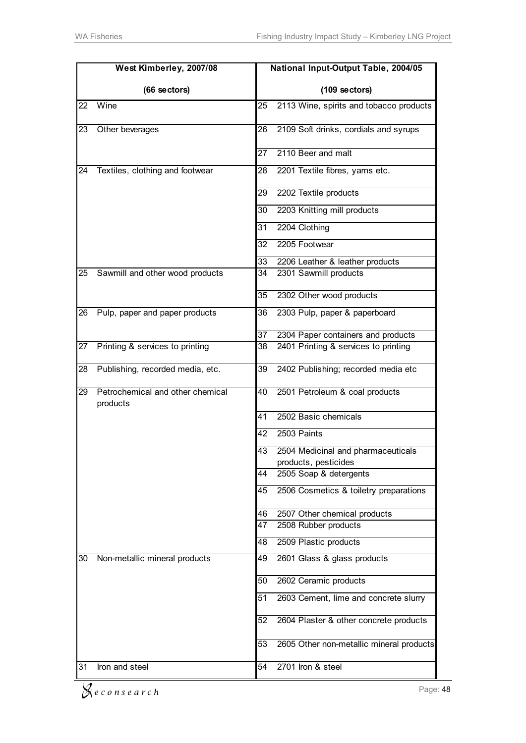| West Kimberley, 2007/08 (66 sectors) | | National Input-Output Table, 2004/05 (109 sectors) | |
|---|---|---|---|
| 22 | Wine | 25 | 2113 Wine, spirits and tobacco products |
| 23 | Other beverages | 26 | 2109 Soft drinks, cordials and syrups |
| | | 27 | 2110 Beer and malt |
| 24 | Textiles, clothing and footwear | 28 | 2201 Textile fibres, yarns etc. |
| | | 29 | 2202 Textile products |
| | | 30 | 2203 Knitting mill products |
| | | 31 | 2204 Clothing |
| | | 32 | 2205 Footwear |
| | | 33 | 2206 Leather & leather products |
| 25 | Sawmill and other wood products | 34 | 2301 Sawmill products |
| | | 35 | 2302 Other wood products |
| 26 | Pulp, paper and paper products | 36 | 2303 Pulp, paper & paperboard |
| | | 37 | 2304 Paper containers and products |
| 27 | Printing & services to printing | 38 | 2401 Printing & services to printing |
| 28 | Publishing, recorded media, etc. | 39 | 2402 Publishing; recorded media etc |
| 29 | Petrochemical and other chemical products | 40 | 2501 Petroleum & coal products |
| | | 41 | 2502 Basic chemicals |
| | | 42 | 2503 Paints |
| | | 43 | 2504 Medicinal and pharmaceuticals products, pesticides |
| | | 44 | 2505 Soap & detergents |
| | | 45 | 2506 Cosmetics & toiletry preparations |
| | | 46 | 2507 Other chemical products |
| | | 47 | 2508 Rubber products |
| | | 48 | 2509 Plastic products |
| 30 | Non-metallic mineral products | 49 | 2601 Glass & glass products |
| | | 50 | 2602 Ceramic products |
| | | 51 | 2603 Cement, lime and concrete slurry |
| | | 52 | 2604 Plaster & other concrete products |
| | | 53 | 2605 Other non-metallic mineral products |
| 31 | Iron and steel | 54 | 2701 Iron & steel |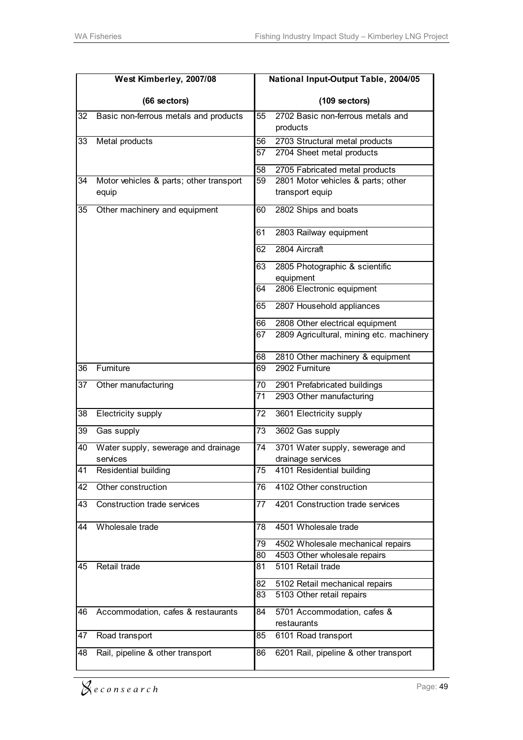| West Kimberley, 2007/08 | | National Input-Output Table, 2004/05 | |
|---|---|---|---|
| (66 sectors) | | (109 sectors) | |
| 32 | Basic non-ferrous metals and products | 55 | 2702 Basic non-ferrous metals and products |
| 33 | Metal products | 56 | 2703 Structural metal products |
| | | 57 | 2704 Sheet metal products |
| | | 58 | 2705 Fabricated metal products |
| 34 | Motor vehicles & parts; other transport equip | 59 | 2801 Motor vehicles & parts; other transport equip |
| 35 | Other machinery and equipment | 60 | 2802 Ships and boats |
| | | 61 | 2803 Railway equipment |
| | | 62 | 2804 Aircraft |
| | | 63 | 2805 Photographic & scientific equipment |
| | | 64 | 2806 Electronic equipment |
| | | 65 | 2807 Household appliances |
| | | 66 | 2808 Other electrical equipment |
| | | 67 | 2809 Agricultural, mining etc. machinery |
| | | 68 | 2810 Other machinery & equipment |
| 36 | Furniture | 69 | 2902 Furniture |
| 37 | Other manufacturing | 70 | 2901 Prefabricated buildings |
| | | 71 | 2903 Other manufacturing |
| 38 | Electricity supply | 72 | 3601 Electricity supply |
| 39 | Gas supply | 73 | 3602 Gas supply |
| 40 | Water supply, sewerage and drainage services | 74 | 3701 Water supply, sewerage and drainage services |
| 41 | Residential building | 75 | 4101 Residential building |
| 42 | Other construction | 76 | 4102 Other construction |
| 43 | Construction trade services | 77 | 4201 Construction trade services |
| 44 | Wholesale trade | 78 | 4501 Wholesale trade |
| | | 79 | 4502 Wholesale mechanical repairs |
| | | 80 | 4503 Other wholesale repairs |
| 45 | Retail trade | 81 | 5101 Retail trade |
| | | 82 | 5102 Retail mechanical repairs |
| | | 83 | 5103 Other retail repairs |
| 46 | Accommodation, cafes & restaurants | 84 | 5701 Accommodation, cafes & restaurants |
| 47 | Road transport | 85 | 6101 Road transport |
| 48 | Rail, pipeline & other transport | 86 | 6201 Rail, pipeline & other transport |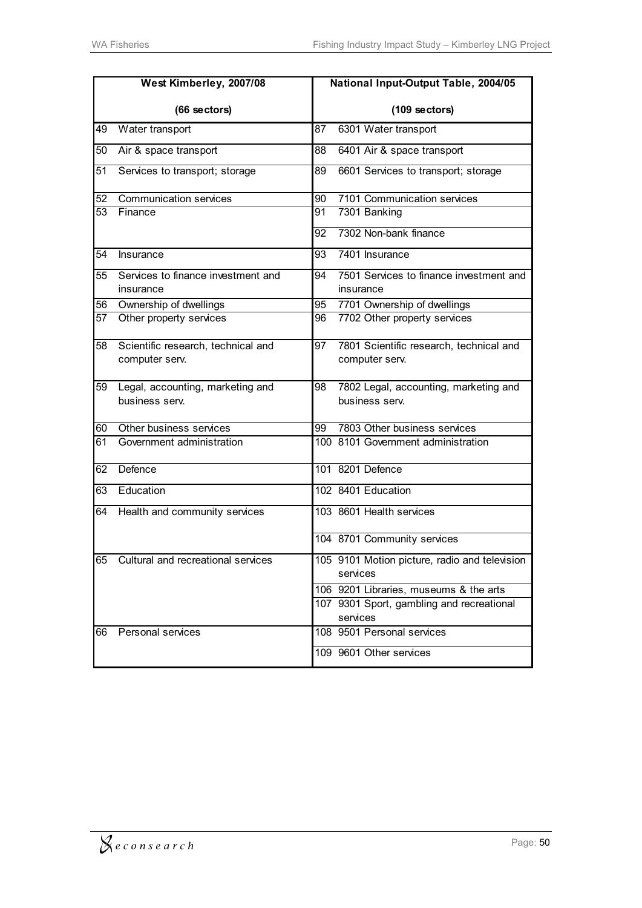| West Kimberley, 2007/08 | | National Input-Output Table, 2004/05 | |
|---|---|---|---|
| **(66 sectors)** | | **(109 sectors)** | |
| 49 | Water transport | 87 | 6301 Water transport |
| 50 | Air & space transport | 88 | 6401 Air & space transport |
| 51 | Services to transport; storage | 89 | 6601 Services to transport; storage |
| 52 | Communication services | 90 | 7101 Communication services |
| 53 | Finance | 91 | 7301 Banking |
| | | 92 | 7302 Non-bank finance |
| 54 | Insurance | 93 | 7401 Insurance |
| 55 | Services to finance investment and insurance | 94 | 7501 Services to finance investment and insurance |
| 56 | Ownership of dwellings | 95 | 7701 Ownership of dwellings |
| 57 | Other property services | 96 | 7702 Other property services |
| 58 | Scientific research, technical and computer serv. | 97 | 7801 Scientific research, technical and computer serv. |
| 59 | Legal, accounting, marketing and business serv. | 98 | 7802 Legal, accounting, marketing and business serv. |
| 60 | Other business services | 99 | 7803 Other business services |
| 61 | Government administration | 100 | 8101 Government administration |
| 62 | Defence | 101 | 8201 Defence |
| 63 | Education | 102 | 8401 Education |
| 64 | Health and community services | 103 | 8601 Health services |
| | | 104 | 8701 Community services |
| 65 | Cultural and recreational services | 105 | 9101 Motion picture, radio and television services |
| | | 106 | 9201 Libraries, museums & the arts |
| | | 107 | 9301 Sport, gambling and recreational services |
| 66 | Personal services | 108 | 9501 Personal services |
| | | 109 | 9601 Other services |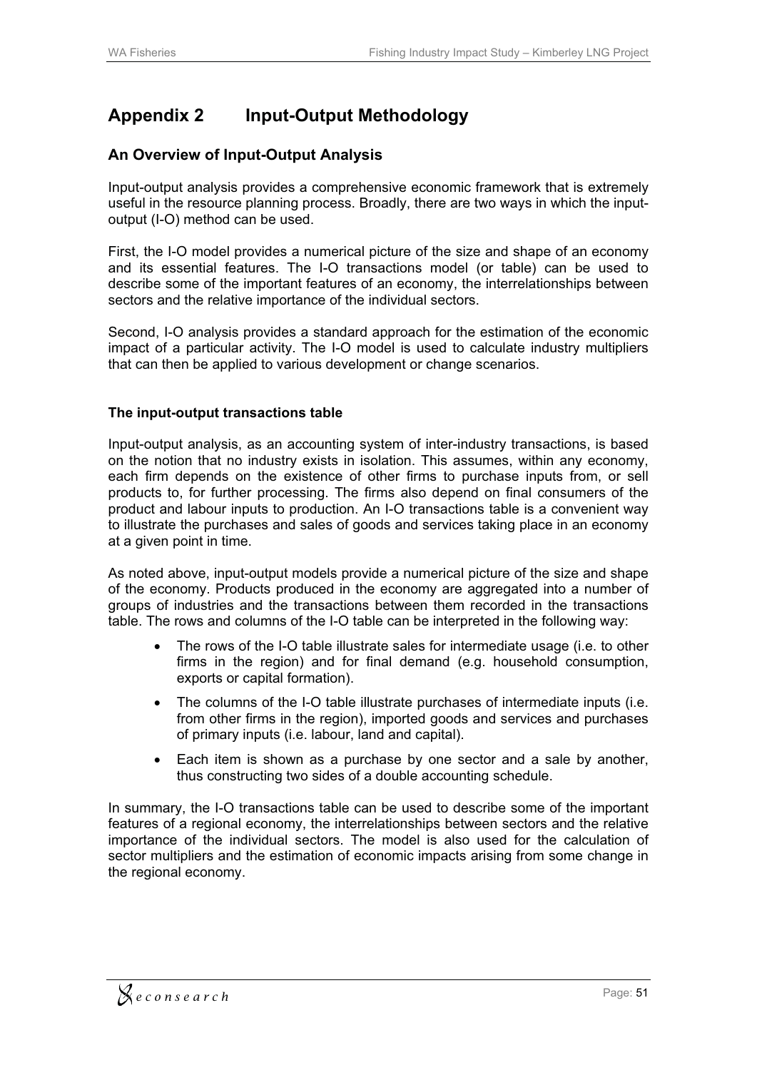# Appendix 2 Input-Output Methodology

## An Overview of Input-Output Analysis

Input-output analysis provides a comprehensive economic framework that is extremely useful in the resource planning process. Broadly, there are two ways in which the input-output (I-O) method can be used.

First, the I-O model provides a numerical picture of the size and shape of an economy and its essential features. The I-O transactions model (or table) can be used to describe some of the important features of an economy, the interrelationships between sectors and the relative importance of the individual sectors.

Second, I-O analysis provides a standard approach for the estimation of the economic impact of a particular activity. The I-O model is used to calculate industry multipliers that can then be applied to various development or change scenarios.

### The input-output transactions table

Input-output analysis, as an accounting system of inter-industry transactions, is based on the notion that no industry exists in isolation. This assumes, within any economy, each firm depends on the existence of other firms to purchase inputs from, or sell products to, for further processing. The firms also depend on final consumers of the product and labour inputs to production. An I-O transactions table is a convenient way to illustrate the purchases and sales of goods and services taking place in an economy at a given point in time.

As noted above, input-output models provide a numerical picture of the size and shape of the economy. Products produced in the economy are aggregated into a number of groups of industries and the transactions between them recorded in the transactions table. The rows and columns of the I-O table can be interpreted in the following way:

- The rows of the I-O table illustrate sales for intermediate usage (i.e. to other firms in the region) and for final demand (e.g. household consumption, exports or capital formation).
- The columns of the I-O table illustrate purchases of intermediate inputs (i.e. from other firms in the region), imported goods and services and purchases of primary inputs (i.e. labour, land and capital).
- Each item is shown as a purchase by one sector and a sale by another, thus constructing two sides of a double accounting schedule.

In summary, the I-O transactions table can be used to describe some of the important features of a regional economy, the interrelationships between sectors and the relative importance of the individual sectors. The model is also used for the calculation of sector multipliers and the estimation of economic impacts arising from some change in the regional economy.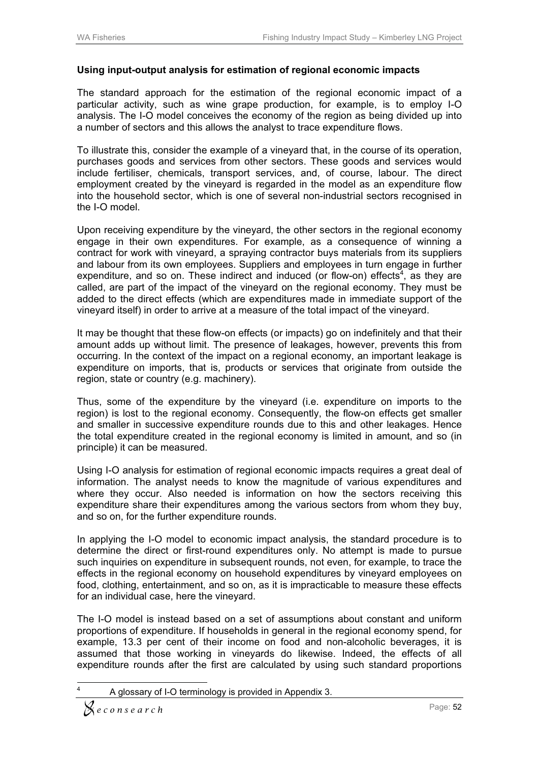**Using input-output analysis for estimation of regional economic impacts**

The standard approach for the estimation of the regional economic impact of a particular activity, such as wine grape production, for example, is to employ I-O analysis. The I-O model conceives the economy of the region as being divided up into a number of sectors and this allows the analyst to trace expenditure flows.

To illustrate this, consider the example of a vineyard that, in the course of its operation, purchases goods and services from other sectors. These goods and services would include fertiliser, chemicals, transport services, and, of course, labour. The direct employment created by the vineyard is regarded in the model as an expenditure flow into the household sector, which is one of several non-industrial sectors recognised in the I-O model.

Upon receiving expenditure by the vineyard, the other sectors in the regional economy engage in their own expenditures. For example, as a consequence of winning a contract for work with vineyard, a spraying contractor buys materials from its suppliers and labour from its own employees. Suppliers and employees in turn engage in further expenditure, and so on. These indirect and induced (or flow-on) effects[4], as they are called, are part of the impact of the vineyard on the regional economy. They must be added to the direct effects (which are expenditures made in immediate support of the vineyard itself) in order to arrive at a measure of the total impact of the vineyard.

It may be thought that these flow-on effects (or impacts) go on indefinitely and that their amount adds up without limit. The presence of leakages, however, prevents this from occurring. In the context of the impact on a regional economy, an important leakage is expenditure on imports, that is, products or services that originate from outside the region, state or country (e.g. machinery).

Thus, some of the expenditure by the vineyard (i.e. expenditure on imports to the region) is lost to the regional economy. Consequently, the flow-on effects get smaller and smaller in successive expenditure rounds due to this and other leakages. Hence the total expenditure created in the regional economy is limited in amount, and so (in principle) it can be measured.

Using I-O analysis for estimation of regional economic impacts requires a great deal of information. The analyst needs to know the magnitude of various expenditures and where they occur. Also needed is information on how the sectors receiving this expenditure share their expenditures among the various sectors from whom they buy, and so on, for the further expenditure rounds.

In applying the I-O model to economic impact analysis, the standard procedure is to determine the direct or first-round expenditures only. No attempt is made to pursue such inquiries on expenditure in subsequent rounds, not even, for example, to trace the effects in the regional economy on household expenditures by vineyard employees on food, clothing, entertainment, and so on, as it is impracticable to measure these effects for an individual case, here the vineyard.

The I-O model is instead based on a set of assumptions about constant and uniform proportions of expenditure. If households in general in the regional economy spend, for example, 13.3 per cent of their income on food and non-alcoholic beverages, it is assumed that those working in vineyards do likewise. Indeed, the effects of all expenditure rounds after the first are calculated by using such standard proportions

[4] A glossary of I-O terminology is provided in Appendix 3.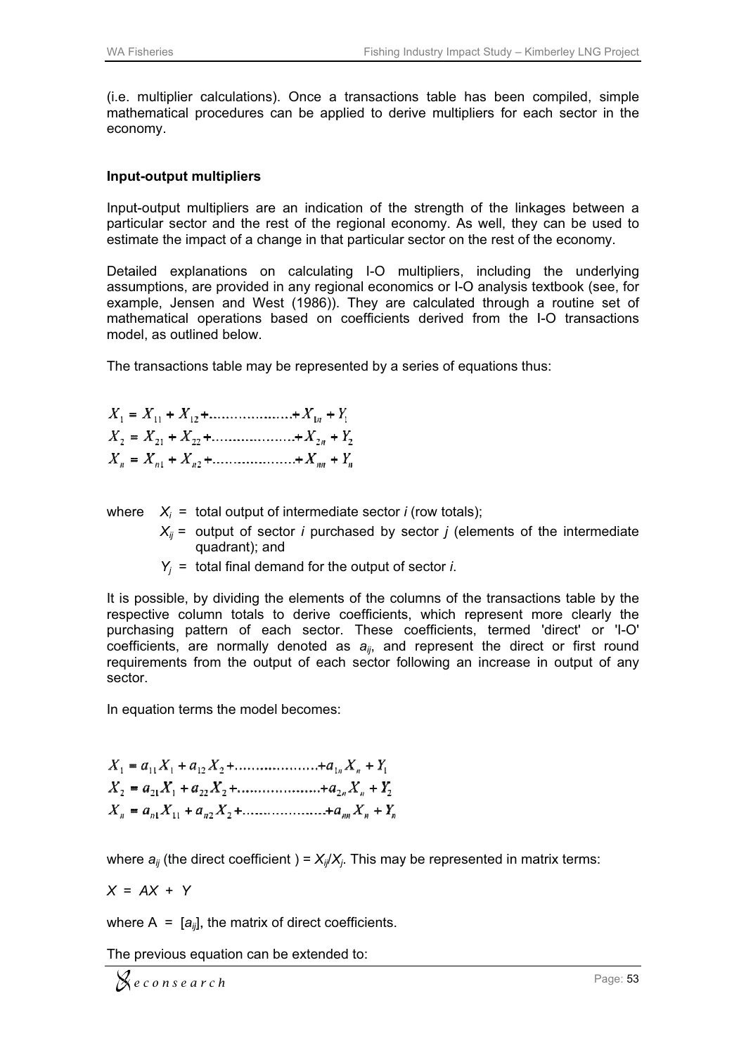(i.e. multiplier calculations). Once a transactions table has been compiled, simple mathematical procedures can be applied to derive multipliers for each sector in the economy.

**Input-output multipliers**

Input-output multipliers are an indication of the strength of the linkages between a particular sector and the rest of the regional economy. As well, they can be used to estimate the impact of a change in that particular sector on the rest of the economy.

Detailed explanations on calculating I-O multipliers, including the underlying assumptions, are provided in any regional economics or I-O analysis textbook (see, for example, Jensen and West (1986)). They are calculated through a routine set of mathematical operations based on coefficients derived from the I-O transactions model, as outlined below.

The transactions table may be represented by a series of equations thus:

$$X_1 = X_{11} + X_{12} + \dots\dots\dots\dots + X_{1n} + Y_1$$
$$X_2 = X_{21} + X_{22} + \dots\dots\dots\dots + X_{2n} + Y_2$$
$$X_n = X_{n1} + X_{n2} + \dots\dots\dots\dots + X_{nn} + Y_n$$

where $X_i$ = total output of intermediate sector $i$ (row totals);
$X_{ij}$ = output of sector $i$ purchased by sector $j$ (elements of the intermediate quadrant); and
$Y_j$ = total final demand for the output of sector $i$.

It is possible, by dividing the elements of the columns of the transactions table by the respective column totals to derive coefficients, which represent more clearly the purchasing pattern of each sector. These coefficients, termed 'direct' or 'I-O' coefficients, are normally denoted as $a_{ij}$, and represent the direct or first round requirements from the output of each sector following an increase in output of any sector.

In equation terms the model becomes:

$$X_1 = a_{11}X_1 + a_{12}X_2 + \dots\dots\dots\dots + a_{1n}X_n + Y_1$$
$$X_2 = a_{21}X_1 + a_{22}X_2 + \dots\dots\dots\dots + a_{2n}X_n + Y_2$$
$$X_n = a_{n1}X_{11} + a_{n2}X_2 + \dots\dots\dots\dots + a_{nn}X_n + Y_n$$

where $a_{ij}$ (the direct coefficient ) = $X_{ij}/X_j$. This may be represented in matrix terms:

$X = AX + Y$

where A = $[a_{ij}]$, the matrix of direct coefficients.

The previous equation can be extended to: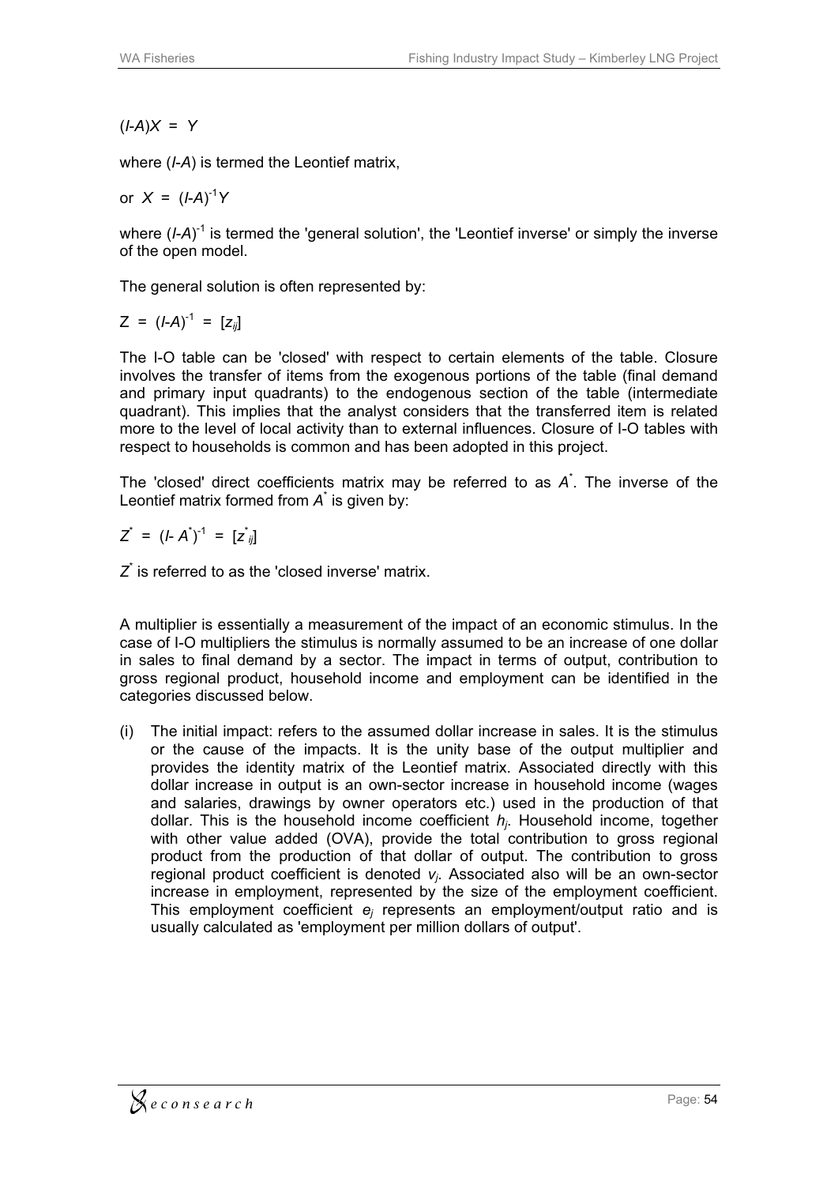$(I\text{-}A)X = Y$

where $(I\text{-}A)$ is termed the Leontief matrix,

or $X = (I\text{-}A)^{-1}Y$

where $(I\text{-}A)^{-1}$ is termed the 'general solution', the 'Leontief inverse' or simply the inverse of the open model.

The general solution is often represented by:

$Z = (I\text{-}A)^{-1} = [z_{ij}]$

The I-O table can be 'closed' with respect to certain elements of the table. Closure involves the transfer of items from the exogenous portions of the table (final demand and primary input quadrants) to the endogenous section of the table (intermediate quadrant). This implies that the analyst considers that the transferred item is related more to the level of local activity than to external influences. Closure of I-O tables with respect to households is common and has been adopted in this project.

The 'closed' direct coefficients matrix may be referred to as $A^*$. The inverse of the Leontief matrix formed from $A^*$ is given by:

$Z^* = (I\text{-}A^*)^{-1} = [z^*_{ij}]$

$Z^*$ is referred to as the 'closed inverse' matrix.

A multiplier is essentially a measurement of the impact of an economic stimulus. In the case of I-O multipliers the stimulus is normally assumed to be an increase of one dollar in sales to final demand by a sector. The impact in terms of output, contribution to gross regional product, household income and employment can be identified in the categories discussed below.

(i) The initial impact: refers to the assumed dollar increase in sales. It is the stimulus or the cause of the impacts. It is the unity base of the output multiplier and provides the identity matrix of the Leontief matrix. Associated directly with this dollar increase in output is an own-sector increase in household income (wages and salaries, drawings by owner operators etc.) used in the production of that dollar. This is the household income coefficient $h_j$. Household income, together with other value added (OVA), provide the total contribution to gross regional product from the production of that dollar of output. The contribution to gross regional product coefficient is denoted $v_j$. Associated also will be an own-sector increase in employment, represented by the size of the employment coefficient. This employment coefficient $e_j$ represents an employment/output ratio and is usually calculated as 'employment per million dollars of output'.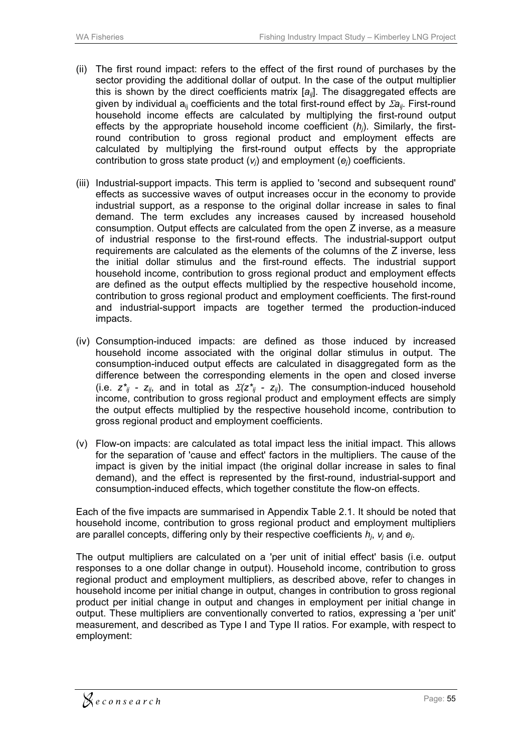(ii) The first round impact: refers to the effect of the first round of purchases by the sector providing the additional dollar of output. In the case of the output multiplier this is shown by the direct coefficients matrix [$a_{ij}$]. The disaggregated effects are given by individual $a_{ij}$ coefficients and the total first-round effect by $\Sigma a_{ij}$. First-round household income effects are calculated by multiplying the first-round output effects by the appropriate household income coefficient ($h_j$). Similarly, the first-round contribution to gross regional product and employment effects are calculated by multiplying the first-round output effects by the appropriate contribution to gross state product ($v_j$) and employment ($e_j$) coefficients.

(iii) Industrial-support impacts. This term is applied to 'second and subsequent round' effects as successive waves of output increases occur in the economy to provide industrial support, as a response to the original dollar increase in sales to final demand. The term excludes any increases caused by increased household consumption. Output effects are calculated from the open Z inverse, as a measure of industrial response to the first-round effects. The industrial-support output requirements are calculated as the elements of the columns of the Z inverse, less the initial dollar stimulus and the first-round effects. The industrial support household income, contribution to gross regional product and employment effects are defined as the output effects multiplied by the respective household income, contribution to gross regional product and employment coefficients. The first-round and industrial-support impacts are together termed the production-induced impacts.

(iv) Consumption-induced impacts: are defined as those induced by increased household income associated with the original dollar stimulus in output. The consumption-induced output effects are calculated in disaggregated form as the difference between the corresponding elements in the open and closed inverse (i.e. $z^*_{ij} - z_{ij}$, and in total as $\Sigma(z^*_{ij} - z_{ij})$). The consumption-induced household income, contribution to gross regional product and employment effects are simply the output effects multiplied by the respective household income, contribution to gross regional product and employment coefficients.

(v) Flow-on impacts: are calculated as total impact less the initial impact. This allows for the separation of 'cause and effect' factors in the multipliers. The cause of the impact is given by the initial impact (the original dollar increase in sales to final demand), and the effect is represented by the first-round, industrial-support and consumption-induced effects, which together constitute the flow-on effects.

Each of the five impacts are summarised in Appendix Table 2.1. It should be noted that household income, contribution to gross regional product and employment multipliers are parallel concepts, differing only by their respective coefficients $h_j$, $v_j$ and $e_j$.

The output multipliers are calculated on a 'per unit of initial effect' basis (i.e. output responses to a one dollar change in output). Household income, contribution to gross regional product and employment multipliers, as described above, refer to changes in household income per initial change in output, changes in contribution to gross regional product per initial change in output and changes in employment per initial change in output. These multipliers are conventionally converted to ratios, expressing a 'per unit' measurement, and described as Type I and Type II ratios. For example, with respect to employment: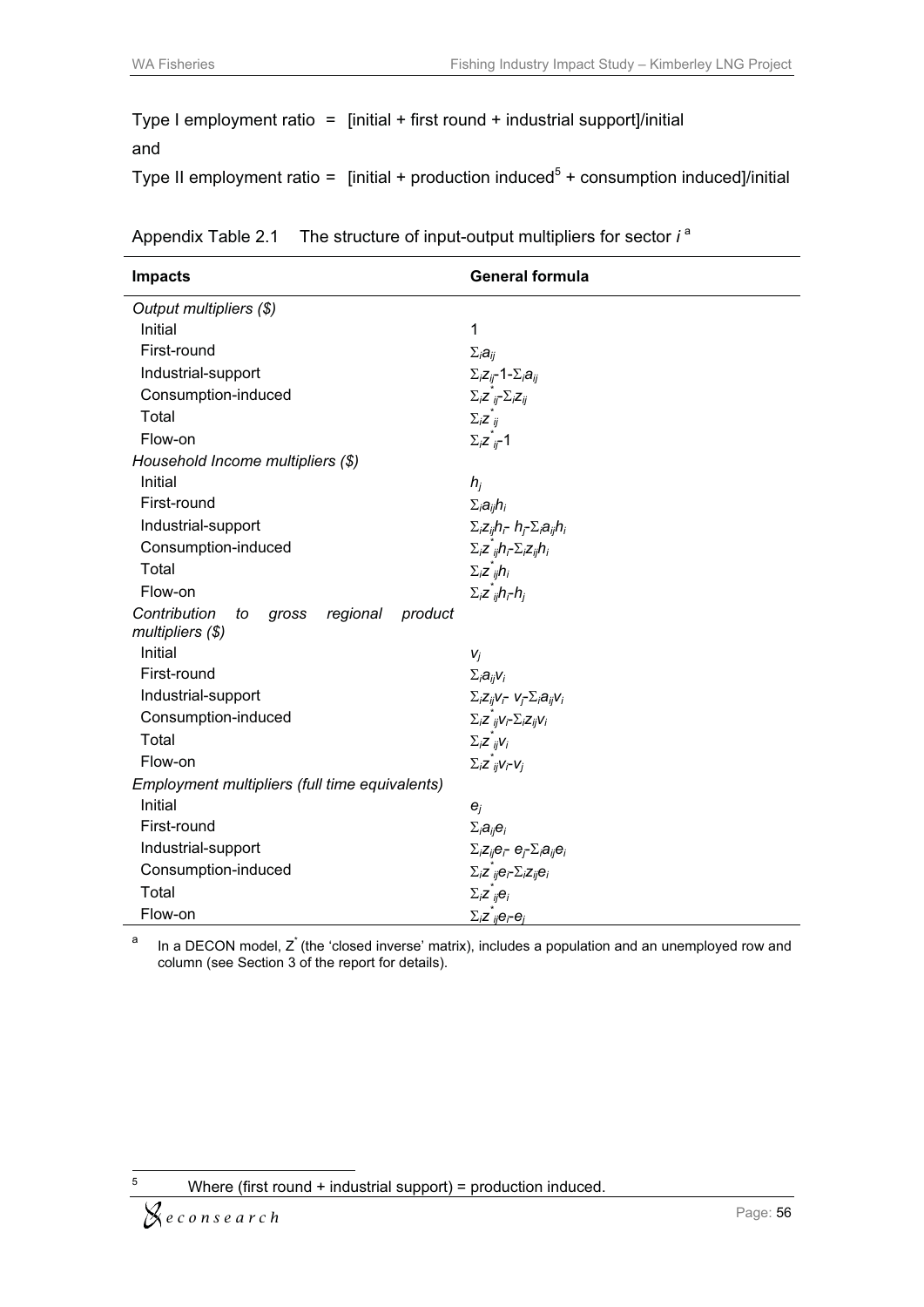Type I employment ratio = [initial + first round + industrial support]/initial

and

Type II employment ratio = [initial + production induced[5] + consumption induced]/initial

Appendix Table 2.1 The structure of input-output multipliers for sector *i* [a]

| Impacts | General formula |
|---|---|
| *Output multipliers ($)* | |
| Initial | 1 |
| First-round | $\Sigma_i a_{ij}$ |
| Industrial-support | $\Sigma_i z_{ij} - 1 - \Sigma_i a_{ij}$ |
| Consumption-induced | $\Sigma_i z^*_{ij} - \Sigma_i z_{ij}$ |
| Total | $\Sigma_i z^*_{ij}$ |
| Flow-on | $\Sigma_i z^*_{ij} - 1$ |
| *Household Income multipliers ($)* | |
| Initial | $h_j$ |
| First-round | $\Sigma_i a_{ij} h_i$ |
| Industrial-support | $\Sigma_i z_{ij} h_i - h_j - \Sigma_i a_{ij} h_i$ |
| Consumption-induced | $\Sigma_i z^*_{ij} h_i - \Sigma_i z_{ij} h_i$ |
| Total | $\Sigma_i z^*_{ij} h_i$ |
| Flow-on | $\Sigma_i z^*_{ij} h_i - h_j$ |
| *Contribution to gross regional product multipliers ($)* | |
| Initial | $v_j$ |
| First-round | $\Sigma_i a_{ij} v_i$ |
| Industrial-support | $\Sigma_i z_{ij} v_i - v_j - \Sigma_i a_{ij} v_i$ |
| Consumption-induced | $\Sigma_i z^*_{ij} v_i - \Sigma_i z_{ij} v_i$ |
| Total | $\Sigma_i z^*_{ij} v_i$ |
| Flow-on | $\Sigma_i z^*_{ij} v_i - v_j$ |
| *Employment multipliers (full time equivalents)* | |
| Initial | $e_j$ |
| First-round | $\Sigma_i a_{ij} e_i$ |
| Industrial-support | $\Sigma_i z_{ij} e_i - e_j - \Sigma_i a_{ij} e_i$ |
| Consumption-induced | $\Sigma_i z^*_{ij} e_i - \Sigma_i z_{ij} e_i$ |
| Total | $\Sigma_i z^*_{ij} e_i$ |
| Flow-on | $\Sigma_i z^*_{ij} e_i - e_j$ |

[a] In a DECON model, $Z^*$ (the 'closed inverse' matrix), includes a population and an unemployed row and column (see Section 3 of the report for details).

[5] Where (first round + industrial support) = production induced.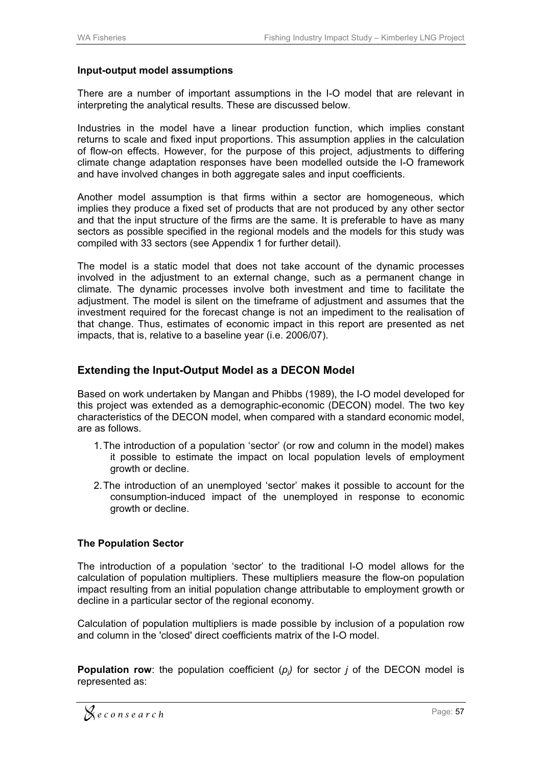#### Input-output model assumptions

There are a number of important assumptions in the I-O model that are relevant in interpreting the analytical results. These are discussed below.

Industries in the model have a linear production function, which implies constant returns to scale and fixed input proportions. This assumption applies in the calculation of flow-on effects. However, for the purpose of this project, adjustments to differing climate change adaptation responses have been modelled outside the I-O framework and have involved changes in both aggregate sales and input coefficients.

Another model assumption is that firms within a sector are homogeneous, which implies they produce a fixed set of products that are not produced by any other sector and that the input structure of the firms are the same. It is preferable to have as many sectors as possible specified in the regional models and the models for this study was compiled with 33 sectors (see Appendix 1 for further detail).

The model is a static model that does not take account of the dynamic processes involved in the adjustment to an external change, such as a permanent change in climate. The dynamic processes involve both investment and time to facilitate the adjustment. The model is silent on the timeframe of adjustment and assumes that the investment required for the forecast change is not an impediment to the realisation of that change. Thus, estimates of economic impact in this report are presented as net impacts, that is, relative to a baseline year (i.e. 2006/07).

### Extending the Input-Output Model as a DECON Model

Based on work undertaken by Mangan and Phibbs (1989), the I-O model developed for this project was extended as a demographic-economic (DECON) model. The two key characteristics of the DECON model, when compared with a standard economic model, are as follows.

1. The introduction of a population 'sector' (or row and column in the model) makes it possible to estimate the impact on local population levels of employment growth or decline.
2. The introduction of an unemployed 'sector' makes it possible to account for the consumption-induced impact of the unemployed in response to economic growth or decline.

#### The Population Sector

The introduction of a population 'sector' to the traditional I-O model allows for the calculation of population multipliers. These multipliers measure the flow-on population impact resulting from an initial population change attributable to employment growth or decline in a particular sector of the regional economy.

Calculation of population multipliers is made possible by inclusion of a population row and column in the 'closed' direct coefficients matrix of the I-O model.

**Population row**: the population coefficient ($p_j$) for sector $j$ of the DECON model is represented as: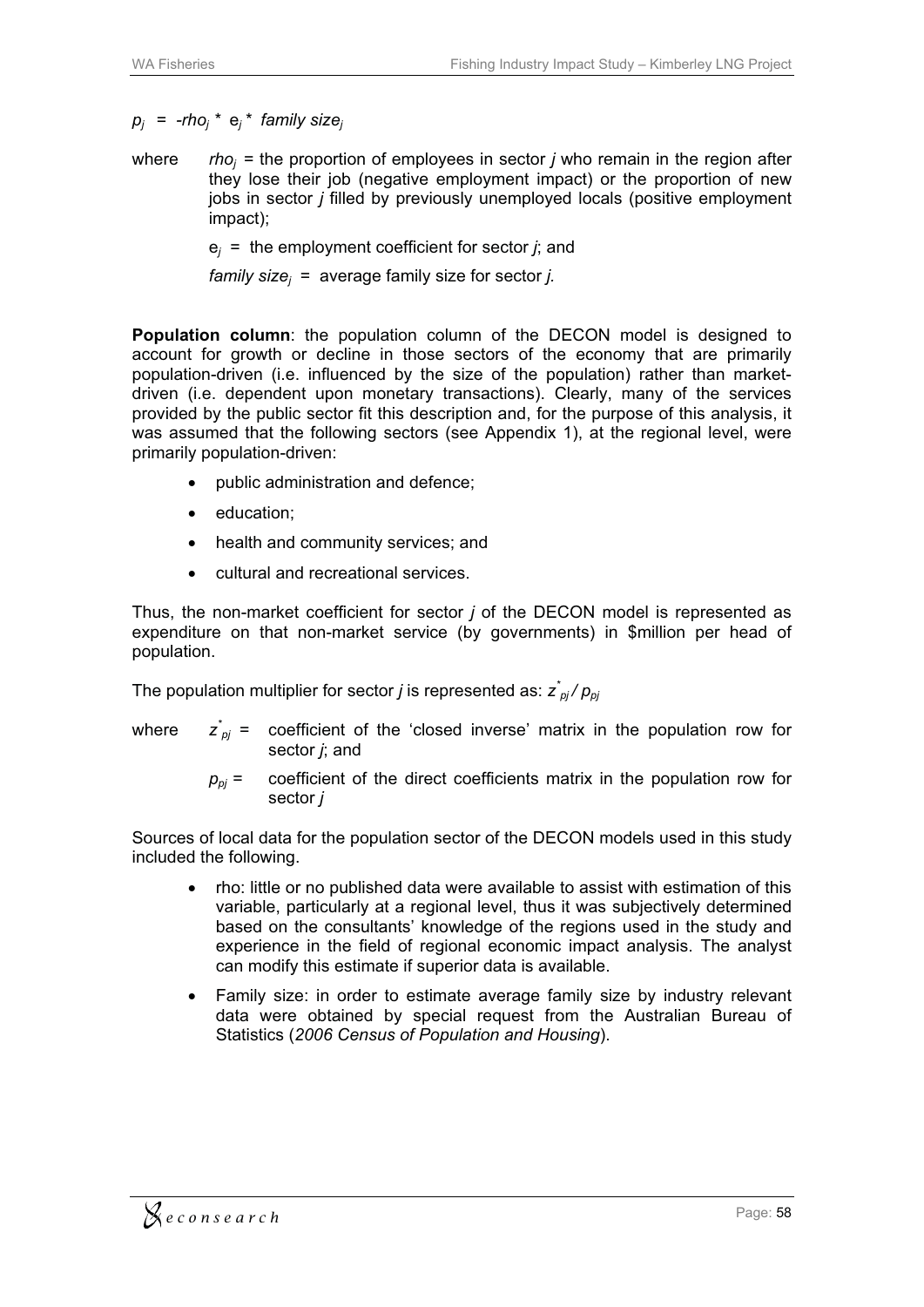$p_j = -rho_j * e_j * family\ size_j$

where $rho_j$ = the proportion of employees in sector *j* who remain in the region after they lose their job (negative employment impact) or the proportion of new jobs in sector *j* filled by previously unemployed locals (positive employment impact);

$e_j$ = the employment coefficient for sector *j*; and

$family\ size_j$ = average family size for sector *j*.

**Population column**: the population column of the DECON model is designed to account for growth or decline in those sectors of the economy that are primarily population-driven (i.e. influenced by the size of the population) rather than market-driven (i.e. dependent upon monetary transactions). Clearly, many of the services provided by the public sector fit this description and, for the purpose of this analysis, it was assumed that the following sectors (see Appendix 1), at the regional level, were primarily population-driven:

- public administration and defence;
- education;
- health and community services; and
- cultural and recreational services.

Thus, the non-market coefficient for sector *j* of the DECON model is represented as expenditure on that non-market service (by governments) in $million per head of population.

The population multiplier for sector *j* is represented as: $z^*_{pj} / p_{pj}$

where $z^*_{pj}$ = coefficient of the 'closed inverse' matrix in the population row for sector *j*; and

$p_{pj}$ = coefficient of the direct coefficients matrix in the population row for sector *j*

Sources of local data for the population sector of the DECON models used in this study included the following.

- rho: little or no published data were available to assist with estimation of this variable, particularly at a regional level, thus it was subjectively determined based on the consultants' knowledge of the regions used in the study and experience in the field of regional economic impact analysis. The analyst can modify this estimate if superior data is available.
- Family size: in order to estimate average family size by industry relevant data were obtained by special request from the Australian Bureau of Statistics (*2006 Census of Population and Housing*).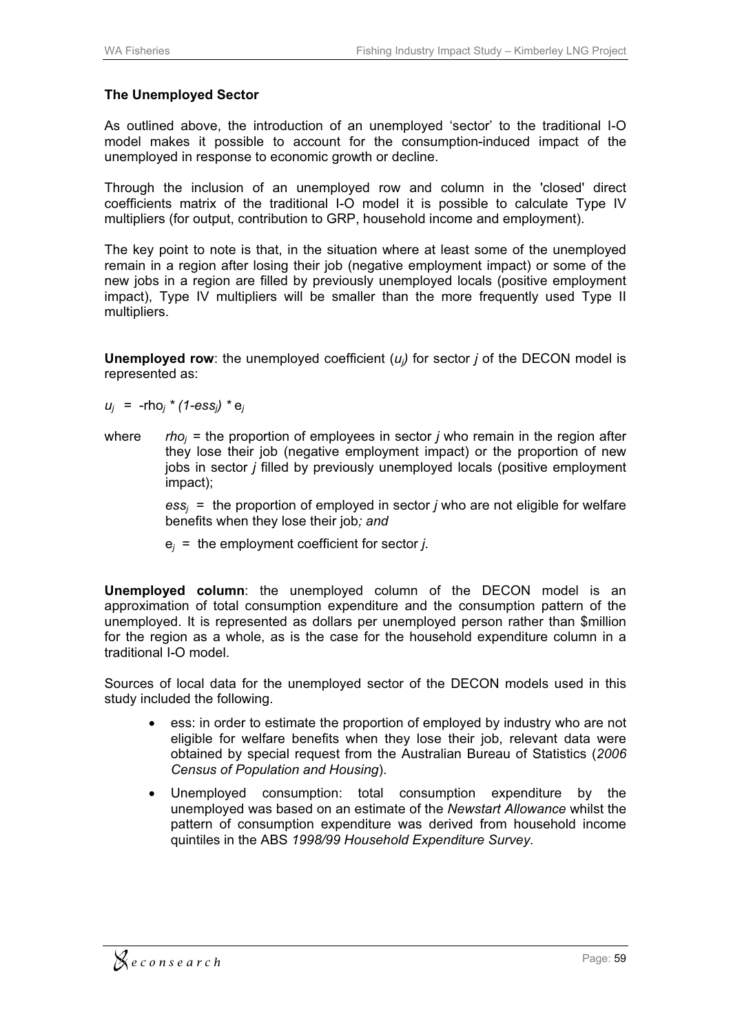### The Unemployed Sector

As outlined above, the introduction of an unemployed 'sector' to the traditional I-O model makes it possible to account for the consumption-induced impact of the unemployed in response to economic growth or decline.

Through the inclusion of an unemployed row and column in the 'closed' direct coefficients matrix of the traditional I-O model it is possible to calculate Type IV multipliers (for output, contribution to GRP, household income and employment).

The key point to note is that, in the situation where at least some of the unemployed remain in a region after losing their job (negative employment impact) or some of the new jobs in a region are filled by previously unemployed locals (positive employment impact), Type IV multipliers will be smaller than the more frequently used Type II multipliers.

**Unemployed row**: the unemployed coefficient ($u_j$) for sector $j$ of the DECON model is represented as:

$$u_j = -\text{rho}_j * (1-ess_j) * e_j$$

where $rho_j$ = the proportion of employees in sector $j$ who remain in the region after they lose their job (negative employment impact) or the proportion of new jobs in sector $j$ filled by previously unemployed locals (positive employment impact);

$ess_j$ = the proportion of employed in sector $j$ who are not eligible for welfare benefits when they lose their job*; and*

$e_j$ = the employment coefficient for sector $j$.

**Unemployed column**: the unemployed column of the DECON model is an approximation of total consumption expenditure and the consumption pattern of the unemployed. It is represented as dollars per unemployed person rather than $million for the region as a whole, as is the case for the household expenditure column in a traditional I-O model.

Sources of local data for the unemployed sector of the DECON models used in this study included the following.

- ess: in order to estimate the proportion of employed by industry who are not eligible for welfare benefits when they lose their job, relevant data were obtained by special request from the Australian Bureau of Statistics (*2006 Census of Population and Housing*).
- Unemployed consumption: total consumption expenditure by the unemployed was based on an estimate of the *Newstart Allowance* whilst the pattern of consumption expenditure was derived from household income quintiles in the ABS *1998/99 Household Expenditure Survey.*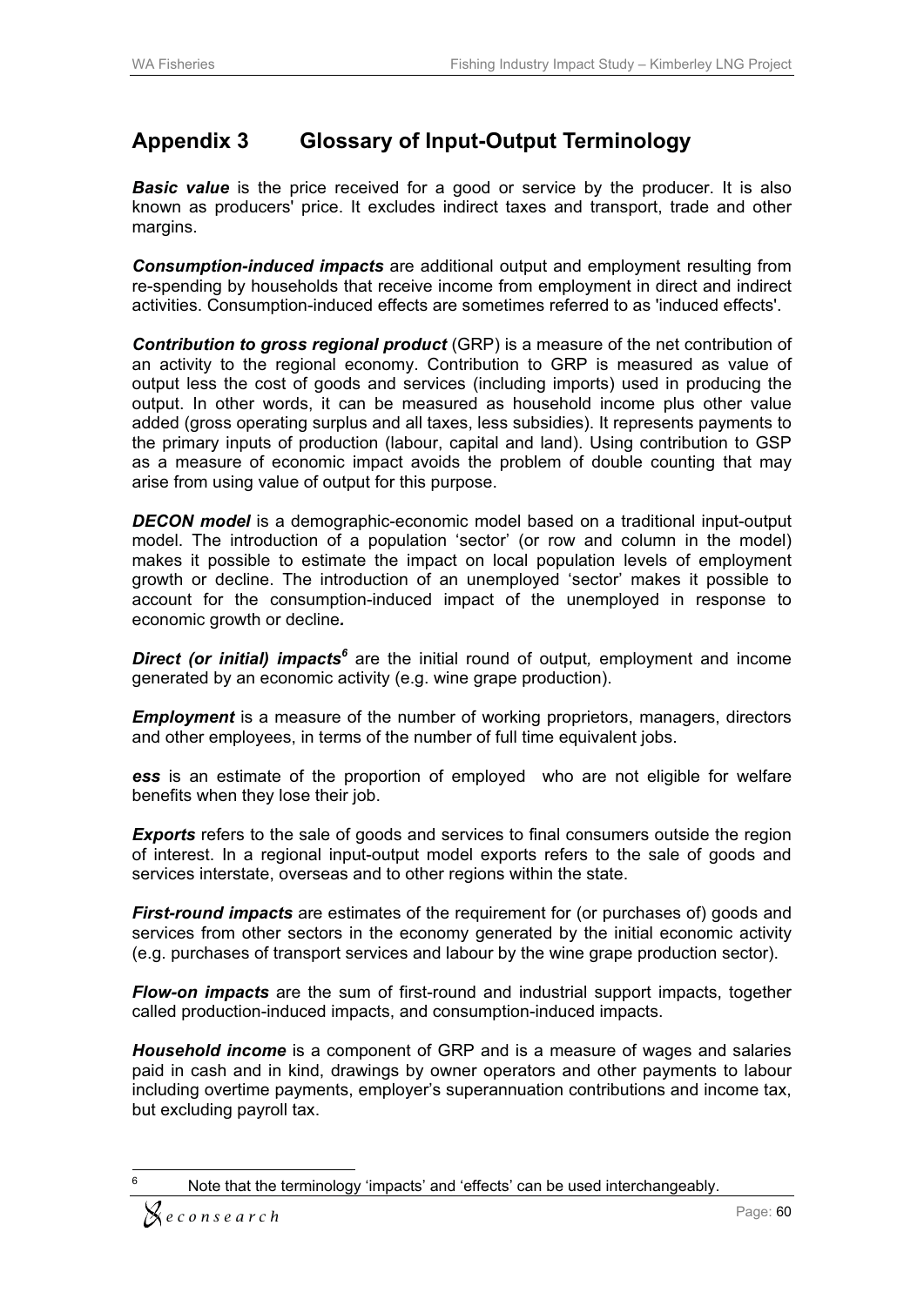## Appendix 3 Glossary of Input-Output Terminology

***Basic value*** is the price received for a good or service by the producer. It is also known as producers' price. It excludes indirect taxes and transport, trade and other margins.

***Consumption-induced impacts*** are additional output and employment resulting from re-spending by households that receive income from employment in direct and indirect activities. Consumption-induced effects are sometimes referred to as 'induced effects'.

***Contribution to gross regional product*** (GRP) is a measure of the net contribution of an activity to the regional economy. Contribution to GRP is measured as value of output less the cost of goods and services (including imports) used in producing the output. In other words, it can be measured as household income plus other value added (gross operating surplus and all taxes, less subsidies). It represents payments to the primary inputs of production (labour, capital and land). Using contribution to GSP as a measure of economic impact avoids the problem of double counting that may arise from using value of output for this purpose.

***DECON model*** is a demographic-economic model based on a traditional input-output model. The introduction of a population 'sector' (or row and column in the model) makes it possible to estimate the impact on local population levels of employment growth or decline. The introduction of an unemployed 'sector' makes it possible to account for the consumption-induced impact of the unemployed in response to economic growth or decline***.***

***Direct (or initial) impacts***[6] are the initial round of output*,* employment and income generated by an economic activity (e.g. wine grape production).

***Employment*** is a measure of the number of working proprietors, managers, directors and other employees, in terms of the number of full time equivalent jobs.

***ess*** is an estimate of the proportion of employed who are not eligible for welfare benefits when they lose their job.

***Exports*** refers to the sale of goods and services to final consumers outside the region of interest. In a regional input-output model exports refers to the sale of goods and services interstate, overseas and to other regions within the state.

***First-round impacts*** are estimates of the requirement for (or purchases of) goods and services from other sectors in the economy generated by the initial economic activity (e.g. purchases of transport services and labour by the wine grape production sector).

***Flow-on impacts*** are the sum of first-round and industrial support impacts, together called production-induced impacts, and consumption-induced impacts.

***Household income*** is a component of GRP and is a measure of wages and salaries paid in cash and in kind, drawings by owner operators and other payments to labour including overtime payments, employer's superannuation contributions and income tax, but excluding payroll tax.

[6] Note that the terminology 'impacts' and 'effects' can be used interchangeably.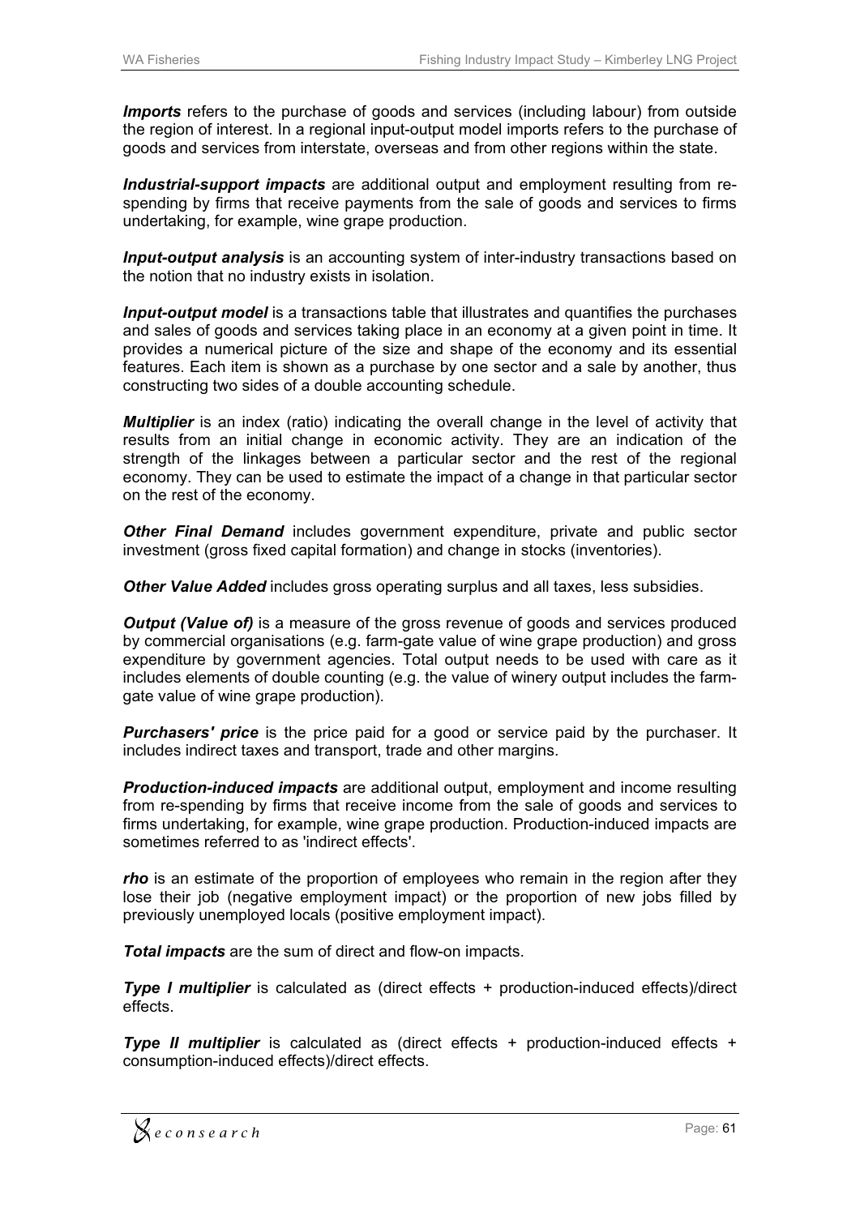***Imports*** refers to the purchase of goods and services (including labour) from outside the region of interest. In a regional input-output model imports refers to the purchase of goods and services from interstate, overseas and from other regions within the state.

***Industrial-support impacts*** are additional output and employment resulting from re-spending by firms that receive payments from the sale of goods and services to firms undertaking, for example, wine grape production.

***Input-output analysis*** is an accounting system of inter-industry transactions based on the notion that no industry exists in isolation.

***Input-output model*** is a transactions table that illustrates and quantifies the purchases and sales of goods and services taking place in an economy at a given point in time. It provides a numerical picture of the size and shape of the economy and its essential features. Each item is shown as a purchase by one sector and a sale by another, thus constructing two sides of a double accounting schedule.

***Multiplier*** is an index (ratio) indicating the overall change in the level of activity that results from an initial change in economic activity. They are an indication of the strength of the linkages between a particular sector and the rest of the regional economy. They can be used to estimate the impact of a change in that particular sector on the rest of the economy.

***Other Final Demand*** includes government expenditure, private and public sector investment (gross fixed capital formation) and change in stocks (inventories).

***Other Value Added*** includes gross operating surplus and all taxes, less subsidies.

***Output (Value of)*** is a measure of the gross revenue of goods and services produced by commercial organisations (e.g. farm-gate value of wine grape production) and gross expenditure by government agencies. Total output needs to be used with care as it includes elements of double counting (e.g. the value of winery output includes the farm-gate value of wine grape production).

***Purchasers' price*** is the price paid for a good or service paid by the purchaser. It includes indirect taxes and transport, trade and other margins.

***Production-induced impacts*** are additional output, employment and income resulting from re-spending by firms that receive income from the sale of goods and services to firms undertaking, for example, wine grape production. Production-induced impacts are sometimes referred to as 'indirect effects'.

***rho*** is an estimate of the proportion of employees who remain in the region after they lose their job (negative employment impact) or the proportion of new jobs filled by previously unemployed locals (positive employment impact).

***Total impacts*** are the sum of direct and flow-on impacts.

***Type I multiplier*** is calculated as (direct effects + production-induced effects)/direct effects.

***Type II multiplier*** is calculated as (direct effects + production-induced effects + consumption-induced effects)/direct effects.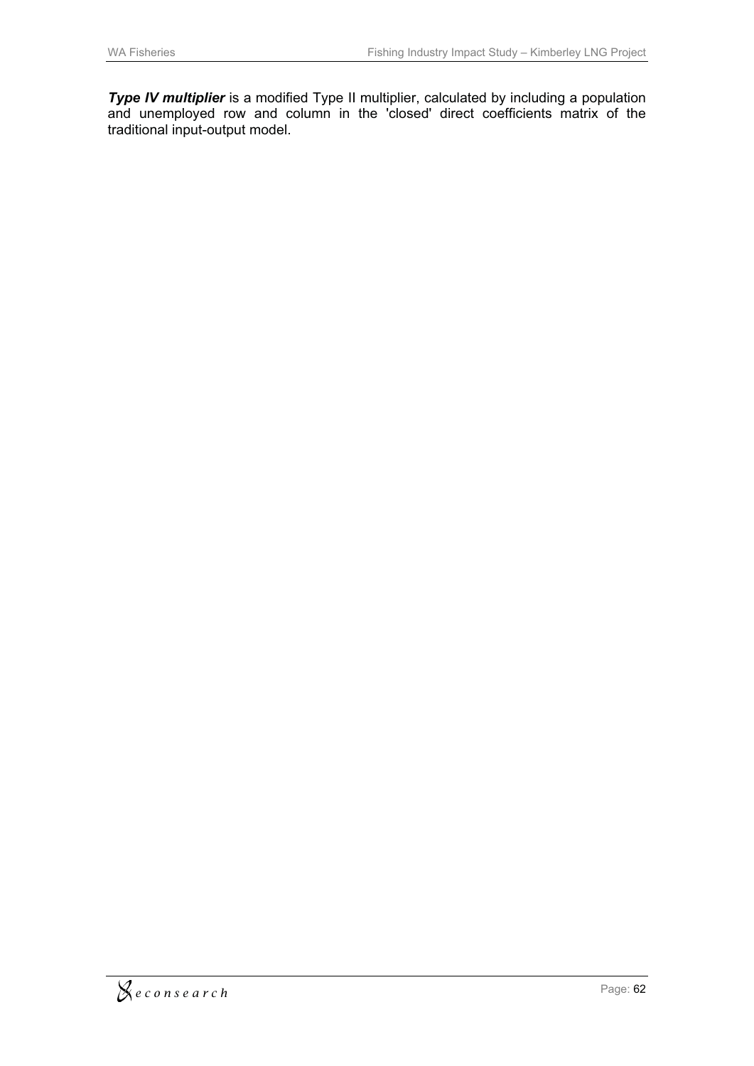***Type IV multiplier*** is a modified Type II multiplier, calculated by including a population and unemployed row and column in the 'closed' direct coefficients matrix of the traditional input-output model.